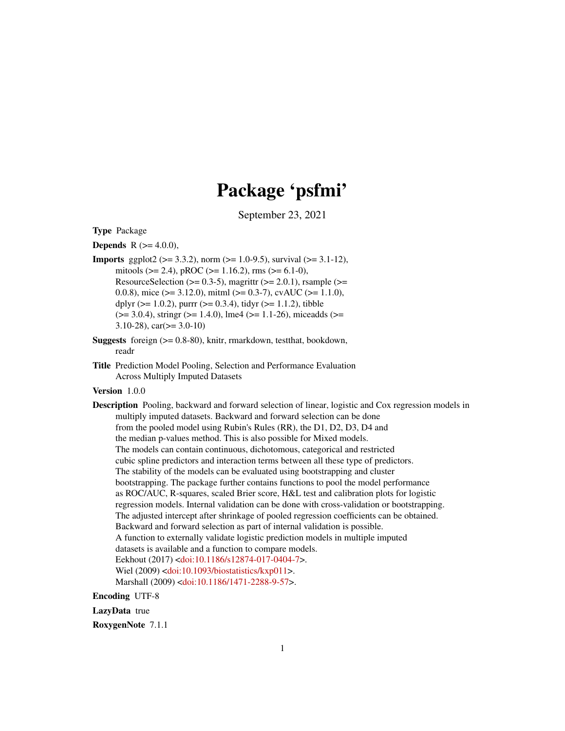# Package 'psfmi'

September 23, 2021

**Type** Package

**Depends** R (>= 4.0.0),

**Imports** ggplot2 (>= 3.3.2), norm (>= 1.0-9.5), survival (>= 3.1-12), mitools (>= 2.4), pROC (>= 1.16.2), rms (>= 6.1-0), ResourceSelection (>= 0.3-5), magrittr (>= 2.0.1), rsample (>= 0.0.8), mice (>= 3.12.0), mitml (>= 0.3-7), cvAUC (>= 1.1.0), dplyr (>= 1.0.2), purrr (>= 0.3.4), tidyr (>= 1.1.2), tibble (>= 3.0.4), stringr (>= 1.4.0), lme4 (>= 1.1-26), miceadds (>= 3.10-28), car(>= 3.0-10)

**Suggests** foreign (>= 0.8-80), knitr, rmarkdown, testthat, bookdown, readr

**Title** Prediction Model Pooling, Selection and Performance Evaluation Across Multiply Imputed Datasets

**Version** 1.0.0

**Description** Pooling, backward and forward selection of linear, logistic and Cox regression models in multiply imputed datasets. Backward and forward selection can be done from the pooled model using Rubin's Rules (RR), the D1, D2, D3, D4 and the median p-values method. This is also possible for Mixed models. The models can contain continuous, dichotomous, categorical and restricted cubic spline predictors and interaction terms between all these type of predictors. The stability of the models can be evaluated using bootstrapping and cluster bootstrapping. The package further contains functions to pool the model performance as ROC/AUC, R-squares, scaled Brier score, H&L test and calibration plots for logistic regression models. Internal validation can be done with cross-validation or bootstrapping. The adjusted intercept after shrinkage of pooled regression coefficients can be obtained. Backward and forward selection as part of internal validation is possible. A function to externally validate logistic prediction models in multiple imputed datasets is available and a function to compare models.
Eekhout (2017) <doi:10.1186/s12874-017-0404-7>.
Wiel (2009) <doi:10.1093/biostatistics/kxp011>.
Marshall (2009) <doi:10.1186/1471-2288-9-57>.

**Encoding** UTF-8

**LazyData** true

**RoxygenNote** 7.1.1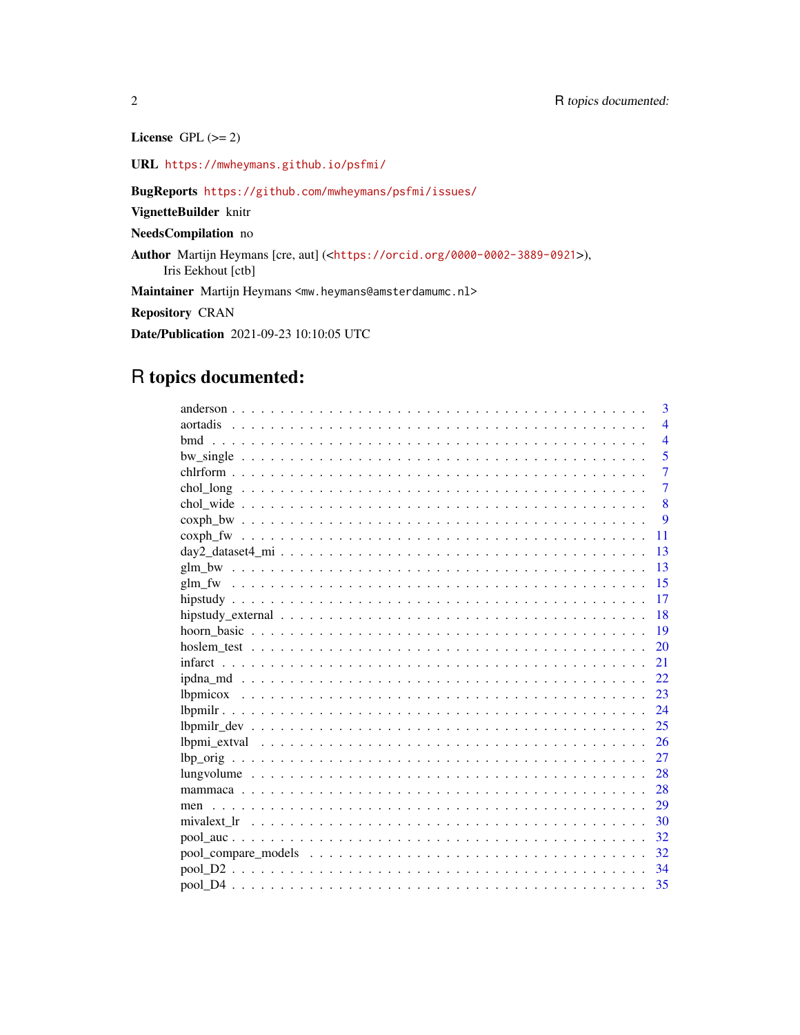**License** GPL (>= 2)

**URL** https://mwheymans.github.io/psfmi/

**BugReports** https://github.com/mwheymans/psfmi/issues/

**VignetteBuilder** knitr

**NeedsCompilation** no

**Author** Martijn Heymans [cre, aut] (<https://orcid.org/0000-0002-3889-0921>), Iris Eekhout [ctb]

**Maintainer** Martijn Heymans <mw.heymans@amsterdamumc.nl>

**Repository** CRAN

**Date/Publication** 2021-09-23 10:10:05 UTC

# R topics documented:

- anderson . . . . . . . . . . . . . . . . . . . . . . . . . . . . . . . . . . . . . . . . . . . 3
- aortadis . . . . . . . . . . . . . . . . . . . . . . . . . . . . . . . . . . . . . . . . . . . 4
- bmd . . . . . . . . . . . . . . . . . . . . . . . . . . . . . . . . . . . . . . . . . . . . . 4
- bw_single . . . . . . . . . . . . . . . . . . . . . . . . . . . . . . . . . . . . . . . . . . 5
- chlrform . . . . . . . . . . . . . . . . . . . . . . . . . . . . . . . . . . . . . . . . . . . 7
- chol_long . . . . . . . . . . . . . . . . . . . . . . . . . . . . . . . . . . . . . . . . . . 7
- chol_wide . . . . . . . . . . . . . . . . . . . . . . . . . . . . . . . . . . . . . . . . . . 8
- coxph_bw . . . . . . . . . . . . . . . . . . . . . . . . . . . . . . . . . . . . . . . . . . 9
- coxph_fw . . . . . . . . . . . . . . . . . . . . . . . . . . . . . . . . . . . . . . . . . . 11
- day2_dataset4_mi . . . . . . . . . . . . . . . . . . . . . . . . . . . . . . . . . . . . . 13
- glm_bw . . . . . . . . . . . . . . . . . . . . . . . . . . . . . . . . . . . . . . . . . . . 13
- glm_fw . . . . . . . . . . . . . . . . . . . . . . . . . . . . . . . . . . . . . . . . . . . 15
- hipstudy . . . . . . . . . . . . . . . . . . . . . . . . . . . . . . . . . . . . . . . . . . . 17
- hipstudy_external . . . . . . . . . . . . . . . . . . . . . . . . . . . . . . . . . . . . . 18
- hoorn_basic . . . . . . . . . . . . . . . . . . . . . . . . . . . . . . . . . . . . . . . . . 19
- hoslem_test . . . . . . . . . . . . . . . . . . . . . . . . . . . . . . . . . . . . . . . . . 20
- infarct . . . . . . . . . . . . . . . . . . . . . . . . . . . . . . . . . . . . . . . . . . . . 21
- ipdna_md . . . . . . . . . . . . . . . . . . . . . . . . . . . . . . . . . . . . . . . . . . 22
- lbpmicox . . . . . . . . . . . . . . . . . . . . . . . . . . . . . . . . . . . . . . . . . . 23
- lbpmilr . . . . . . . . . . . . . . . . . . . . . . . . . . . . . . . . . . . . . . . . . . . 24
- lbpmilr_dev . . . . . . . . . . . . . . . . . . . . . . . . . . . . . . . . . . . . . . . . . 25
- lbpmi_extval . . . . . . . . . . . . . . . . . . . . . . . . . . . . . . . . . . . . . . . . 26
- lbp_orig . . . . . . . . . . . . . . . . . . . . . . . . . . . . . . . . . . . . . . . . . . . 27
- lungvolume . . . . . . . . . . . . . . . . . . . . . . . . . . . . . . . . . . . . . . . . . 28
- mammaca . . . . . . . . . . . . . . . . . . . . . . . . . . . . . . . . . . . . . . . . . . 28
- men . . . . . . . . . . . . . . . . . . . . . . . . . . . . . . . . . . . . . . . . . . . . . 29
- mivalext_lr . . . . . . . . . . . . . . . . . . . . . . . . . . . . . . . . . . . . . . . . . 30
- pool_auc . . . . . . . . . . . . . . . . . . . . . . . . . . . . . . . . . . . . . . . . . . . 32
- pool_compare_models . . . . . . . . . . . . . . . . . . . . . . . . . . . . . . . . . . . 32
- pool_D2 . . . . . . . . . . . . . . . . . . . . . . . . . . . . . . . . . . . . . . . . . . . 34
- pool_D4 . . . . . . . . . . . . . . . . . . . . . . . . . . . . . . . . . . . . . . . . . . . 35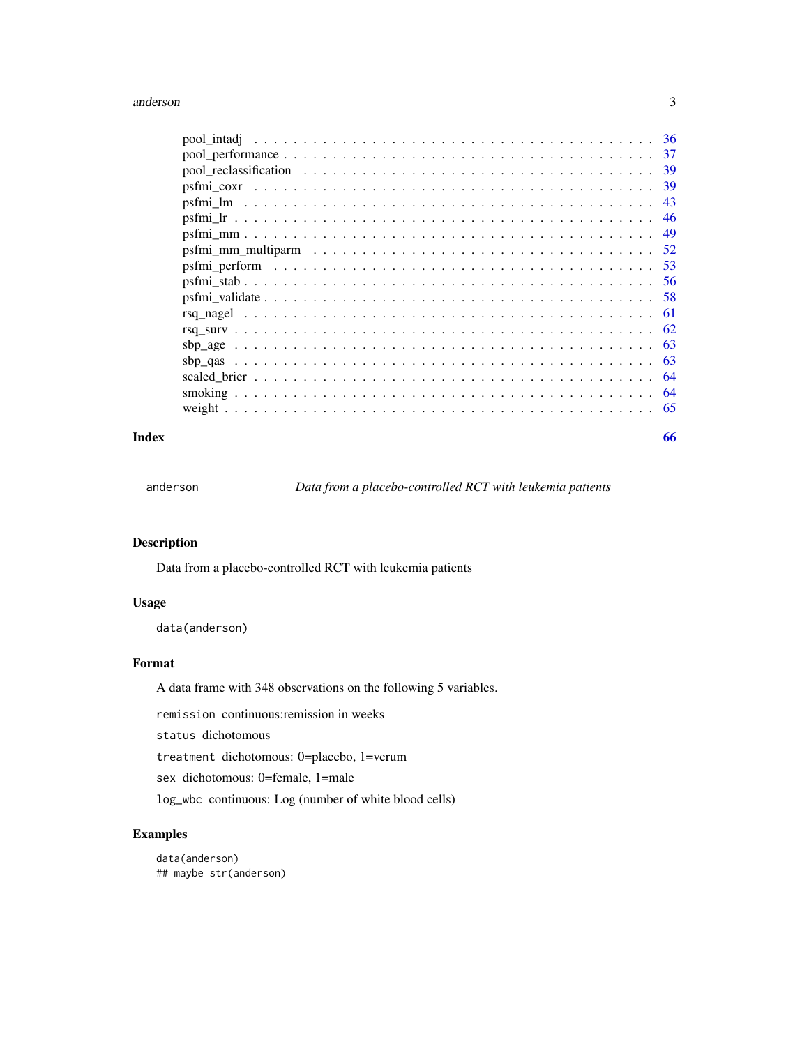pool_intadj . . . . . . . . . . . . . . . . . . . . . . . . . . . . . . . . . . . . . 36
pool_performance . . . . . . . . . . . . . . . . . . . . . . . . . . . . . . . . . . 37
pool_reclassification . . . . . . . . . . . . . . . . . . . . . . . . . . . . . . . . 39
psfmi_coxr . . . . . . . . . . . . . . . . . . . . . . . . . . . . . . . . . . . . . 39
psfmi_lm . . . . . . . . . . . . . . . . . . . . . . . . . . . . . . . . . . . . . . 43
psfmi_lr . . . . . . . . . . . . . . . . . . . . . . . . . . . . . . . . . . . . . . 46
psfmi_mm . . . . . . . . . . . . . . . . . . . . . . . . . . . . . . . . . . . . . . 49
psfmi_mm_multiparm . . . . . . . . . . . . . . . . . . . . . . . . . . . . . . . . 52
psfmi_perform . . . . . . . . . . . . . . . . . . . . . . . . . . . . . . . . . . . 53
psfmi_stab . . . . . . . . . . . . . . . . . . . . . . . . . . . . . . . . . . . . . 56
psfmi_validate . . . . . . . . . . . . . . . . . . . . . . . . . . . . . . . . . . . 58
rsq_nagel . . . . . . . . . . . . . . . . . . . . . . . . . . . . . . . . . . . . . . 61
rsq_surv . . . . . . . . . . . . . . . . . . . . . . . . . . . . . . . . . . . . . . 62
sbp_age . . . . . . . . . . . . . . . . . . . . . . . . . . . . . . . . . . . . . . . 63
sbp_qas . . . . . . . . . . . . . . . . . . . . . . . . . . . . . . . . . . . . . . . 63
scaled_brier . . . . . . . . . . . . . . . . . . . . . . . . . . . . . . . . . . . . 64
smoking . . . . . . . . . . . . . . . . . . . . . . . . . . . . . . . . . . . . . . . 64
weight . . . . . . . . . . . . . . . . . . . . . . . . . . . . . . . . . . . . . . . . 65

**Index** **66**

---

`anderson` *Data from a placebo-controlled RCT with leukemia patients*

---

## Description

Data from a placebo-controlled RCT with leukemia patients

## Usage

```
data(anderson)
```

## Format

A data frame with 348 observations on the following 5 variables.

`remission` continuous:remission in weeks

`status` dichotomous

`treatment` dichotomous: 0=placebo, 1=verum

`sex` dichotomous: 0=female, 1=male

`log_wbc` continuous: Log (number of white blood cells)

## Examples

```
data(anderson)
## maybe str(anderson)
```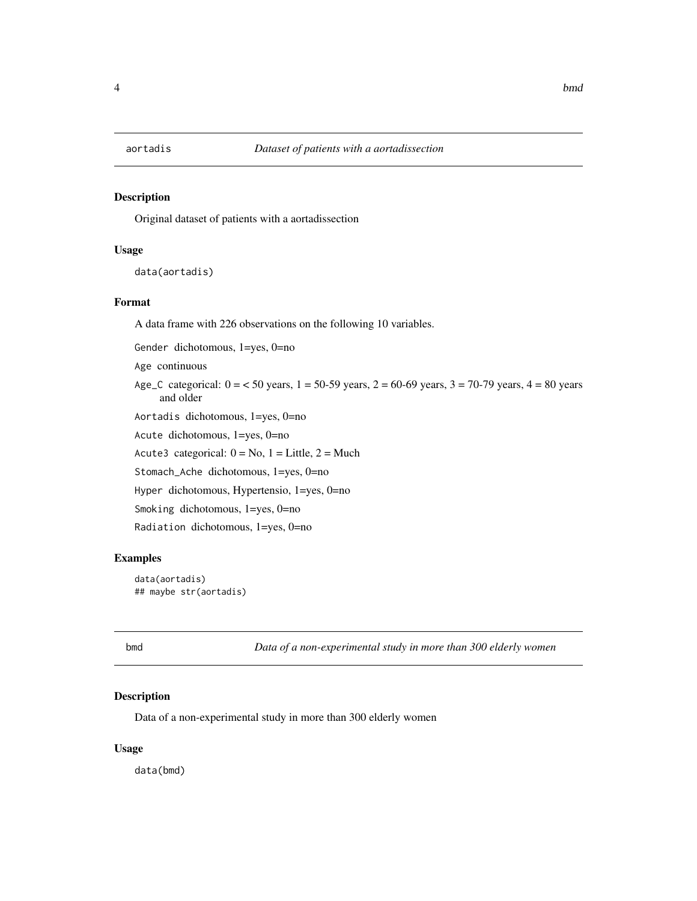## aortadis — *Dataset of patients with a aortadissection*

### Description

Original dataset of patients with a aortadissection

### Usage

```
data(aortadis)
```

### Format

A data frame with 226 observations on the following 10 variables.

- `Gender` dichotomous, 1=yes, 0=no
- `Age` continuous
- `Age_C` categorical: 0 = < 50 years, 1 = 50-59 years, 2 = 60-69 years, 3 = 70-79 years, 4 = 80 years and older
- `Aortadis` dichotomous, 1=yes, 0=no
- `Acute` dichotomous, 1=yes, 0=no
- `Acute3` categorical: 0 = No, 1 = Little, 2 = Much
- `Stomach_Ache` dichotomous, 1=yes, 0=no
- `Hyper` dichotomous, Hypertensio, 1=yes, 0=no
- `Smoking` dichotomous, 1=yes, 0=no
- `Radiation` dichotomous, 1=yes, 0=no

### Examples

```
data(aortadis)
## maybe str(aortadis)
```

## bmd — *Data of a non-experimental study in more than 300 elderly women*

### Description

Data of a non-experimental study in more than 300 elderly women

### Usage

```
data(bmd)
```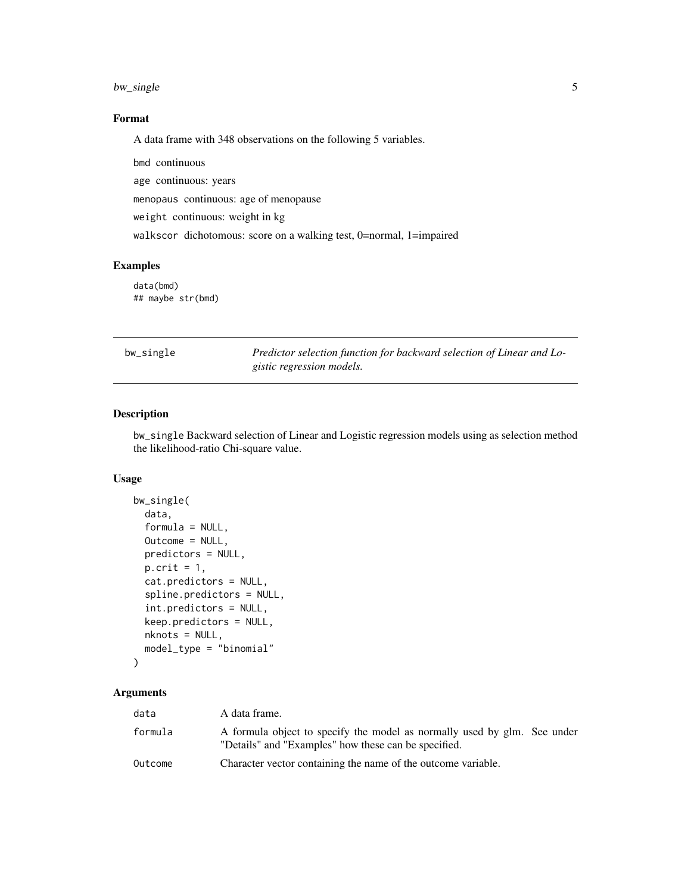## Format

A data frame with 348 observations on the following 5 variables.

- `bmd` continuous
- `age` continuous: years
- `menopaus` continuous: age of menopause
- `weight` continuous: weight in kg
- `walkscor` dichotomous: score on a walking test, 0=normal, 1=impaired

## Examples

```
data(bmd)
## maybe str(bmd)
```

---

# bw_single — *Predictor selection function for backward selection of Linear and Logistic regression models.*

---

## Description

`bw_single` Backward selection of Linear and Logistic regression models using as selection method the likelihood-ratio Chi-square value.

## Usage

```
bw_single(
  data,
  formula = NULL,
  Outcome = NULL,
  predictors = NULL,
  p.crit = 1,
  cat.predictors = NULL,
  spline.predictors = NULL,
  int.predictors = NULL,
  keep.predictors = NULL,
  nknots = NULL,
  model_type = "binomial"
)
```

## Arguments

| | |
|---|---|
| `data` | A data frame. |
| `formula` | A formula object to specify the model as normally used by glm. See under "Details" and "Examples" how these can be specified. |
| `Outcome` | Character vector containing the name of the outcome variable. |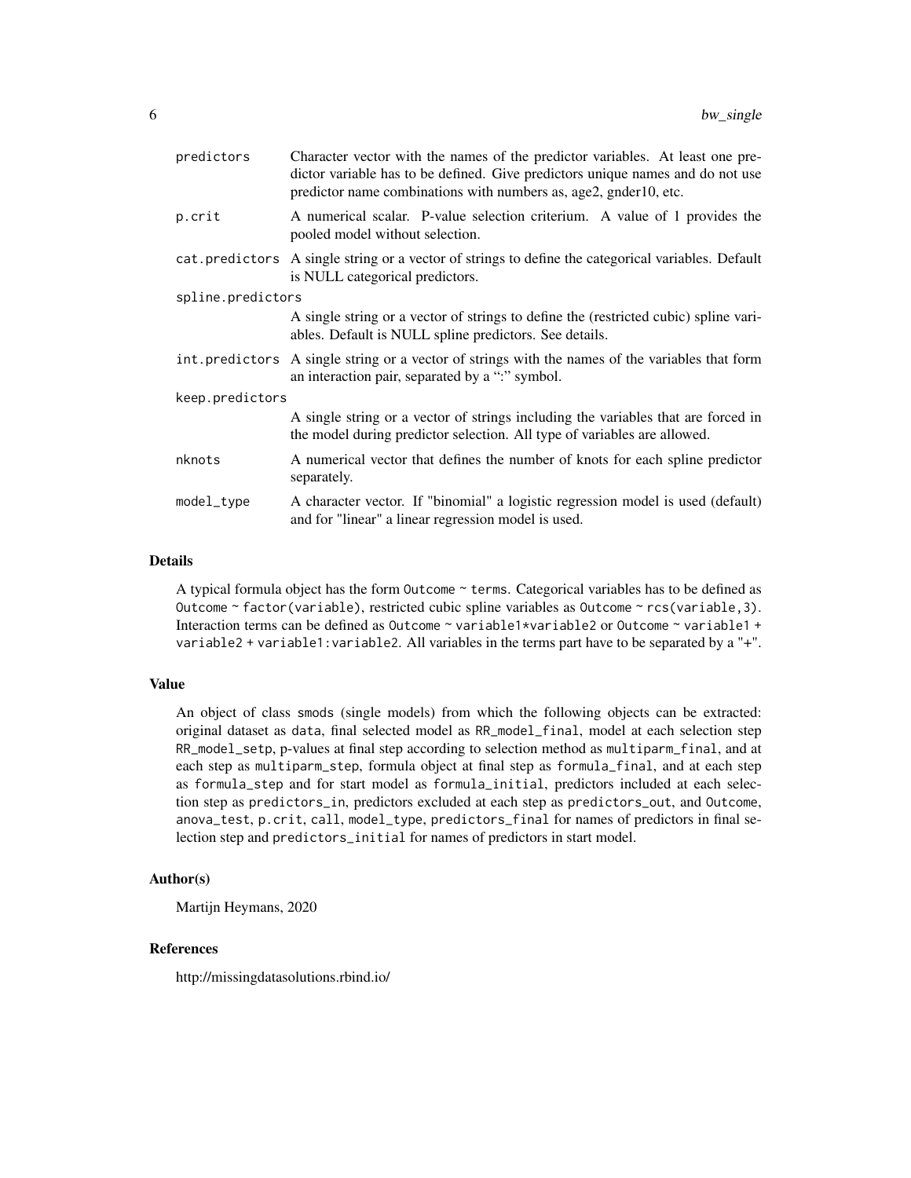| | |
|---|---|
| predictors | Character vector with the names of the predictor variables. At least one predictor variable has to be defined. Give predictors unique names and do not use predictor name combinations with numbers as, age2, gnder10, etc. |
| p.crit | A numerical scalar. P-value selection criterium. A value of 1 provides the pooled model without selection. |
| cat.predictors | A single string or a vector of strings to define the categorical variables. Default is NULL categorical predictors. |
| spline.predictors | A single string or a vector of strings to define the (restricted cubic) spline variables. Default is NULL spline predictors. See details. |
| int.predictors | A single string or a vector of strings with the names of the variables that form an interaction pair, separated by a ":" symbol. |
| keep.predictors | A single string or a vector of strings including the variables that are forced in the model during predictor selection. All type of variables are allowed. |
| nknots | A numerical vector that defines the number of knots for each spline predictor separately. |
| model_type | A character vector. If "binomial" a logistic regression model is used (default) and for "linear" a linear regression model is used. |

## Details

A typical formula object has the form `Outcome ~ terms`. Categorical variables has to be defined as `Outcome ~ factor(variable)`, restricted cubic spline variables as `Outcome ~ rcs(variable,3)`. Interaction terms can be defined as `Outcome ~ variable1*variable2` or `Outcome ~ variable1 + variable2 + variable1:variable2`. All variables in the terms part have to be separated by a "+".

## Value

An object of class `smods` (single models) from which the following objects can be extracted: original dataset as `data`, final selected model as `RR_model_final`, model at each selection step `RR_model_setp`, p-values at final step according to selection method as `multiparm_final`, and at each step as `multiparm_step`, formula object at final step as `formula_final`, and at each step as `formula_step` and for start model as `formula_initial`, predictors included at each selection step as `predictors_in`, predictors excluded at each step as `predictors_out`, and `Outcome`, `anova_test`, `p.crit`, `call`, `model_type`, `predictors_final` for names of predictors in final selection step and `predictors_initial` for names of predictors in start model.

## Author(s)

Martijn Heymans, 2020

## References

http://missingdatasolutions.rbind.io/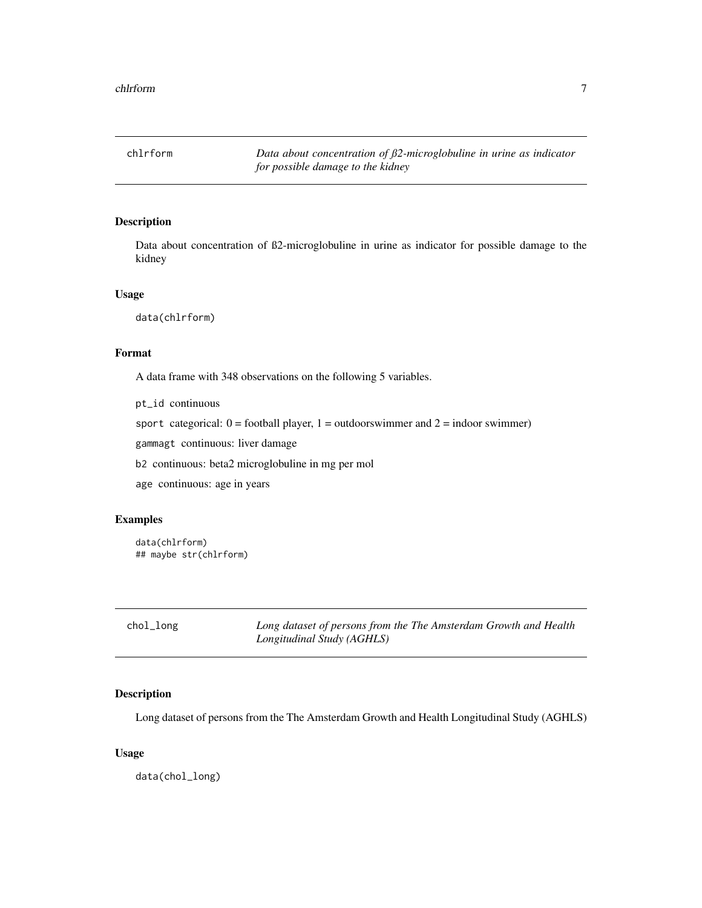## chlrform — *Data about concentration of ß2-microglobuline in urine as indicator for possible damage to the kidney*

### Description

Data about concentration of ß2-microglobuline in urine as indicator for possible damage to the kidney

### Usage

```
data(chlrform)
```

### Format

A data frame with 348 observations on the following 5 variables.

`pt_id` continuous

`sport` categorical: 0 = football player, 1 = outdoorswimmer and 2 = indoor swimmer)

`gammagt` continuous: liver damage

`b2` continuous: beta2 microglobuline in mg per mol

`age` continuous: age in years

### Examples

```
data(chlrform)
## maybe str(chlrform)
```

## chol_long — *Long dataset of persons from the The Amsterdam Growth and Health Longitudinal Study (AGHLS)*

### Description

Long dataset of persons from the The Amsterdam Growth and Health Longitudinal Study (AGHLS)

### Usage

```
data(chol_long)
```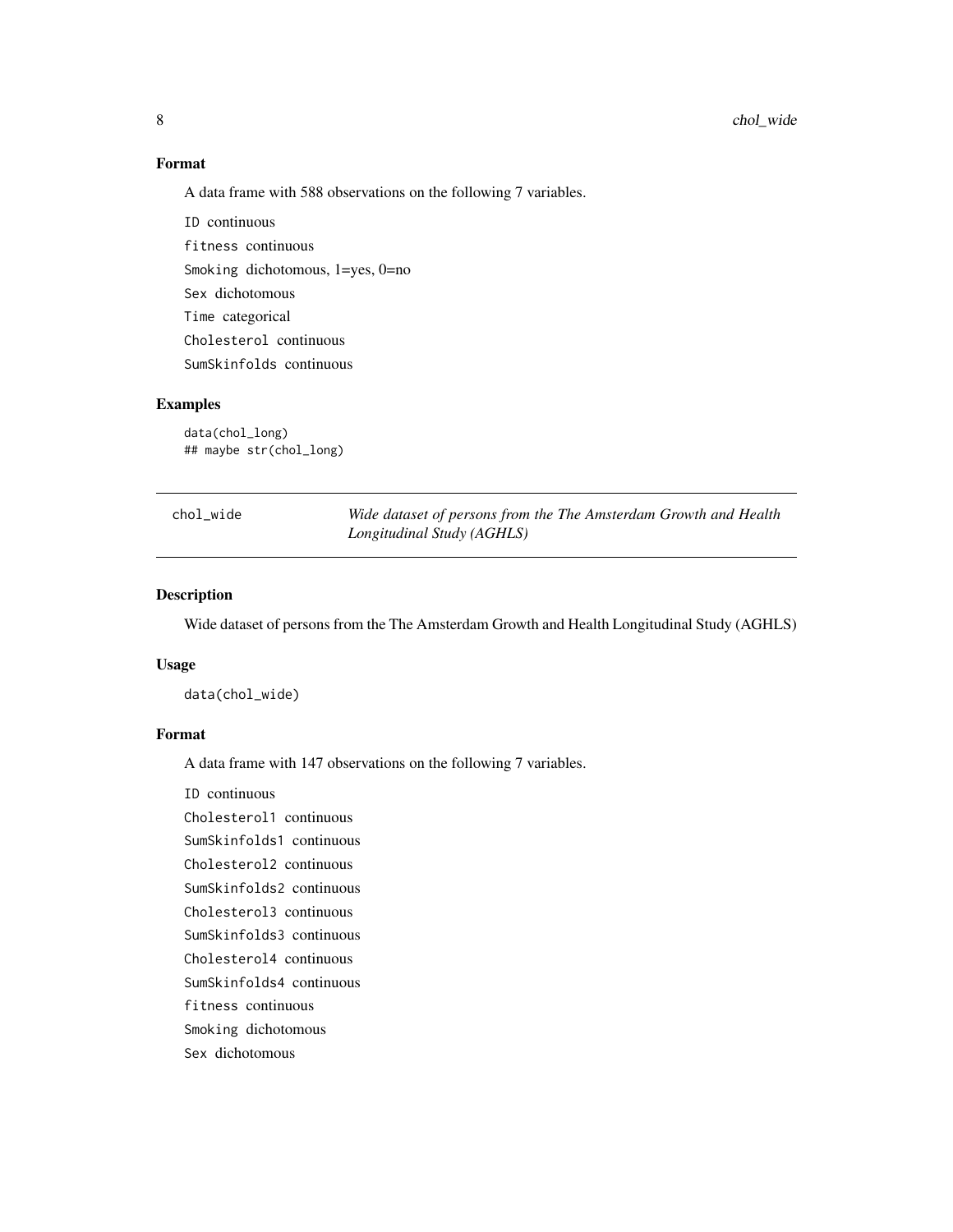## Format

A data frame with 588 observations on the following 7 variables.

- `ID` continuous
- `fitness` continuous
- `Smoking` dichotomous, 1=yes, 0=no
- `Sex` dichotomous
- `Time` categorical
- `Cholesterol` continuous
- `SumSkinfolds` continuous

## Examples

```
data(chol_long)
## maybe str(chol_long)
```

---

# chol_wide — *Wide dataset of persons from the The Amsterdam Growth and Health Longitudinal Study (AGHLS)*

---

## Description

Wide dataset of persons from the The Amsterdam Growth and Health Longitudinal Study (AGHLS)

## Usage

```
data(chol_wide)
```

## Format

A data frame with 147 observations on the following 7 variables.

- `ID` continuous
- `Cholesterol1` continuous
- `SumSkinfolds1` continuous
- `Cholesterol2` continuous
- `SumSkinfolds2` continuous
- `Cholesterol3` continuous
- `SumSkinfolds3` continuous
- `Cholesterol4` continuous
- `SumSkinfolds4` continuous
- `fitness` continuous
- `Smoking` dichotomous
- `Sex` dichotomous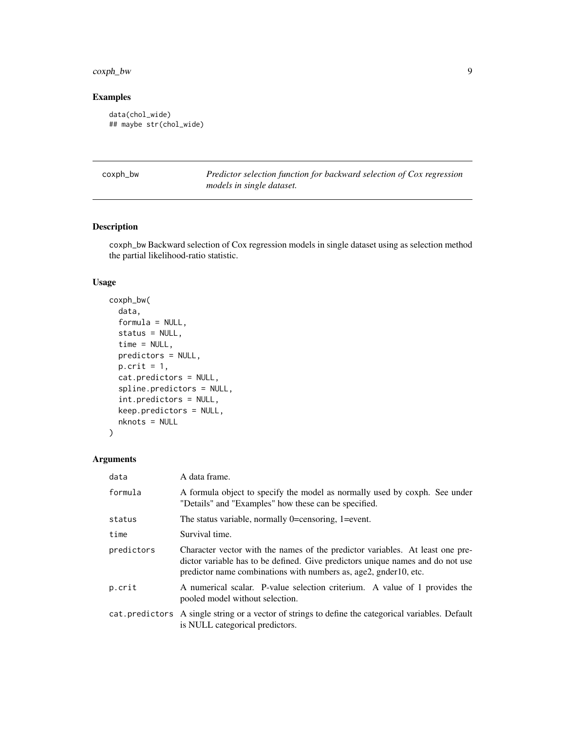## Examples

```
data(chol_wide)
## maybe str(chol_wide)
```

---

# coxph_bw — *Predictor selection function for backward selection of Cox regression models in single dataset.*

---

## Description

coxph_bw Backward selection of Cox regression models in single dataset using as selection method the partial likelihood-ratio statistic.

## Usage

```
coxph_bw(
  data,
  formula = NULL,
  status = NULL,
  time = NULL,
  predictors = NULL,
  p.crit = 1,
  cat.predictors = NULL,
  spline.predictors = NULL,
  int.predictors = NULL,
  keep.predictors = NULL,
  nknots = NULL
)
```

## Arguments

| | |
|---|---|
| data | A data frame. |
| formula | A formula object to specify the model as normally used by coxph. See under "Details" and "Examples" how these can be specified. |
| status | The status variable, normally 0=censoring, 1=event. |
| time | Survival time. |
| predictors | Character vector with the names of the predictor variables. At least one predictor variable has to be defined. Give predictors unique names and do not use predictor name combinations with numbers as, age2, gnder10, etc. |
| p.crit | A numerical scalar. P-value selection criterium. A value of 1 provides the pooled model without selection. |
| cat.predictors | A single string or a vector of strings to define the categorical variables. Default is NULL categorical predictors. |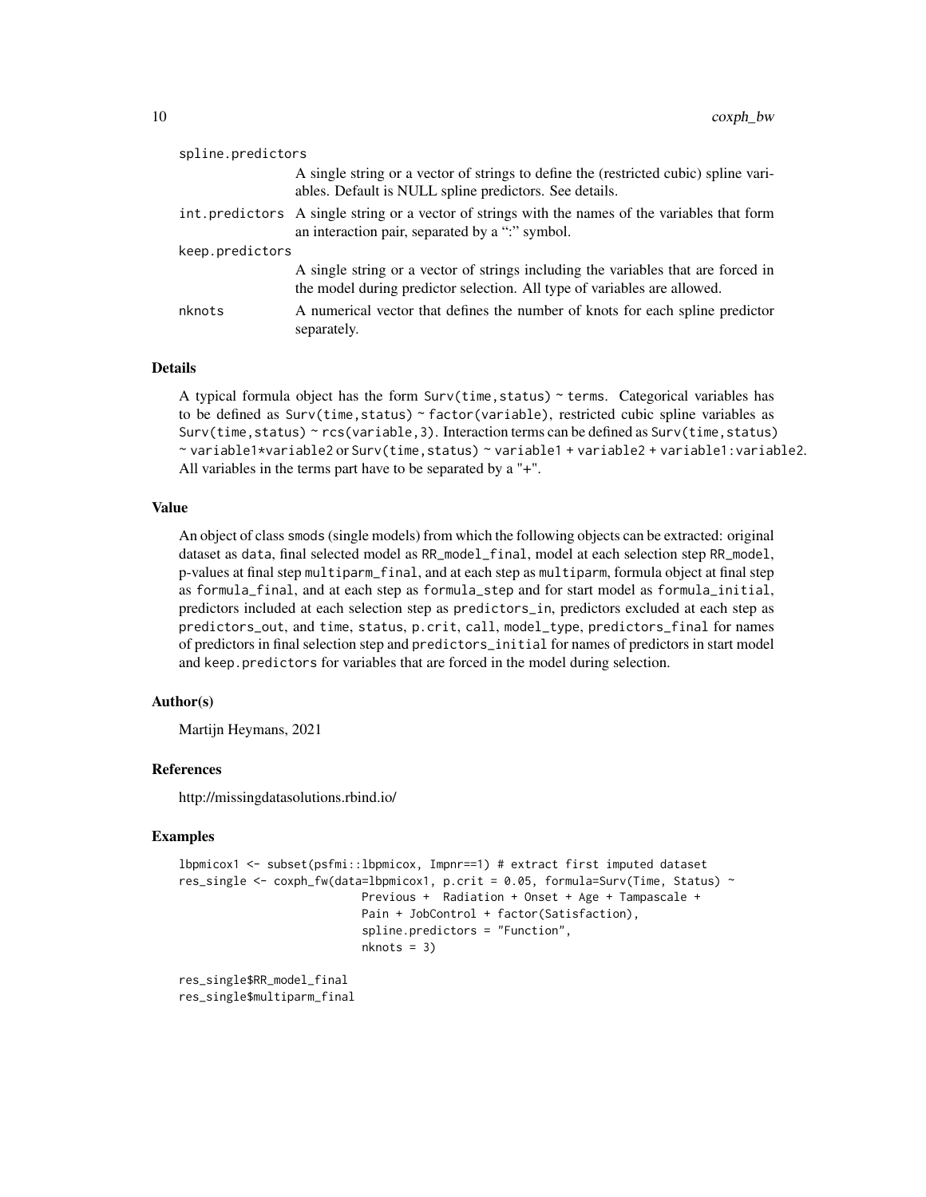spline.predictors
: A single string or a vector of strings to define the (restricted cubic) spline variables. Default is NULL spline predictors. See details.

int.predictors
: A single string or a vector of strings with the names of the variables that form an interaction pair, separated by a ":" symbol.

keep.predictors
: A single string or a vector of strings including the variables that are forced in the model during predictor selection. All type of variables are allowed.

nknots
: A numerical vector that defines the number of knots for each spline predictor separately.

## Details

A typical formula object has the form `Surv(time,status) ~ terms`. Categorical variables has to be defined as `Surv(time,status) ~ factor(variable)`, restricted cubic spline variables as `Surv(time,status) ~ rcs(variable,3)`. Interaction terms can be defined as `Surv(time,status) ~ variable1*variable2` or `Surv(time,status) ~ variable1 + variable2 + variable1:variable2`. All variables in the terms part have to be separated by a "+".

## Value

An object of class `smods` (single models) from which the following objects can be extracted: original dataset as `data`, final selected model as `RR_model_final`, model at each selection step `RR_model`, p-values at final step `multiparm_final`, and at each step as `multiparm`, formula object at final step as `formula_final`, and at each step as `formula_step` and for start model as `formula_initial`, predictors included at each selection step as `predictors_in`, predictors excluded at each step as `predictors_out`, and `time`, `status`, `p.crit`, `call`, `model_type`, `predictors_final` for names of predictors in final selection step and `predictors_initial` for names of predictors in start model and `keep.predictors` for variables that are forced in the model during selection.

## Author(s)

Martijn Heymans, 2021

## References

http://missingdatasolutions.rbind.io/

## Examples

```
lbpmicox1 <- subset(psfmi::lbpmicox, Impnr==1) # extract first imputed dataset
res_single <- coxph_fw(data=lbpmicox1, p.crit = 0.05, formula=Surv(Time, Status) ~
                         Previous +  Radiation + Onset + Age + Tampascale +
                         Pain + JobControl + factor(Satisfaction),
                         spline.predictors = "Function",
                         nknots = 3)

res_single$RR_model_final
res_single$multiparm_final
```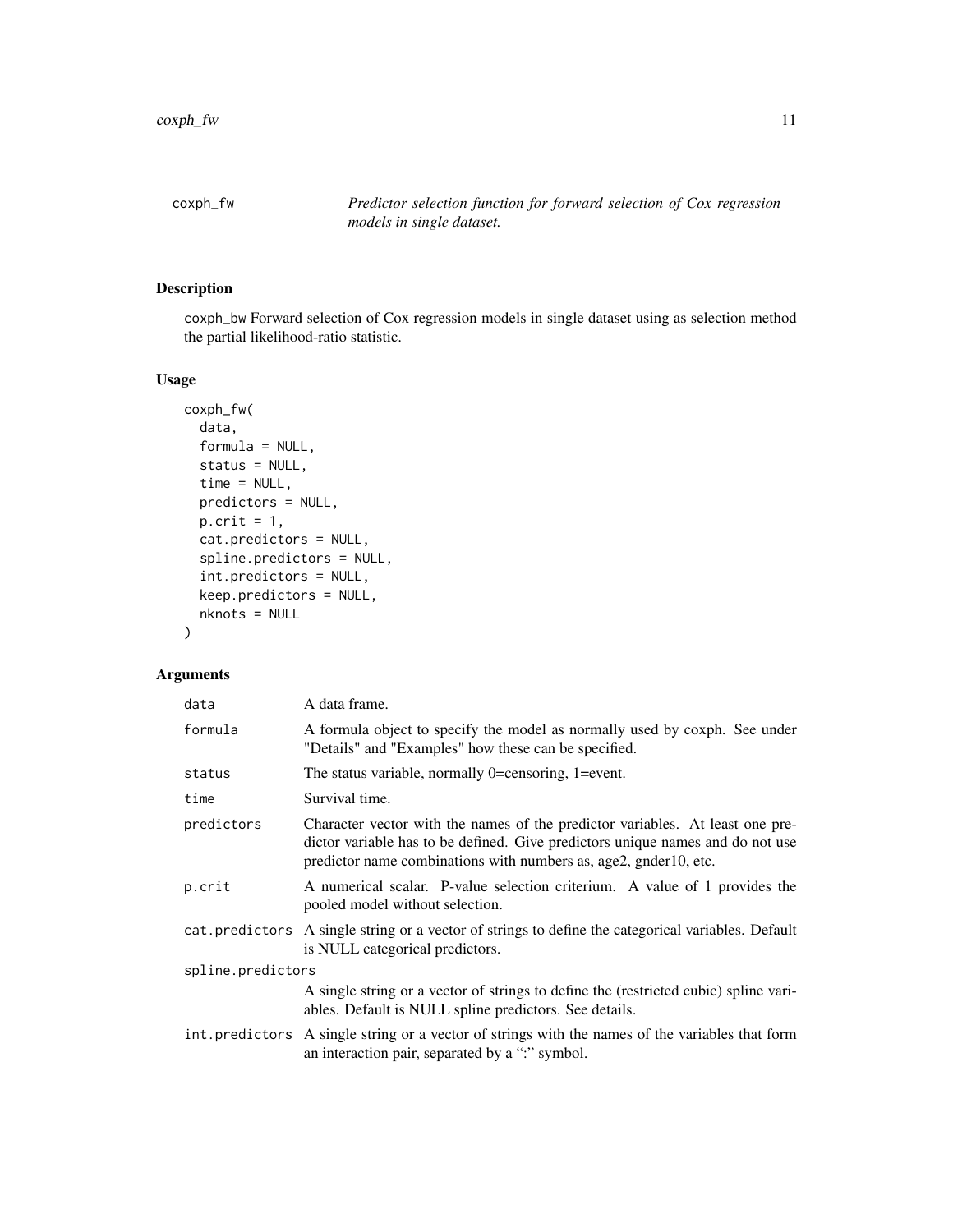| coxph_fw | *Predictor selection function for forward selection of Cox regression models in single dataset.* |
|---|---|

## Description

coxph_bw Forward selection of Cox regression models in single dataset using as selection method the partial likelihood-ratio statistic.

## Usage

```
coxph_fw(
  data,
  formula = NULL,
  status = NULL,
  time = NULL,
  predictors = NULL,
  p.crit = 1,
  cat.predictors = NULL,
  spline.predictors = NULL,
  int.predictors = NULL,
  keep.predictors = NULL,
  nknots = NULL
)
```

## Arguments

| | |
|---|---|
| data | A data frame. |
| formula | A formula object to specify the model as normally used by coxph. See under "Details" and "Examples" how these can be specified. |
| status | The status variable, normally 0=censoring, 1=event. |
| time | Survival time. |
| predictors | Character vector with the names of the predictor variables. At least one predictor variable has to be defined. Give predictors unique names and do not use predictor name combinations with numbers as, age2, gnder10, etc. |
| p.crit | A numerical scalar. P-value selection criterium. A value of 1 provides the pooled model without selection. |
| cat.predictors | A single string or a vector of strings to define the categorical variables. Default is NULL categorical predictors. |
| spline.predictors | A single string or a vector of strings to define the (restricted cubic) spline variables. Default is NULL spline predictors. See details. |
| int.predictors | A single string or a vector of strings with the names of the variables that form an interaction pair, separated by a ":" symbol. |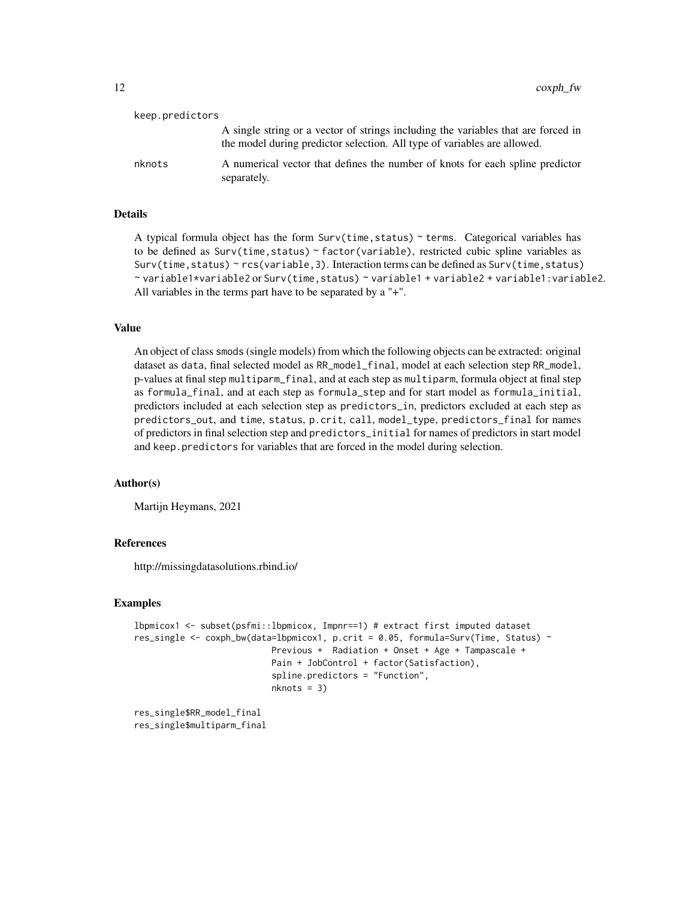keep.predictors
: A single string or a vector of strings including the variables that are forced in the model during predictor selection. All type of variables are allowed.

nknots
: A numerical vector that defines the number of knots for each spline predictor separately.

## Details

A typical formula object has the form `Surv(time,status) ~ terms`. Categorical variables has to be defined as `Surv(time,status) ~ factor(variable)`, restricted cubic spline variables as `Surv(time,status) ~ rcs(variable,3)`. Interaction terms can be defined as `Surv(time,status) ~ variable1*variable2` or `Surv(time,status) ~ variable1 + variable2 + variable1:variable2`. All variables in the terms part have to be separated by a "+".

## Value

An object of class `smods` (single models) from which the following objects can be extracted: original dataset as `data`, final selected model as `RR_model_final`, model at each selection step `RR_model`, p-values at final step `multiparm_final`, and at each step as `multiparm`, formula object at final step as `formula_final`, and at each step as `formula_step` and for start model as `formula_initial`, predictors included at each selection step as `predictors_in`, predictors excluded at each step as `predictors_out`, and `time`, `status`, `p.crit`, `call`, `model_type`, `predictors_final` for names of predictors in final selection step and `predictors_initial` for names of predictors in start model and `keep.predictors` for variables that are forced in the model during selection.

## Author(s)

Martijn Heymans, 2021

## References

http://missingdatasolutions.rbind.io/

## Examples

```
lbpmicox1 <- subset(psfmi::lbpmicox, Impnr==1) # extract first imputed dataset
res_single <- coxph_bw(data=lbpmicox1, p.crit = 0.05, formula=Surv(Time, Status) ~
                         Previous +  Radiation + Onset + Age + Tampascale +
                         Pain + JobControl + factor(Satisfaction),
                         spline.predictors = "Function",
                         nknots = 3)

res_single$RR_model_final
res_single$multiparm_final
```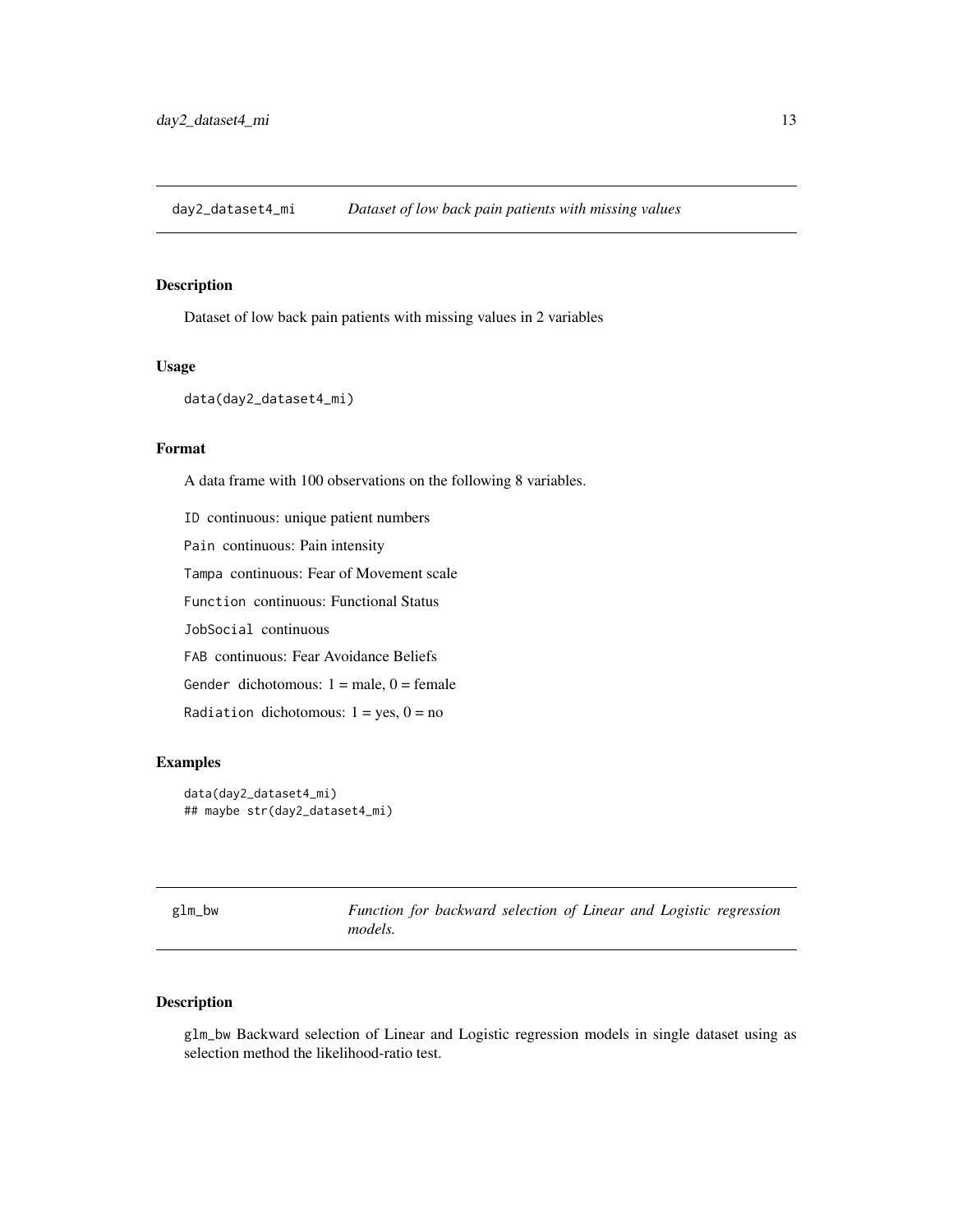## day2_dataset4_mi *Dataset of low back pain patients with missing values*

### Description

Dataset of low back pain patients with missing values in 2 variables

### Usage

```
data(day2_dataset4_mi)
```

### Format

A data frame with 100 observations on the following 8 variables.

- `ID` continuous: unique patient numbers
- `Pain` continuous: Pain intensity
- `Tampa` continuous: Fear of Movement scale
- `Function` continuous: Functional Status
- `JobSocial` continuous
- `FAB` continuous: Fear Avoidance Beliefs
- `Gender` dichotomous: 1 = male, 0 = female
- `Radiation` dichotomous: 1 = yes, 0 = no

### Examples

```
data(day2_dataset4_mi)
## maybe str(day2_dataset4_mi)
```

## glm_bw *Function for backward selection of Linear and Logistic regression models.*

### Description

`glm_bw` Backward selection of Linear and Logistic regression models in single dataset using as selection method the likelihood-ratio test.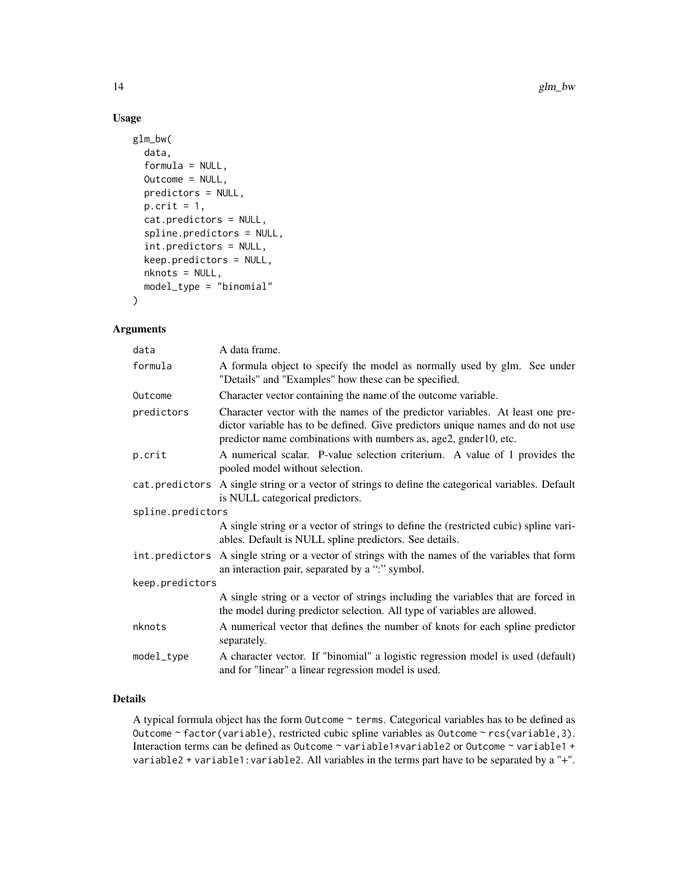## Usage

```
glm_bw(
  data,
  formula = NULL,
  Outcome = NULL,
  predictors = NULL,
  p.crit = 1,
  cat.predictors = NULL,
  spline.predictors = NULL,
  int.predictors = NULL,
  keep.predictors = NULL,
  nknots = NULL,
  model_type = "binomial"
)
```

## Arguments

| Argument | Description |
|---|---|
| `data` | A data frame. |
| `formula` | A formula object to specify the model as normally used by glm. See under "Details" and "Examples" how these can be specified. |
| `Outcome` | Character vector containing the name of the outcome variable. |
| `predictors` | Character vector with the names of the predictor variables. At least one predictor variable has to be defined. Give predictors unique names and do not use predictor name combinations with numbers as, age2, gnder10, etc. |
| `p.crit` | A numerical scalar. P-value selection criterium. A value of 1 provides the pooled model without selection. |
| `cat.predictors` | A single string or a vector of strings to define the categorical variables. Default is NULL categorical predictors. |
| `spline.predictors` | A single string or a vector of strings to define the (restricted cubic) spline variables. Default is NULL spline predictors. See details. |
| `int.predictors` | A single string or a vector of strings with the names of the variables that form an interaction pair, separated by a ":" symbol. |
| `keep.predictors` | A single string or a vector of strings including the variables that are forced in the model during predictor selection. All type of variables are allowed. |
| `nknots` | A numerical vector that defines the number of knots for each spline predictor separately. |
| `model_type` | A character vector. If "binomial" a logistic regression model is used (default) and for "linear" a linear regression model is used. |

## Details

A typical formula object has the form `Outcome ~ terms`. Categorical variables has to be defined as `Outcome ~ factor(variable)`, restricted cubic spline variables as `Outcome ~ rcs(variable,3)`. Interaction terms can be defined as `Outcome ~ variable1*variable2` or `Outcome ~ variable1 + variable2 + variable1:variable2`. All variables in the terms part have to be separated by a "+".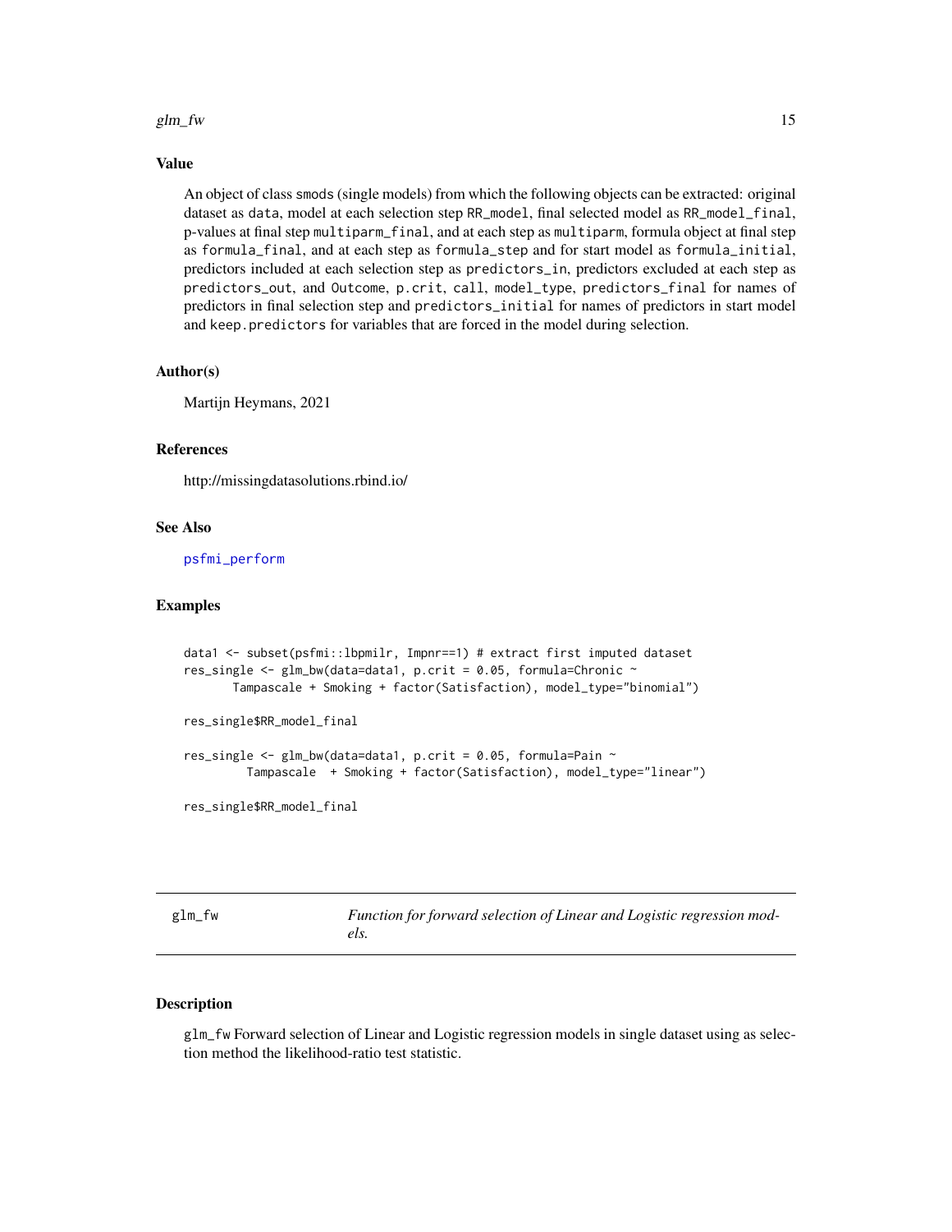### Value

An object of class `smods` (single models) from which the following objects can be extracted: original dataset as `data`, model at each selection step `RR_model`, final selected model as `RR_model_final`, p-values at final step `multiparm_final`, and at each step as `multiparm`, formula object at final step as `formula_final`, and at each step as `formula_step` and for start model as `formula_initial`, predictors included at each selection step as `predictors_in`, predictors excluded at each step as `predictors_out`, and `Outcome`, `p.crit`, `call`, `model_type`, `predictors_final` for names of predictors in final selection step and `predictors_initial` for names of predictors in start model and `keep.predictors` for variables that are forced in the model during selection.

### Author(s)

Martijn Heymans, 2021

### References

http://missingdatasolutions.rbind.io/

### See Also

psfmi_perform

### Examples

```
data1 <- subset(psfmi::lbpmilr, Impnr==1) # extract first imputed dataset
res_single <- glm_bw(data=data1, p.crit = 0.05, formula=Chronic ~
       Tampascale + Smoking + factor(Satisfaction), model_type="binomial")

res_single$RR_model_final

res_single <- glm_bw(data=data1, p.crit = 0.05, formula=Pain ~
         Tampascale  + Smoking + factor(Satisfaction), model_type="linear")

res_single$RR_model_final
```

---

## glm_fw — *Function for forward selection of Linear and Logistic regression models.*

### Description

`glm_fw` Forward selection of Linear and Logistic regression models in single dataset using as selection method the likelihood-ratio test statistic.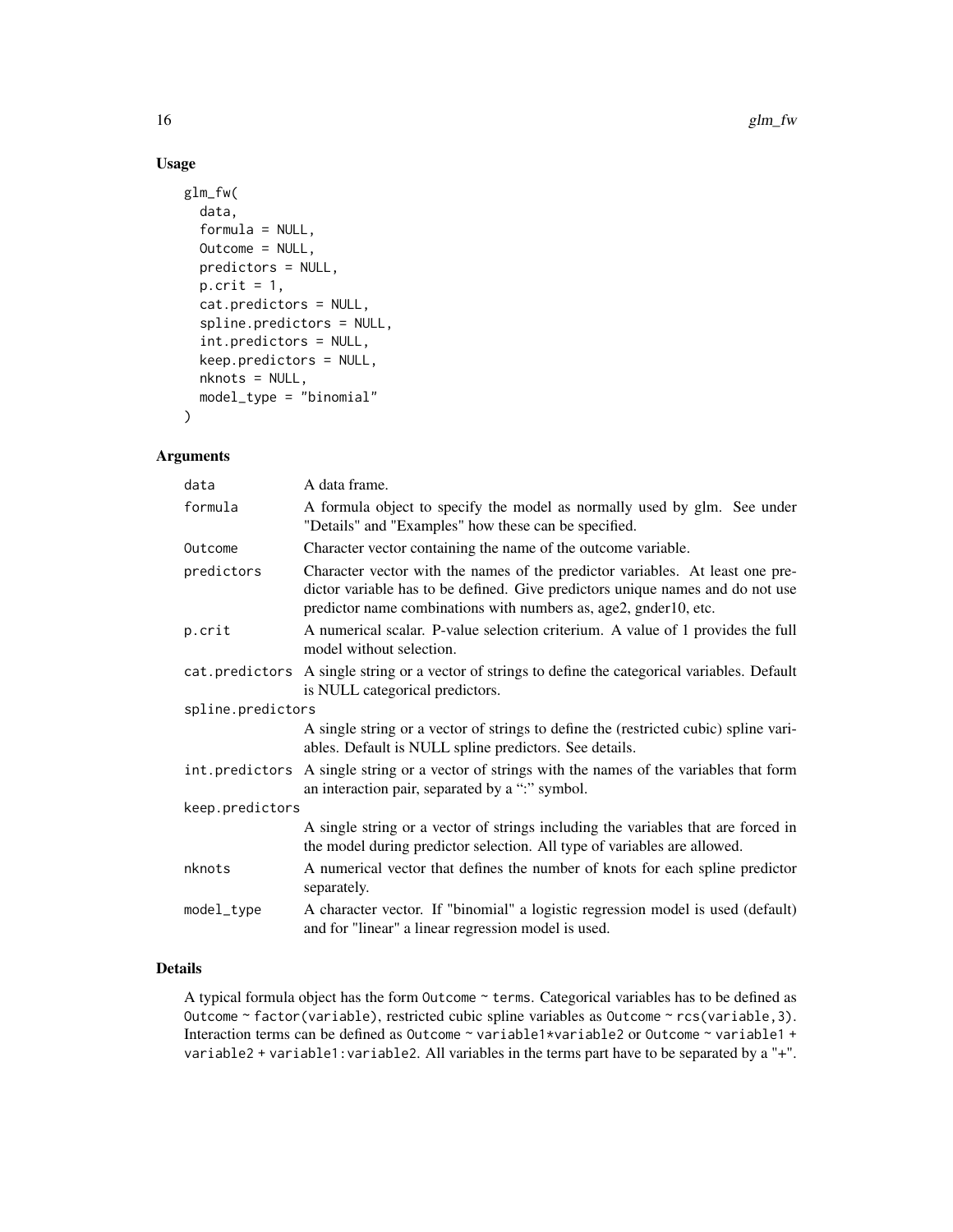## Usage

```
glm_fw(
  data,
  formula = NULL,
  Outcome = NULL,
  predictors = NULL,
  p.crit = 1,
  cat.predictors = NULL,
  spline.predictors = NULL,
  int.predictors = NULL,
  keep.predictors = NULL,
  nknots = NULL,
  model_type = "binomial"
)
```

## Arguments

| | |
|---|---|
| `data` | A data frame. |
| `formula` | A formula object to specify the model as normally used by glm. See under "Details" and "Examples" how these can be specified. |
| `Outcome` | Character vector containing the name of the outcome variable. |
| `predictors` | Character vector with the names of the predictor variables. At least one predictor variable has to be defined. Give predictors unique names and do not use predictor name combinations with numbers as, age2, gnder10, etc. |
| `p.crit` | A numerical scalar. P-value selection criterium. A value of 1 provides the full model without selection. |
| `cat.predictors` | A single string or a vector of strings to define the categorical variables. Default is NULL categorical predictors. |
| `spline.predictors` | A single string or a vector of strings to define the (restricted cubic) spline variables. Default is NULL spline predictors. See details. |
| `int.predictors` | A single string or a vector of strings with the names of the variables that form an interaction pair, separated by a ":" symbol. |
| `keep.predictors` | A single string or a vector of strings including the variables that are forced in the model during predictor selection. All type of variables are allowed. |
| `nknots` | A numerical vector that defines the number of knots for each spline predictor separately. |
| `model_type` | A character vector. If "binomial" a logistic regression model is used (default) and for "linear" a linear regression model is used. |

## Details

A typical formula object has the form `Outcome ~ terms`. Categorical variables has to be defined as `Outcome ~ factor(variable)`, restricted cubic spline variables as `Outcome ~ rcs(variable,3)`. Interaction terms can be defined as `Outcome ~ variable1*variable2` or `Outcome ~ variable1 + variable2 + variable1:variable2`. All variables in the terms part have to be separated by a "+".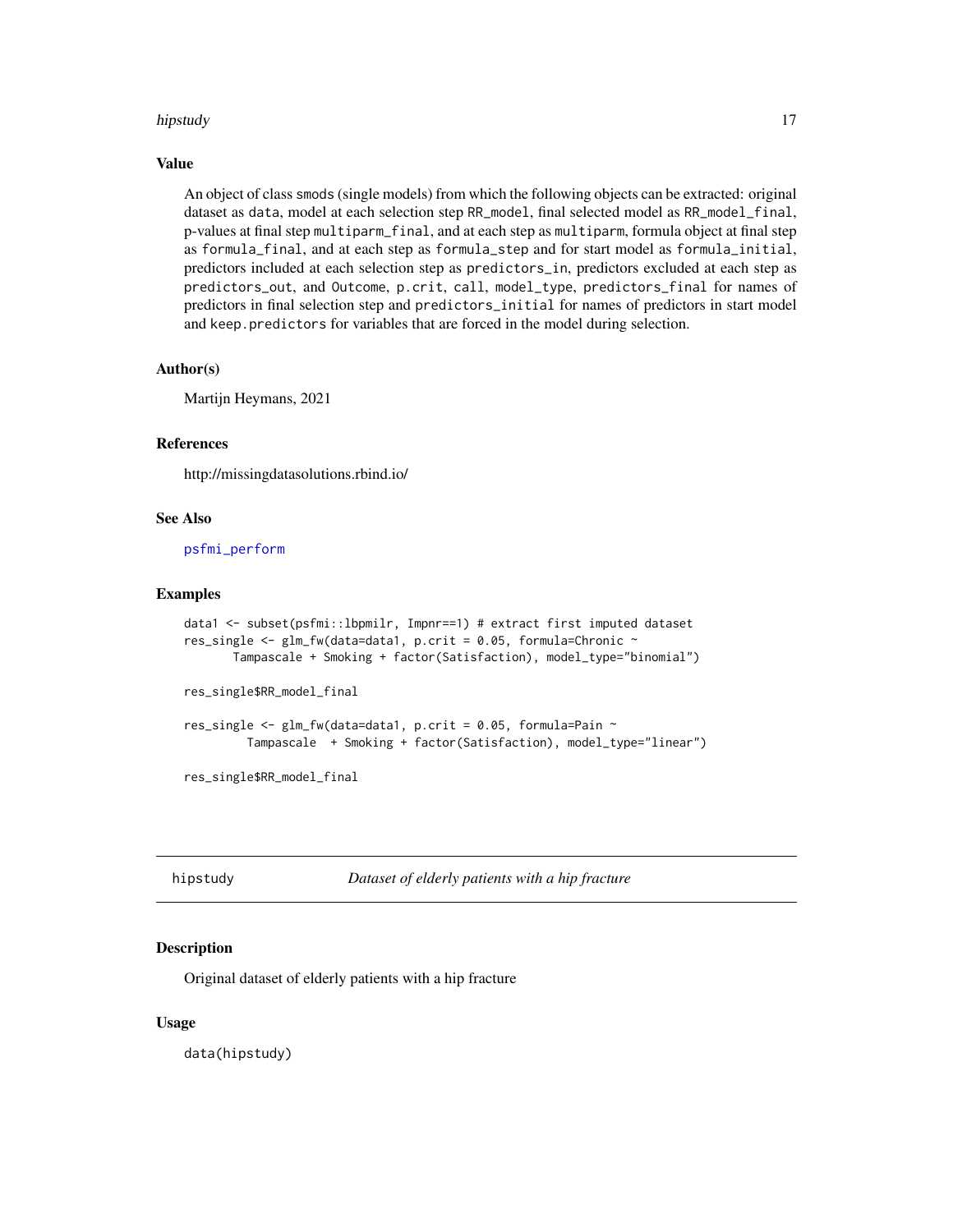## Value

An object of class `smods` (single models) from which the following objects can be extracted: original dataset as `data`, model at each selection step `RR_model`, final selected model as `RR_model_final`, p-values at final step `multiparm_final`, and at each step as `multiparm`, formula object at final step as `formula_final`, and at each step as `formula_step` and for start model as `formula_initial`, predictors included at each selection step as `predictors_in`, predictors excluded at each step as `predictors_out`, and `Outcome`, `p.crit`, `call`, `model_type`, `predictors_final` for names of predictors in final selection step and `predictors_initial` for names of predictors in start model and `keep.predictors` for variables that are forced in the model during selection.

## Author(s)

Martijn Heymans, 2021

## References

http://missingdatasolutions.rbind.io/

## See Also

psfmi_perform

## Examples

```
data1 <- subset(psfmi::lbpmilr, Impnr==1) # extract first imputed dataset
res_single <- glm_fw(data=data1, p.crit = 0.05, formula=Chronic ~
       Tampascale + Smoking + factor(Satisfaction), model_type="binomial")

res_single$RR_model_final

res_single <- glm_fw(data=data1, p.crit = 0.05, formula=Pain ~
         Tampascale  + Smoking + factor(Satisfaction), model_type="linear")

res_single$RR_model_final
```

---

# hipstudy — *Dataset of elderly patients with a hip fracture*

## Description

Original dataset of elderly patients with a hip fracture

## Usage

```
data(hipstudy)
```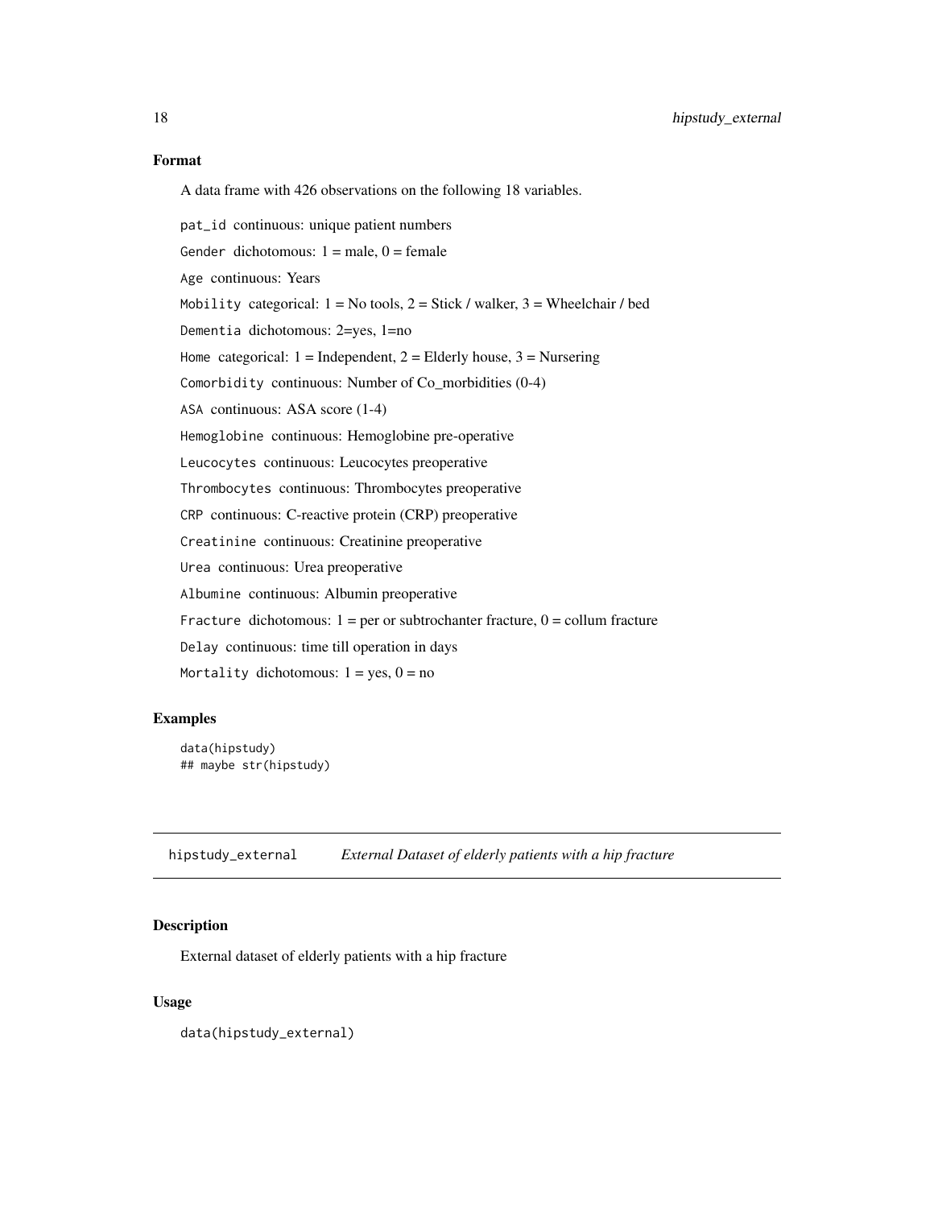## Format

A data frame with 426 observations on the following 18 variables.

`pat_id` continuous: unique patient numbers

`Gender` dichotomous: 1 = male, 0 = female

`Age` continuous: Years

`Mobility` categorical: 1 = No tools, 2 = Stick / walker, 3 = Wheelchair / bed

`Dementia` dichotomous: 2=yes, 1=no

`Home` categorical: 1 = Independent, 2 = Elderly house, 3 = Nursering

`Comorbidity` continuous: Number of Co_morbidities (0-4)

`ASA` continuous: ASA score (1-4)

`Hemoglobine` continuous: Hemoglobine pre-operative

`Leucocytes` continuous: Leucocytes preoperative

`Thrombocytes` continuous: Thrombocytes preoperative

`CRP` continuous: C-reactive protein (CRP) preoperative

`Creatinine` continuous: Creatinine preoperative

`Urea` continuous: Urea preoperative

`Albumine` continuous: Albumin preoperative

`Fracture` dichotomous: 1 = per or subtrochanter fracture, 0 = collum fracture

`Delay` continuous: time till operation in days

`Mortality` dichotomous: 1 = yes, 0 = no

## Examples

```
data(hipstudy)
## maybe str(hipstudy)
```

---

# hipstudy_external *External Dataset of elderly patients with a hip fracture*

## Description

External dataset of elderly patients with a hip fracture

## Usage

```
data(hipstudy_external)
```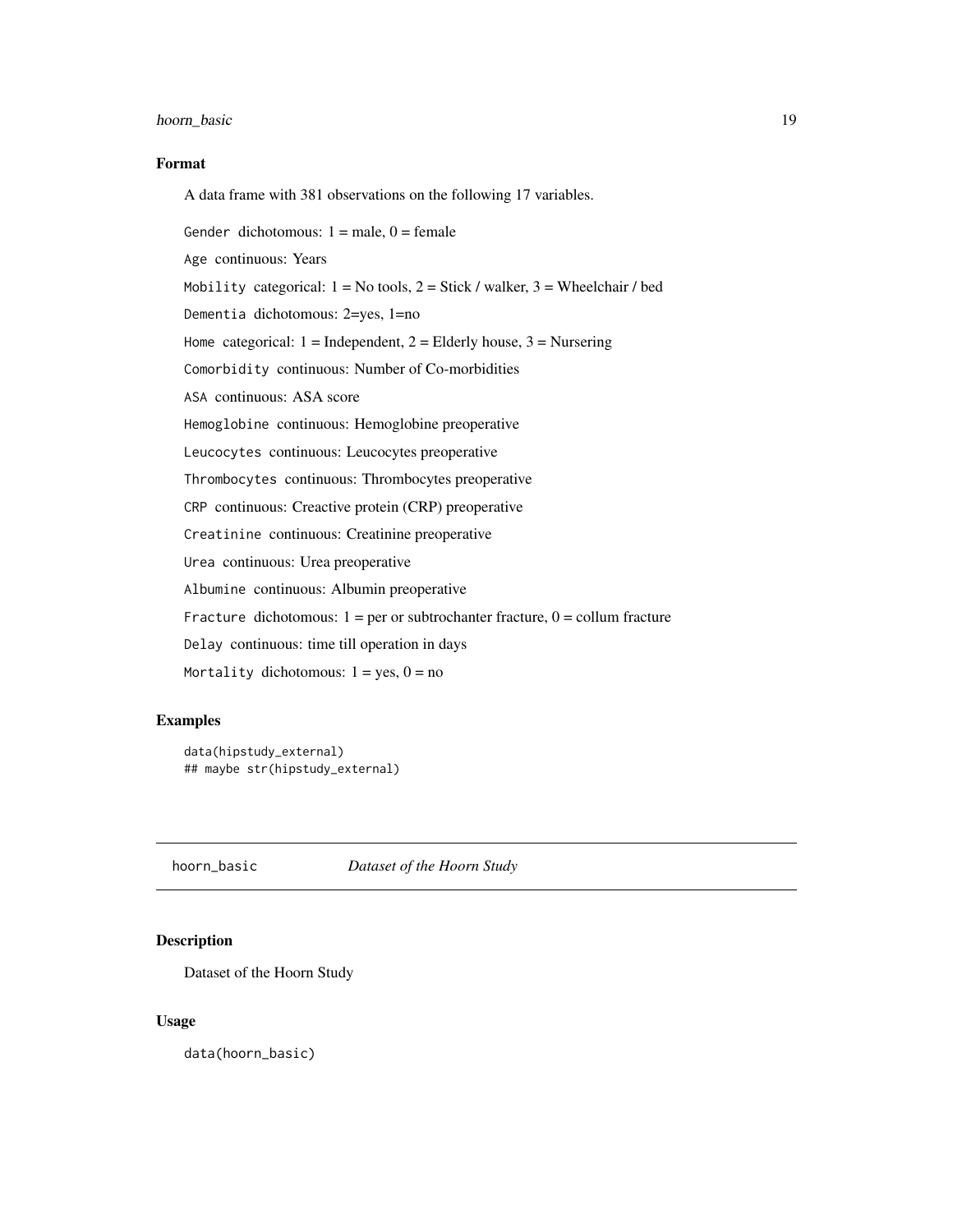### Format

A data frame with 381 observations on the following 17 variables.

`Gender` dichotomous: 1 = male, 0 = female

`Age` continuous: Years

`Mobility` categorical: 1 = No tools, 2 = Stick / walker, 3 = Wheelchair / bed

`Dementia` dichotomous: 2=yes, 1=no

`Home` categorical: 1 = Independent, 2 = Elderly house, 3 = Nursering

`Comorbidity` continuous: Number of Co-morbidities

`ASA` continuous: ASA score

`Hemoglobine` continuous: Hemoglobine preoperative

`Leucocytes` continuous: Leucocytes preoperative

`Thrombocytes` continuous: Thrombocytes preoperative

`CRP` continuous: Creactive protein (CRP) preoperative

`Creatinine` continuous: Creatinine preoperative

`Urea` continuous: Urea preoperative

`Albumine` continuous: Albumin preoperative

`Fracture` dichotomous: 1 = per or subtrochanter fracture, 0 = collum fracture

`Delay` continuous: time till operation in days

`Mortality` dichotomous: 1 = yes, 0 = no

### Examples

```
data(hipstudy_external)
## maybe str(hipstudy_external)
```

---

## hoorn_basic *Dataset of the Hoorn Study*

### Description

Dataset of the Hoorn Study

### Usage

```
data(hoorn_basic)
```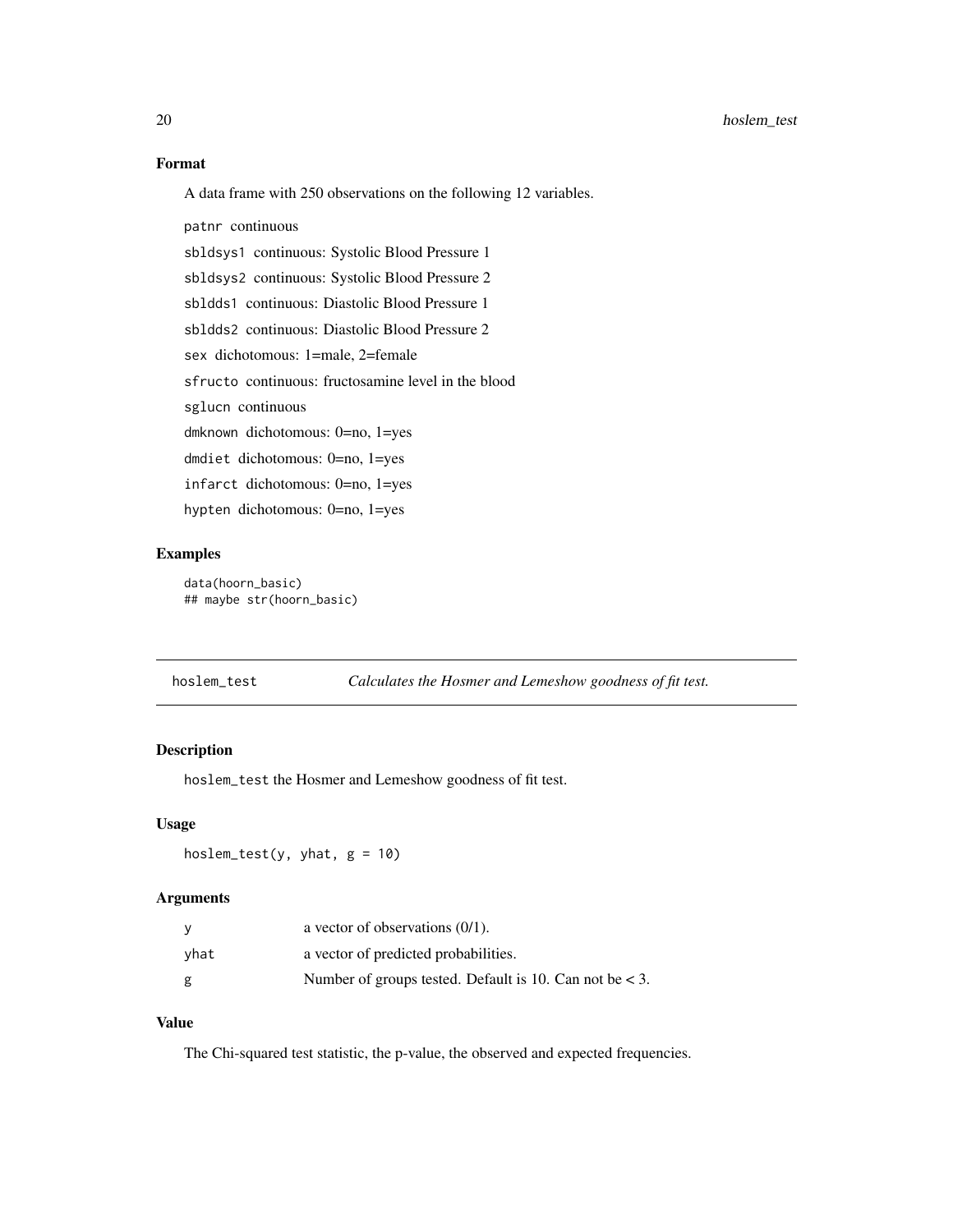### Format

A data frame with 250 observations on the following 12 variables.

patnr continuous

sbldsys1 continuous: Systolic Blood Pressure 1

sbldsys2 continuous: Systolic Blood Pressure 2

sbldds1 continuous: Diastolic Blood Pressure 1

sbldds2 continuous: Diastolic Blood Pressure 2

sex dichotomous: 1=male, 2=female

sfructo continuous: fructosamine level in the blood

sglucn continuous

dmknown dichotomous: 0=no, 1=yes

dmdiet dichotomous: 0=no, 1=yes

infarct dichotomous: 0=no, 1=yes

hypten dichotomous: 0=no, 1=yes

### Examples

```
data(hoorn_basic)
## maybe str(hoorn_basic)
```

---

## hoslem_test — *Calculates the Hosmer and Lemeshow goodness of fit test.*

---

### Description

hoslem_test the Hosmer and Lemeshow goodness of fit test.

### Usage

```
hoslem_test(y, yhat, g = 10)
```

### Arguments

| | |
|---|---|
| y | a vector of observations (0/1). |
| yhat | a vector of predicted probabilities. |
| g | Number of groups tested. Default is 10. Can not be < 3. |

### Value

The Chi-squared test statistic, the p-value, the observed and expected frequencies.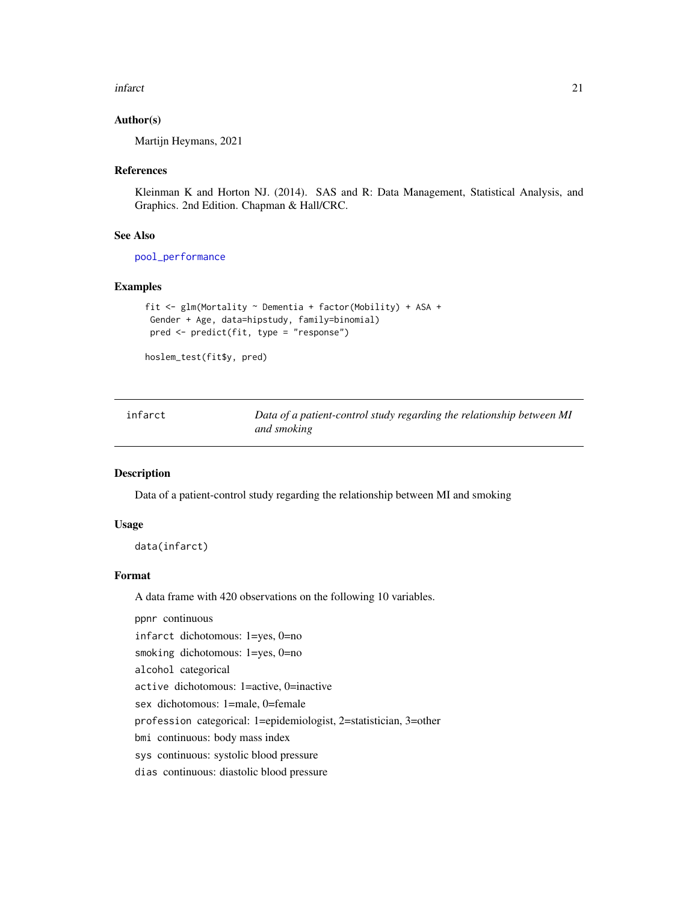## Author(s)

Martijn Heymans, 2021

## References

Kleinman K and Horton NJ. (2014). SAS and R: Data Management, Statistical Analysis, and Graphics. 2nd Edition. Chapman & Hall/CRC.

## See Also

pool_performance

## Examples

```
fit <- glm(Mortality ~ Dementia + factor(Mobility) + ASA +
 Gender + Age, data=hipstudy, family=binomial)
 pred <- predict(fit, type = "response")

hoslem_test(fit$y, pred)
```

---

# infarct — *Data of a patient-control study regarding the relationship between MI and smoking*

---

## Description

Data of a patient-control study regarding the relationship between MI and smoking

## Usage

```
data(infarct)
```

## Format

A data frame with 420 observations on the following 10 variables.

- `ppnr` continuous
- `infarct` dichotomous: 1=yes, 0=no
- `smoking` dichotomous: 1=yes, 0=no
- `alcohol` categorical
- `active` dichotomous: 1=active, 0=inactive
- `sex` dichotomous: 1=male, 0=female
- `profession` categorical: 1=epidemiologist, 2=statistician, 3=other
- `bmi` continuous: body mass index
- `sys` continuous: systolic blood pressure
- `dias` continuous: diastolic blood pressure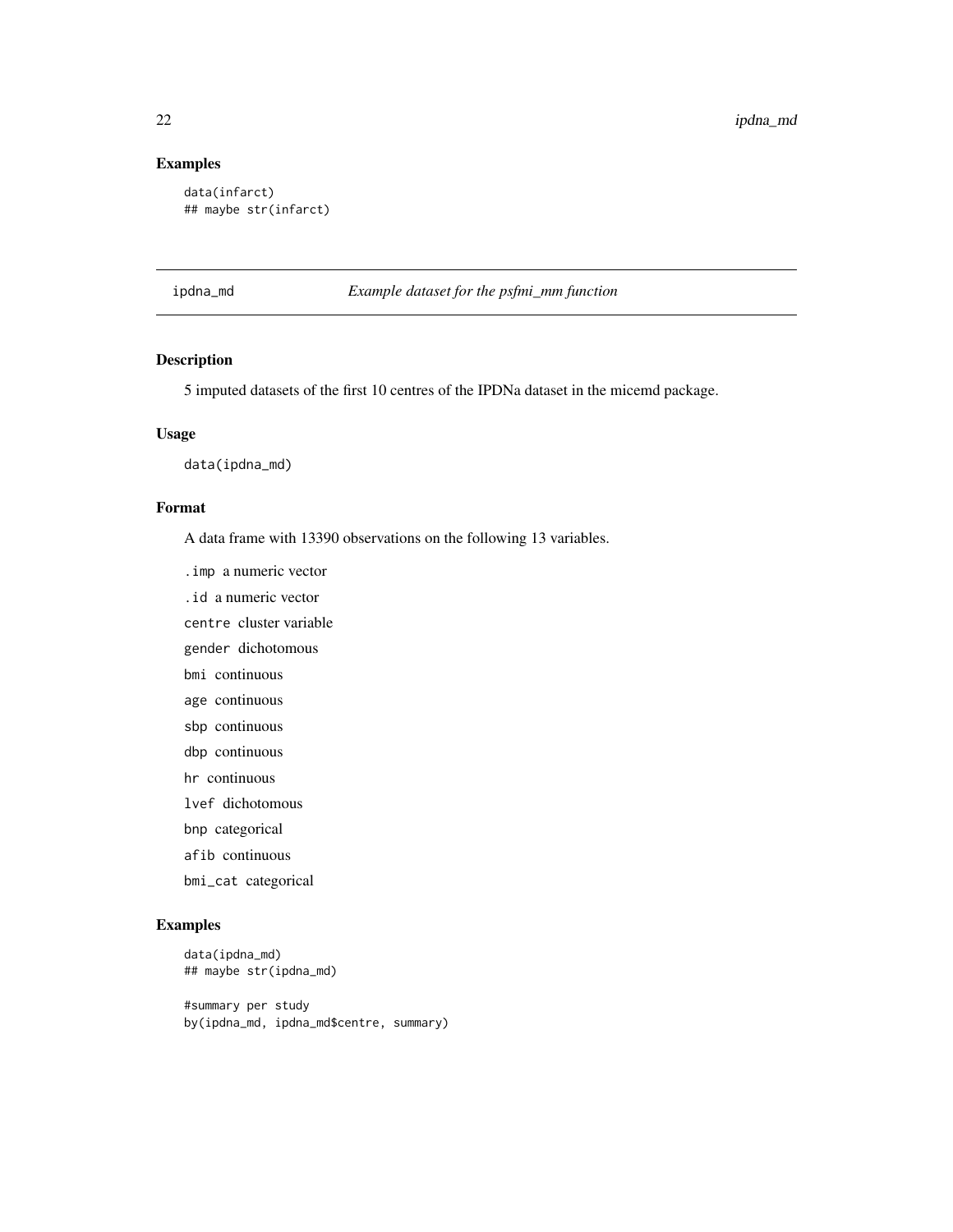## Examples

```
data(infarct)
## maybe str(infarct)
```

---

ipdna_md *Example dataset for the psfmi_mm function*

---

### Description

5 imputed datasets of the first 10 centres of the IPDNa dataset in the micemd package.

### Usage

```
data(ipdna_md)
```

### Format

A data frame with 13390 observations on the following 13 variables.

- `.imp` a numeric vector
- `.id` a numeric vector
- `centre` cluster variable
- `gender` dichotomous
- `bmi` continuous
- `age` continuous
- `sbp` continuous
- `dbp` continuous
- `hr` continuous
- `lvef` dichotomous
- `bnp` categorical
- `afib` continuous
- `bmi_cat` categorical

### Examples

```
data(ipdna_md)
## maybe str(ipdna_md)

#summary per study
by(ipdna_md, ipdna_md$centre, summary)
```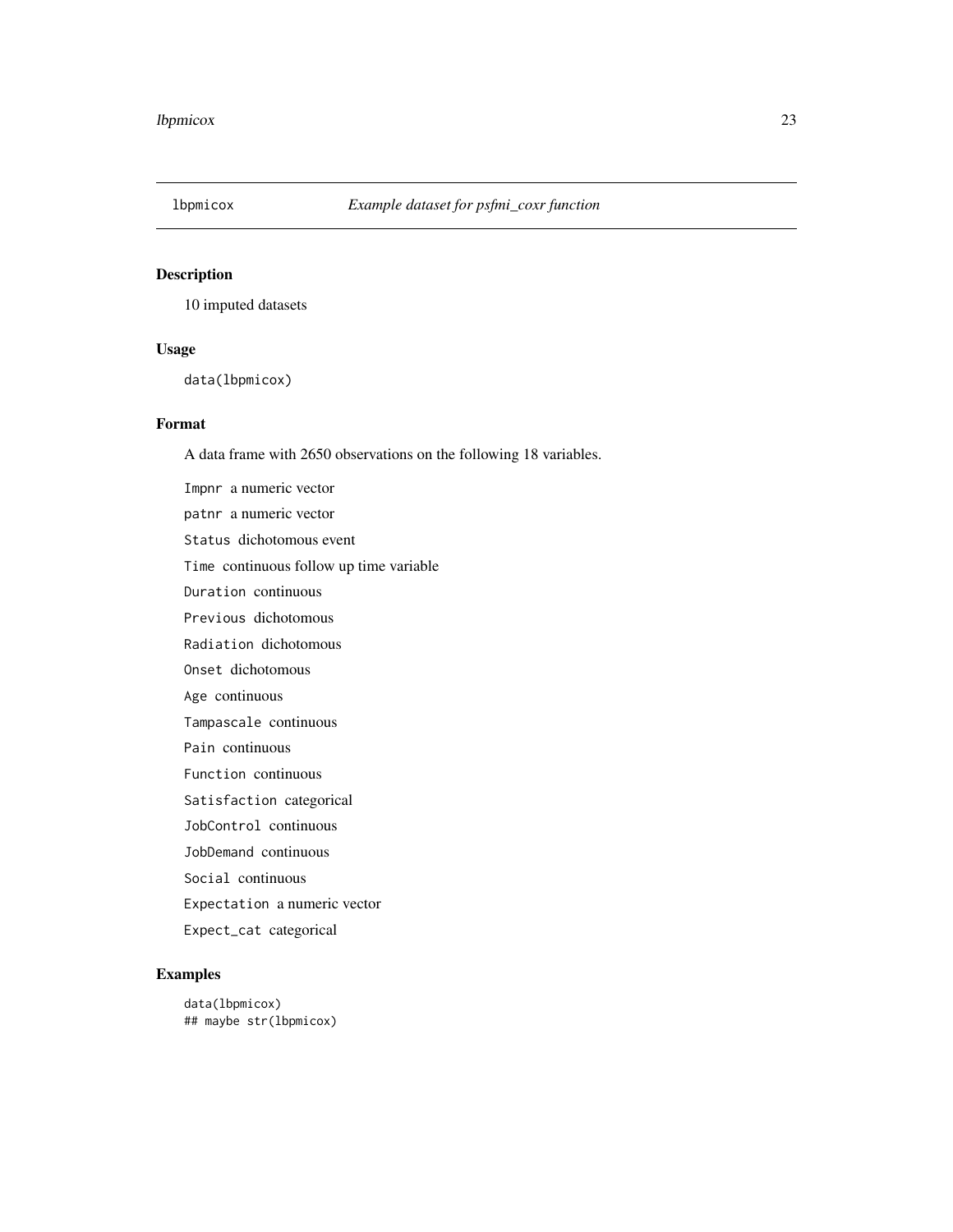# lbpmicox — *Example dataset for psfmi_coxr function*

## Description

10 imputed datasets

## Usage

```
data(lbpmicox)
```

## Format

A data frame with 2650 observations on the following 18 variables.

- `Impnr` a numeric vector
- `patnr` a numeric vector
- `Status` dichotomous event
- `Time` continuous follow up time variable
- `Duration` continuous
- `Previous` dichotomous
- `Radiation` dichotomous
- `Onset` dichotomous
- `Age` continuous
- `Tampascale` continuous
- `Pain` continuous
- `Function` continuous
- `Satisfaction` categorical
- `JobControl` continuous
- `JobDemand` continuous
- `Social` continuous
- `Expectation` a numeric vector
- `Expect_cat` categorical

## Examples

```
data(lbpmicox)
## maybe str(lbpmicox)
```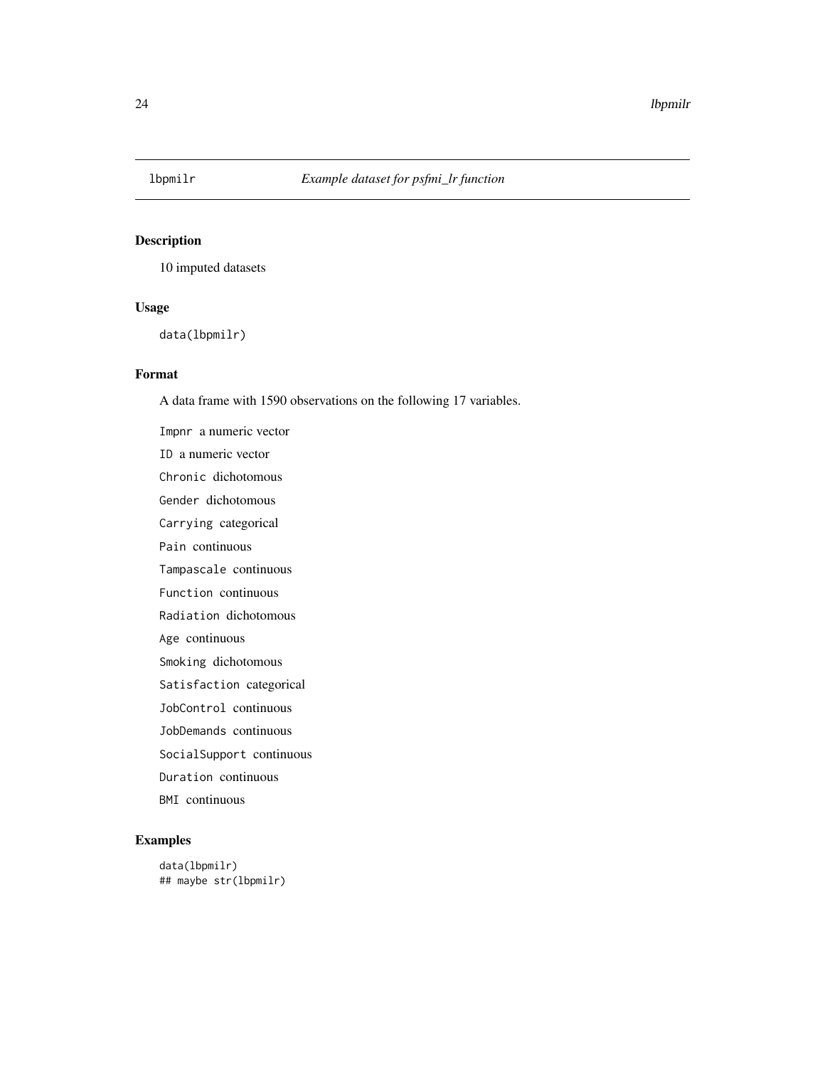`lbpmilr` *Example dataset for psfmi_lr function*

## Description

10 imputed datasets

## Usage

```
data(lbpmilr)
```

## Format

A data frame with 1590 observations on the following 17 variables.

- `Impnr` a numeric vector
- `ID` a numeric vector
- `Chronic` dichotomous
- `Gender` dichotomous
- `Carrying` categorical
- `Pain` continuous
- `Tampascale` continuous
- `Function` continuous
- `Radiation` dichotomous
- `Age` continuous
- `Smoking` dichotomous
- `Satisfaction` categorical
- `JobControl` continuous
- `JobDemands` continuous
- `SocialSupport` continuous
- `Duration` continuous
- `BMI` continuous

## Examples

```
data(lbpmilr)
## maybe str(lbpmilr)
```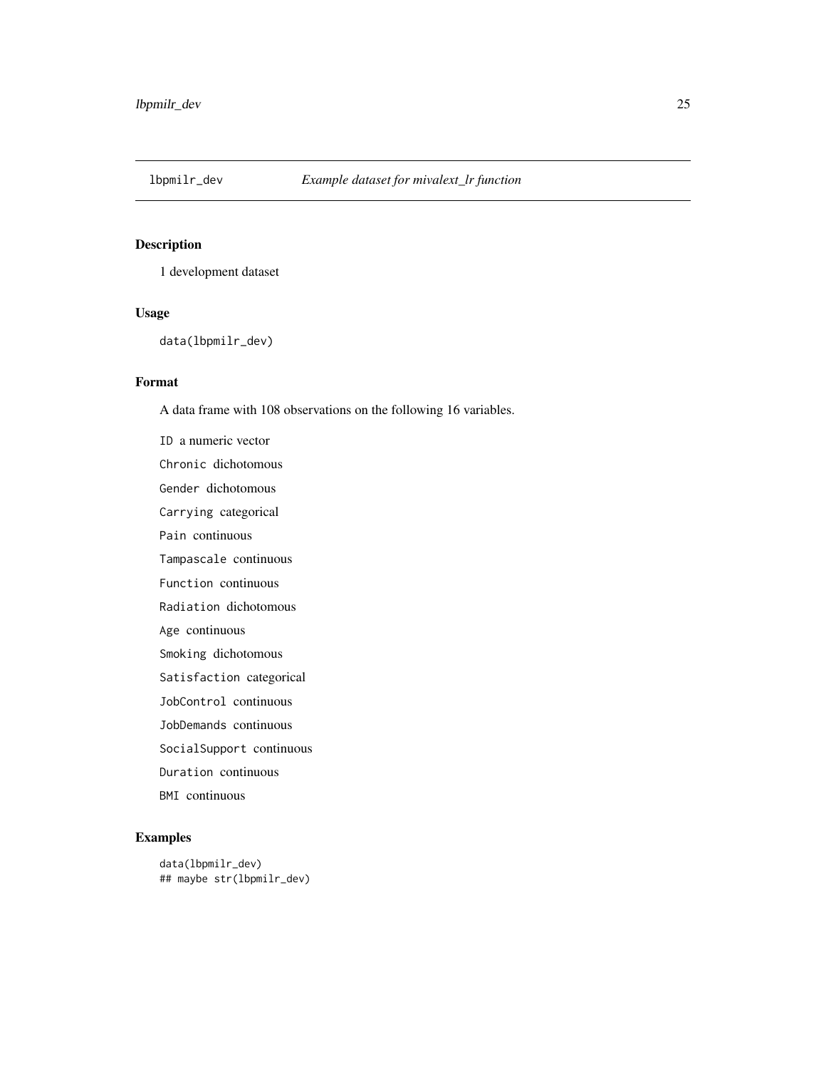# lbpmilr_dev *Example dataset for mivalext_lr function*

## Description

1 development dataset

## Usage

```
data(lbpmilr_dev)
```

## Format

A data frame with 108 observations on the following 16 variables.

- `ID` a numeric vector
- `Chronic` dichotomous
- `Gender` dichotomous
- `Carrying` categorical
- `Pain` continuous
- `Tampascale` continuous
- `Function` continuous
- `Radiation` dichotomous
- `Age` continuous
- `Smoking` dichotomous
- `Satisfaction` categorical
- `JobControl` continuous
- `JobDemands` continuous
- `SocialSupport` continuous
- `Duration` continuous
- `BMI` continuous

## Examples

```
data(lbpmilr_dev)
## maybe str(lbpmilr_dev)
```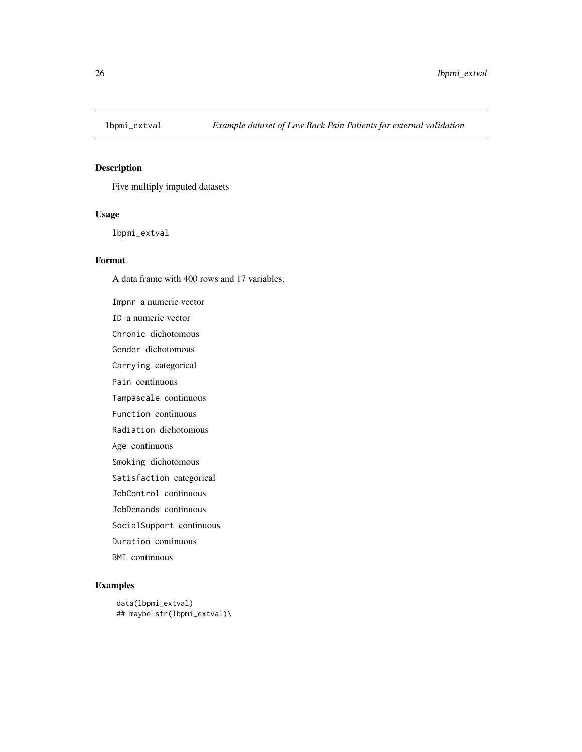# lbpmi_extval *Example dataset of Low Back Pain Patients for external validation*

## Description

Five multiply imputed datasets

## Usage

```
lbpmi_extval
```

## Format

A data frame with 400 rows and 17 variables.

- `Impnr` a numeric vector
- `ID` a numeric vector
- `Chronic` dichotomous
- `Gender` dichotomous
- `Carrying` categorical
- `Pain` continuous
- `Tampascale` continuous
- `Function` continuous
- `Radiation` dichotomous
- `Age` continuous
- `Smoking` dichotomous
- `Satisfaction` categorical
- `JobControl` continuous
- `JobDemands` continuous
- `SocialSupport` continuous
- `Duration` continuous
- `BMI` continuous

## Examples

```
data(lbpmi_extval)
## maybe str(lbpmi_extval)\
```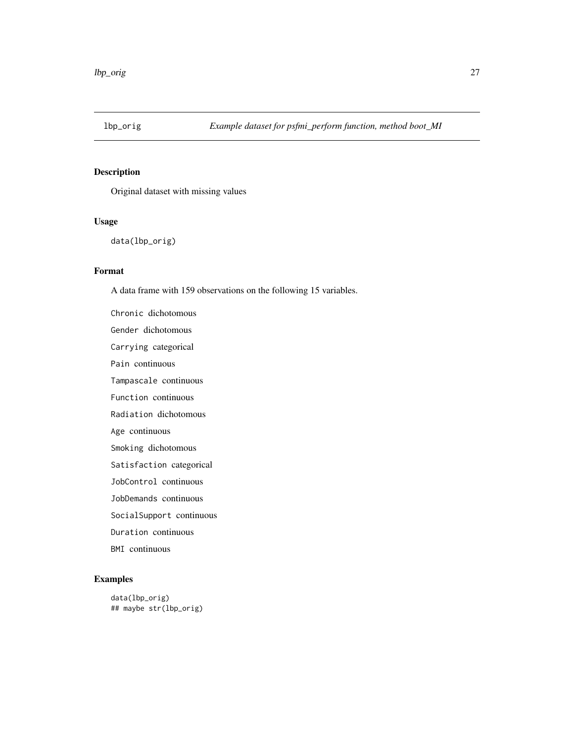lbp_orig — *Example dataset for psfmi_perform function, method boot_MI*

## Description

Original dataset with missing values

## Usage

```
data(lbp_orig)
```

## Format

A data frame with 159 observations on the following 15 variables.

`Chronic` dichotomous

`Gender` dichotomous

`Carrying` categorical

`Pain` continuous

`Tampascale` continuous

`Function` continuous

`Radiation` dichotomous

`Age` continuous

`Smoking` dichotomous

`Satisfaction` categorical

`JobControl` continuous

`JobDemands` continuous

`SocialSupport` continuous

`Duration` continuous

`BMI` continuous

## Examples

```
data(lbp_orig)
## maybe str(lbp_orig)
```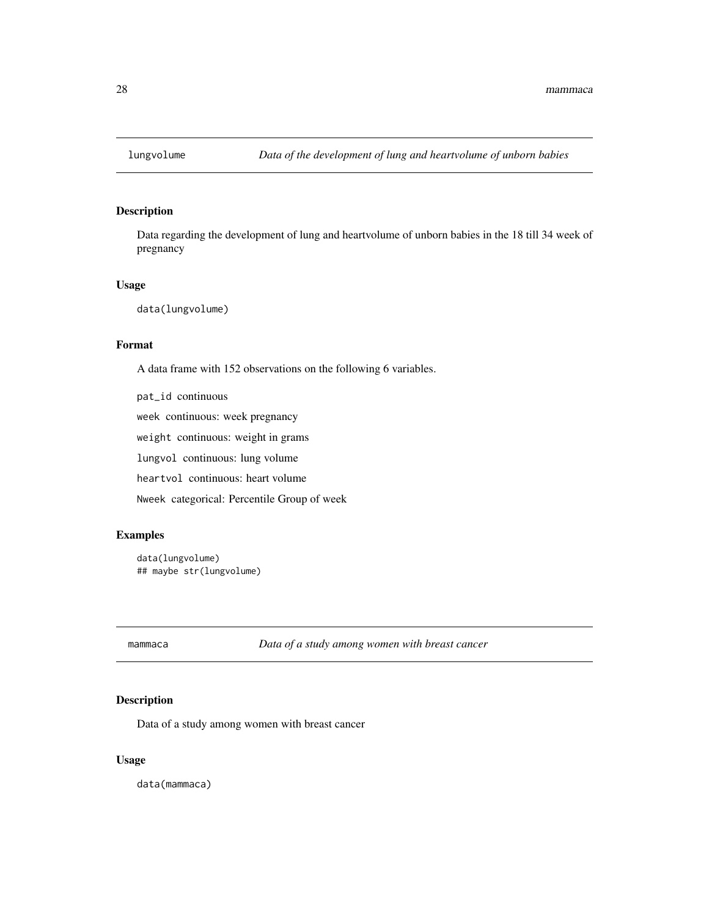## lungvolume *Data of the development of lung and heartvolume of unborn babies*

### Description

Data regarding the development of lung and heartvolume of unborn babies in the 18 till 34 week of pregnancy

### Usage

```
data(lungvolume)
```

### Format

A data frame with 152 observations on the following 6 variables.

- `pat_id` continuous
- `week` continuous: week pregnancy
- `weight` continuous: weight in grams
- `lungvol` continuous: lung volume
- `heartvol` continuous: heart volume
- `Nweek` categorical: Percentile Group of week

### Examples

```
data(lungvolume)
## maybe str(lungvolume)
```

## mammaca *Data of a study among women with breast cancer*

### Description

Data of a study among women with breast cancer

### Usage

```
data(mammaca)
```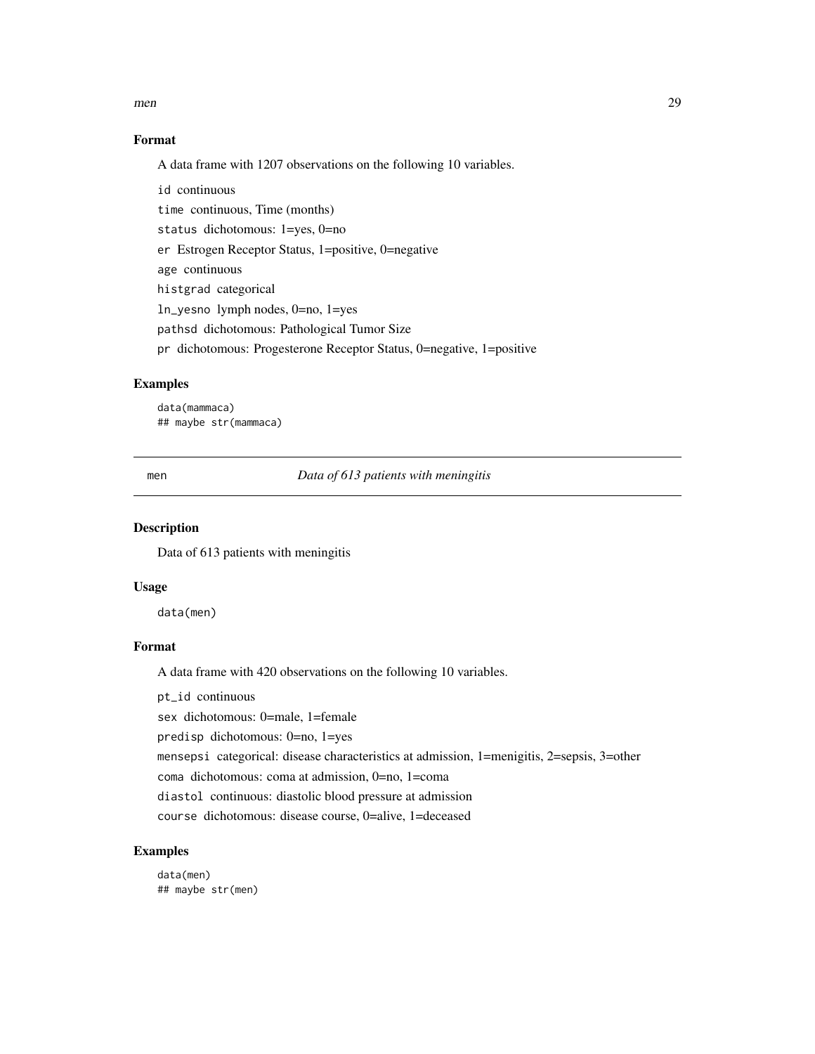### Format

A data frame with 1207 observations on the following 10 variables.

`id` continuous

`time` continuous, Time (months)

`status` dichotomous: 1=yes, 0=no

`er` Estrogen Receptor Status, 1=positive, 0=negative

`age` continuous

`histgrad` categorical

`ln_yesno` lymph nodes, 0=no, 1=yes

`pathsd` dichotomous: Pathological Tumor Size

`pr` dichotomous: Progesterone Receptor Status, 0=negative, 1=positive

### Examples

```
data(mammaca)
## maybe str(mammaca)
```

---

## men — *Data of 613 patients with meningitis*

### Description

Data of 613 patients with meningitis

### Usage

```
data(men)
```

### Format

A data frame with 420 observations on the following 10 variables.

`pt_id` continuous

`sex` dichotomous: 0=male, 1=female

`predisp` dichotomous: 0=no, 1=yes

`mensepsi` categorical: disease characteristics at admission, 1=menigitis, 2=sepsis, 3=other

`coma` dichotomous: coma at admission, 0=no, 1=coma

`diastol` continuous: diastolic blood pressure at admission

`course` dichotomous: disease course, 0=alive, 1=deceased

### Examples

```
data(men)
## maybe str(men)
```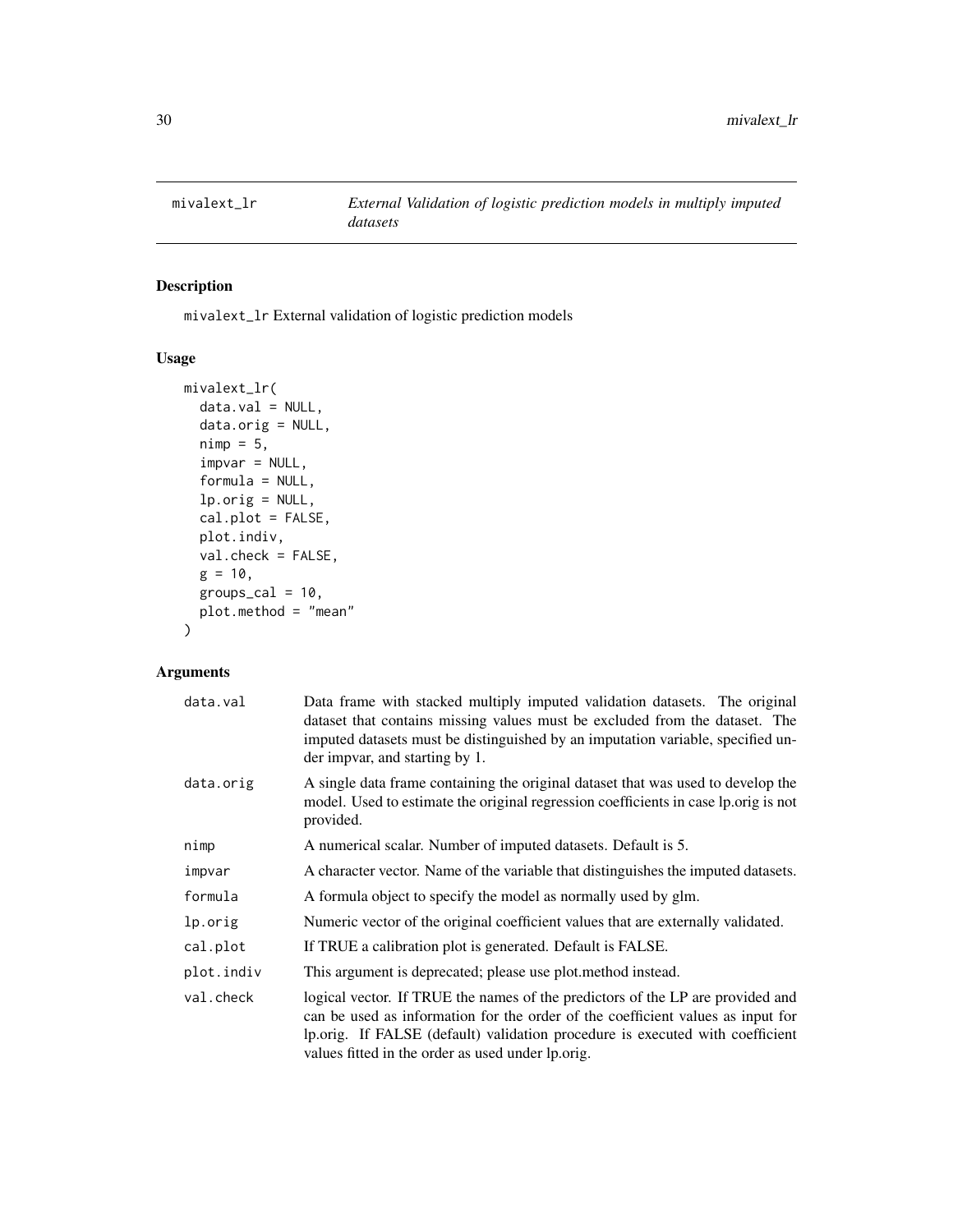# mivalext_lr — *External Validation of logistic prediction models in multiply imputed datasets*

## Description

mivalext_lr External validation of logistic prediction models

## Usage

```
mivalext_lr(
  data.val = NULL,
  data.orig = NULL,
  nimp = 5,
  impvar = NULL,
  formula = NULL,
  lp.orig = NULL,
  cal.plot = FALSE,
  plot.indiv,
  val.check = FALSE,
  g = 10,
  groups_cal = 10,
  plot.method = "mean"
)
```

## Arguments

| | |
|---|---|
| data.val | Data frame with stacked multiply imputed validation datasets. The original dataset that contains missing values must be excluded from the dataset. The imputed datasets must be distinguished by an imputation variable, specified under impvar, and starting by 1. |
| data.orig | A single data frame containing the original dataset that was used to develop the model. Used to estimate the original regression coefficients in case lp.orig is not provided. |
| nimp | A numerical scalar. Number of imputed datasets. Default is 5. |
| impvar | A character vector. Name of the variable that distinguishes the imputed datasets. |
| formula | A formula object to specify the model as normally used by glm. |
| lp.orig | Numeric vector of the original coefficient values that are externally validated. |
| cal.plot | If TRUE a calibration plot is generated. Default is FALSE. |
| plot.indiv | This argument is deprecated; please use plot.method instead. |
| val.check | logical vector. If TRUE the names of the predictors of the LP are provided and can be used as information for the order of the coefficient values as input for lp.orig. If FALSE (default) validation procedure is executed with coefficient values fitted in the order as used under lp.orig. |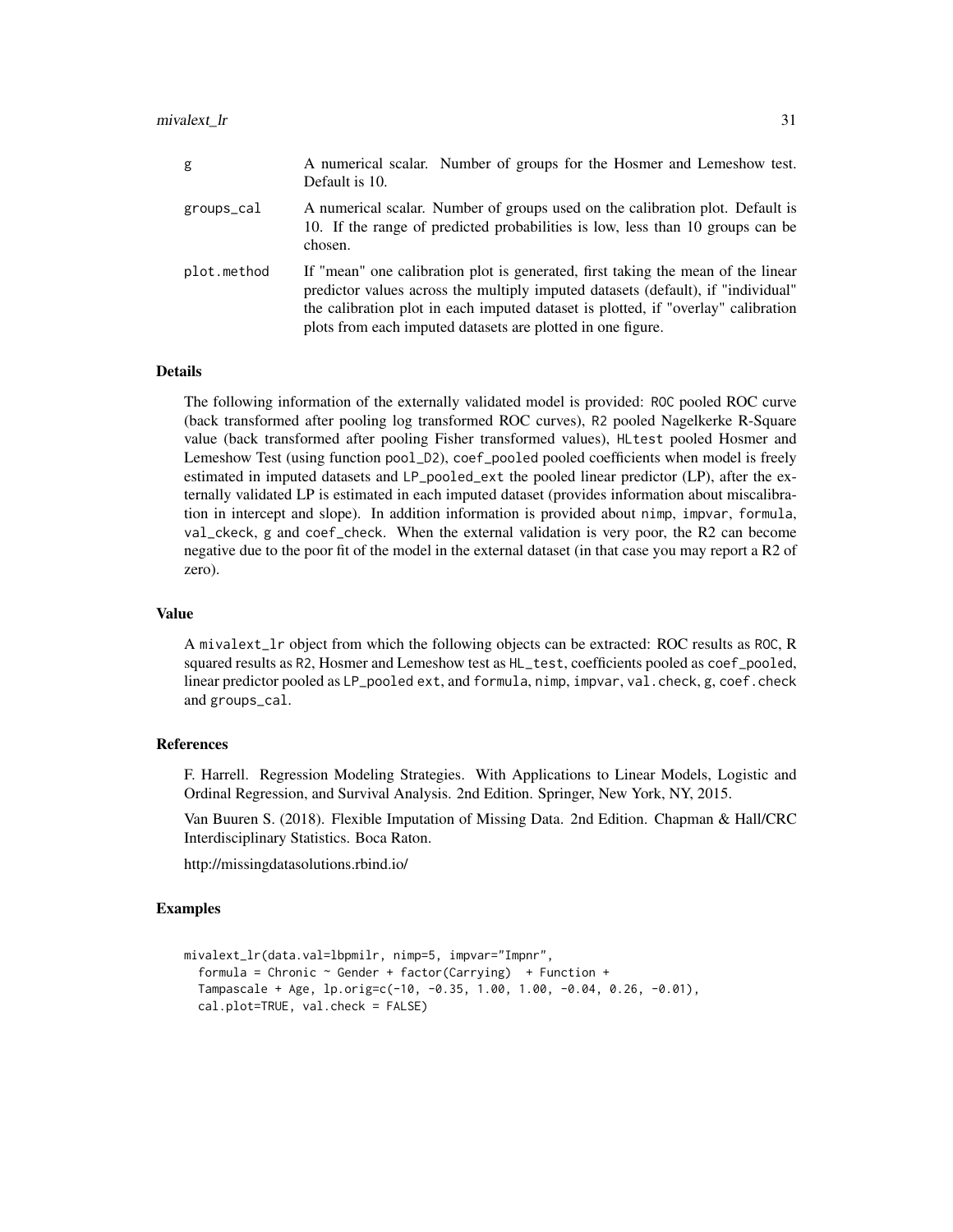| | |
|---|---|
| g | A numerical scalar. Number of groups for the Hosmer and Lemeshow test. Default is 10. |
| groups_cal | A numerical scalar. Number of groups used on the calibration plot. Default is 10. If the range of predicted probabilities is low, less than 10 groups can be chosen. |
| plot.method | If "mean" one calibration plot is generated, first taking the mean of the linear predictor values across the multiply imputed datasets (default), if "individual" the calibration plot in each imputed dataset is plotted, if "overlay" calibration plots from each imputed datasets are plotted in one figure. |

## Details

The following information of the externally validated model is provided: `ROC` pooled ROC curve (back transformed after pooling log transformed ROC curves), `R2` pooled Nagelkerke R-Square value (back transformed after pooling Fisher transformed values), `HLtest` pooled Hosmer and Lemeshow Test (using function `pool_D2`), `coef_pooled` pooled coefficients when model is freely estimated in imputed datasets and `LP_pooled_ext` the pooled linear predictor (LP), after the externally validated LP is estimated in each imputed dataset (provides information about miscalibration in intercept and slope). In addition information is provided about `nimp`, `impvar`, `formula`, `val_ckeck`, `g` and `coef_check`. When the external validation is very poor, the R2 can become negative due to the poor fit of the model in the external dataset (in that case you may report a R2 of zero).

## Value

A `mivalext_lr` object from which the following objects can be extracted: ROC results as `ROC`, R squared results as `R2`, Hosmer and Lemeshow test as `HL_test`, coefficients pooled as `coef_pooled`, linear predictor pooled as `LP_pooled ext`, and `formula`, `nimp`, `impvar`, `val.check`, `g`, `coef.check` and `groups_cal`.

## References

F. Harrell. Regression Modeling Strategies. With Applications to Linear Models, Logistic and Ordinal Regression, and Survival Analysis. 2nd Edition. Springer, New York, NY, 2015.

Van Buuren S. (2018). Flexible Imputation of Missing Data. 2nd Edition. Chapman & Hall/CRC Interdisciplinary Statistics. Boca Raton.

http://missingdatasolutions.rbind.io/

## Examples

```
mivalext_lr(data.val=lbpmilr, nimp=5, impvar="Impnr",
  formula = Chronic ~ Gender + factor(Carrying)  + Function +
  Tampascale + Age, lp.orig=c(-10, -0.35, 1.00, 1.00, -0.04, 0.26, -0.01),
  cal.plot=TRUE, val.check = FALSE)
```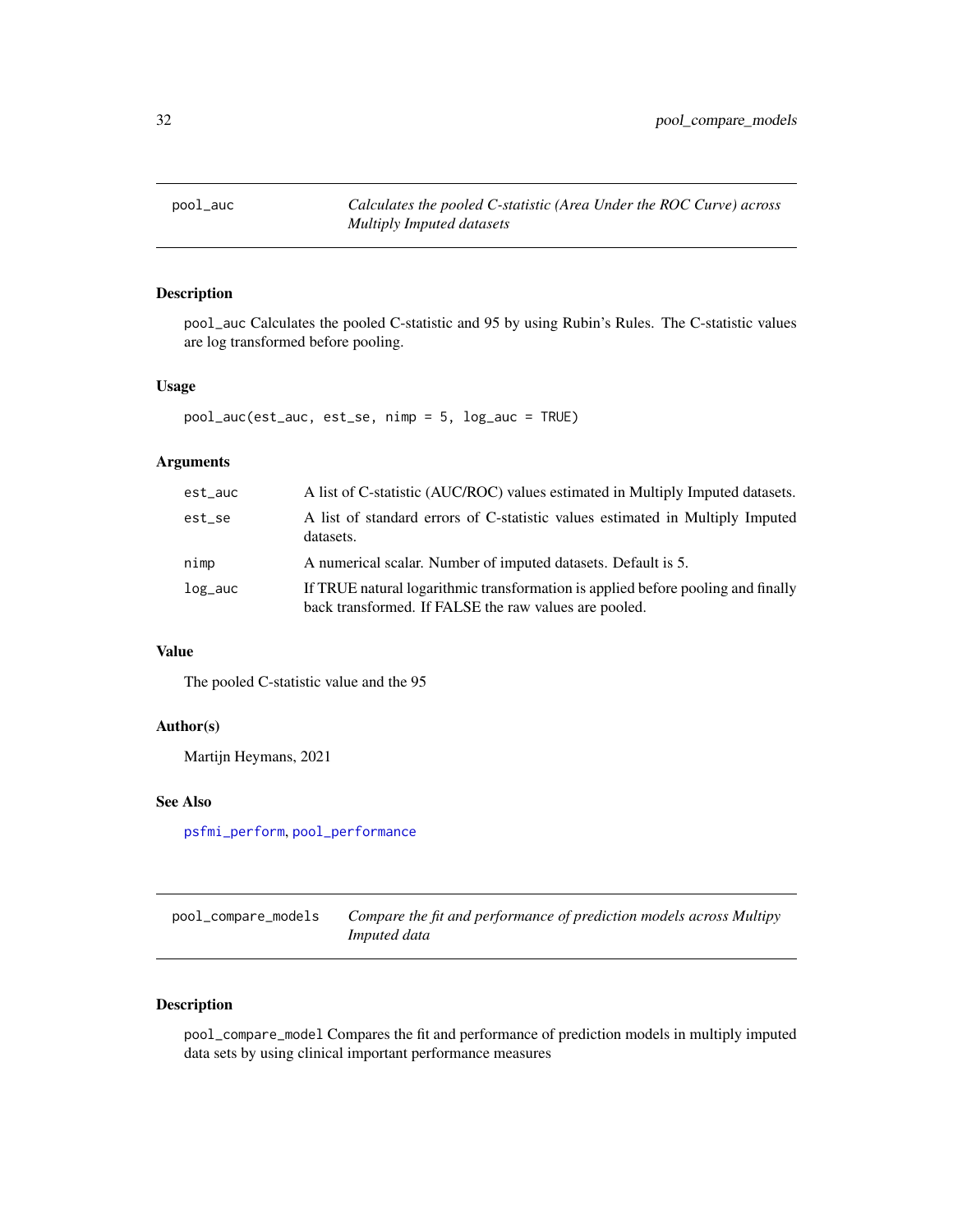## pool_auc — *Calculates the pooled C-statistic (Area Under the ROC Curve) across Multiply Imputed datasets*

### Description

pool_auc Calculates the pooled C-statistic and 95 by using Rubin's Rules. The C-statistic values are log transformed before pooling.

### Usage

```
pool_auc(est_auc, est_se, nimp = 5, log_auc = TRUE)
```

### Arguments

| | |
|---|---|
| est_auc | A list of C-statistic (AUC/ROC) values estimated in Multiply Imputed datasets. |
| est_se | A list of standard errors of C-statistic values estimated in Multiply Imputed datasets. |
| nimp | A numerical scalar. Number of imputed datasets. Default is 5. |
| log_auc | If TRUE natural logarithmic transformation is applied before pooling and finally back transformed. If FALSE the raw values are pooled. |

### Value

The pooled C-statistic value and the 95

### Author(s)

Martijn Heymans, 2021

### See Also

psfmi_perform, pool_performance

## pool_compare_models — *Compare the fit and performance of prediction models across Multipy Imputed data*

### Description

pool_compare_model Compares the fit and performance of prediction models in multiply imputed data sets by using clinical important performance measures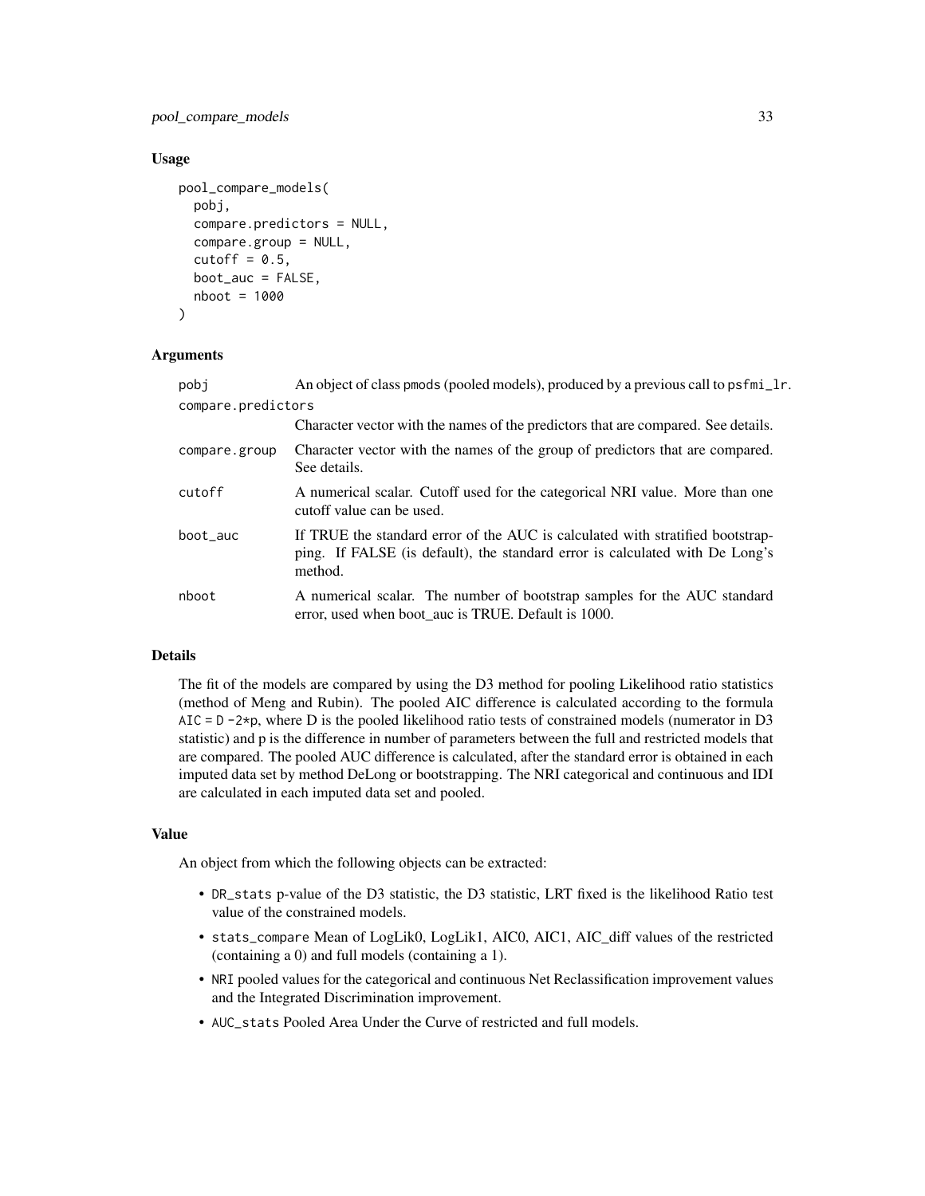## Usage

```
pool_compare_models(
  pobj,
  compare.predictors = NULL,
  compare.group = NULL,
  cutoff = 0.5,
  boot_auc = FALSE,
  nboot = 1000
)
```

## Arguments

| | |
|---|---|
| pobj | An object of class pmods (pooled models), produced by a previous call to psfmi_lr. |
| compare.predictors | Character vector with the names of the predictors that are compared. See details. |
| compare.group | Character vector with the names of the group of predictors that are compared. See details. |
| cutoff | A numerical scalar. Cutoff used for the categorical NRI value. More than one cutoff value can be used. |
| boot_auc | If TRUE the standard error of the AUC is calculated with stratified bootstrapping. If FALSE (is default), the standard error is calculated with De Long's method. |
| nboot | A numerical scalar. The number of bootstrap samples for the AUC standard error, used when boot_auc is TRUE. Default is 1000. |

## Details

The fit of the models are compared by using the D3 method for pooling Likelihood ratio statistics (method of Meng and Rubin). The pooled AIC difference is calculated according to the formula `AIC = D -2*p`, where D is the pooled likelihood ratio tests of constrained models (numerator in D3 statistic) and p is the difference in number of parameters between the full and restricted models that are compared. The pooled AUC difference is calculated, after the standard error is obtained in each imputed data set by method DeLong or bootstrapping. The NRI categorical and continuous and IDI are calculated in each imputed data set and pooled.

## Value

An object from which the following objects can be extracted:

- `DR_stats` p-value of the D3 statistic, the D3 statistic, LRT fixed is the likelihood Ratio test value of the constrained models.
- `stats_compare` Mean of LogLik0, LogLik1, AIC0, AIC1, AIC_diff values of the restricted (containing a 0) and full models (containing a 1).
- `NRI` pooled values for the categorical and continuous Net Reclassification improvement values and the Integrated Discrimination improvement.
- `AUC_stats` Pooled Area Under the Curve of restricted and full models.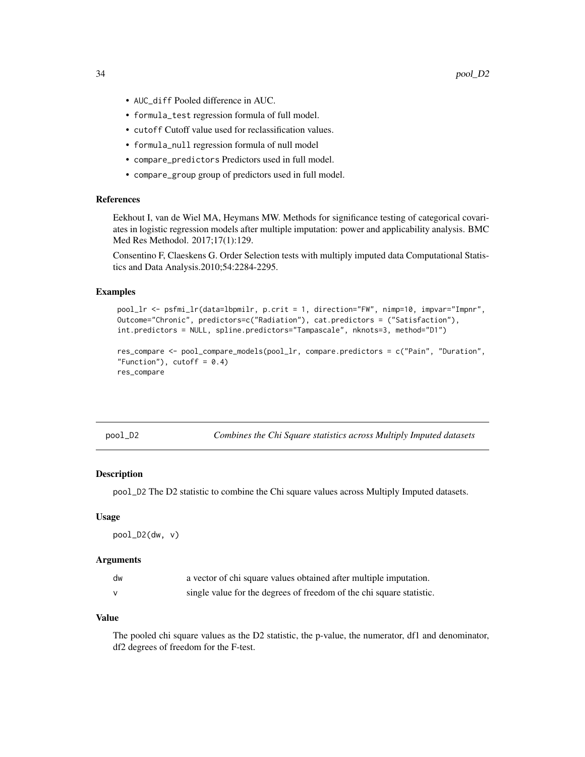- `AUC_diff` Pooled difference in AUC.
- `formula_test` regression formula of full model.
- `cutoff` Cutoff value used for reclassification values.
- `formula_null` regression formula of null model
- `compare_predictors` Predictors used in full model.
- `compare_group` group of predictors used in full model.

### References

Eekhout I, van de Wiel MA, Heymans MW. Methods for significance testing of categorical covariates in logistic regression models after multiple imputation: power and applicability analysis. BMC Med Res Methodol. 2017;17(1):129.

Consentino F, Claeskens G. Order Selection tests with multiply imputed data Computational Statistics and Data Analysis.2010;54:2284-2295.

### Examples

```
pool_lr <- psfmi_lr(data=lbpmilr, p.crit = 1, direction="FW", nimp=10, impvar="Impnr",
Outcome="Chronic", predictors=c("Radiation"), cat.predictors = ("Satisfaction"),
int.predictors = NULL, spline.predictors="Tampascale", nknots=3, method="D1")

res_compare <- pool_compare_models(pool_lr, compare.predictors = c("Pain", "Duration",
"Function"), cutoff = 0.4)
res_compare
```

---

## pool_D2 — *Combines the Chi Square statistics across Multiply Imputed datasets*

### Description

`pool_D2` The D2 statistic to combine the Chi square values across Multiply Imputed datasets.

### Usage

```
pool_D2(dw, v)
```

### Arguments

| | |
|---|---|
| `dw` | a vector of chi square values obtained after multiple imputation. |
| `v` | single value for the degrees of freedom of the chi square statistic. |

### Value

The pooled chi square values as the D2 statistic, the p-value, the numerator, df1 and denominator, df2 degrees of freedom for the F-test.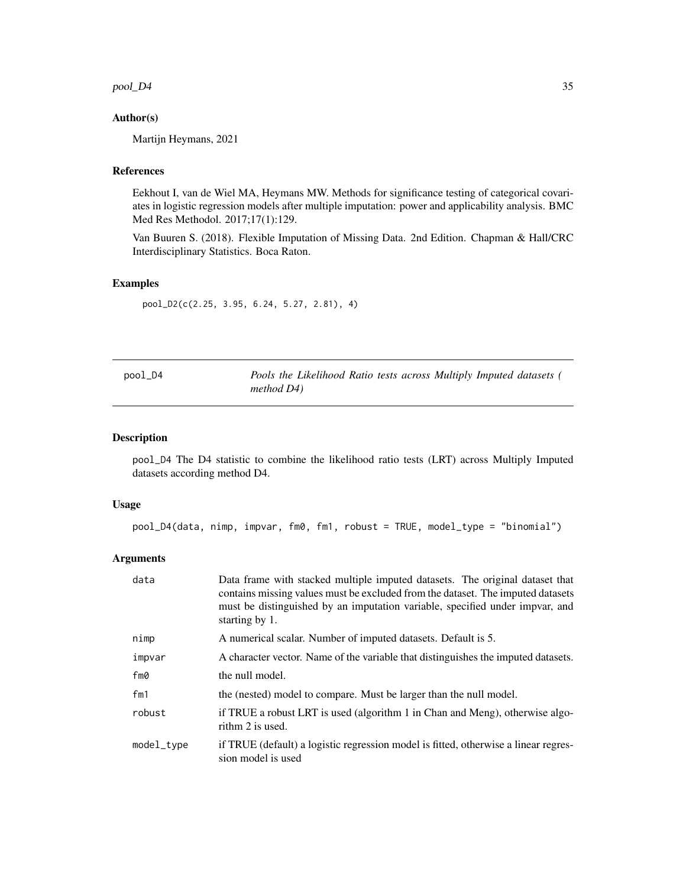### Author(s)

Martijn Heymans, 2021

### References

Eekhout I, van de Wiel MA, Heymans MW. Methods for significance testing of categorical covariates in logistic regression models after multiple imputation: power and applicability analysis. BMC Med Res Methodol. 2017;17(1):129.

Van Buuren S. (2018). Flexible Imputation of Missing Data. 2nd Edition. Chapman & Hall/CRC Interdisciplinary Statistics. Boca Raton.

### Examples

```
pool_D2(c(2.25, 3.95, 6.24, 5.27, 2.81), 4)
```

---

## pool_D4 — *Pools the Likelihood Ratio tests across Multiply Imputed datasets ( method D4)*

### Description

pool_D4 The D4 statistic to combine the likelihood ratio tests (LRT) across Multiply Imputed datasets according method D4.

### Usage

```
pool_D4(data, nimp, impvar, fm0, fm1, robust = TRUE, model_type = "binomial")
```

### Arguments

| | |
|---|---|
| data | Data frame with stacked multiple imputed datasets. The original dataset that contains missing values must be excluded from the dataset. The imputed datasets must be distinguished by an imputation variable, specified under impvar, and starting by 1. |
| nimp | A numerical scalar. Number of imputed datasets. Default is 5. |
| impvar | A character vector. Name of the variable that distinguishes the imputed datasets. |
| fm0 | the null model. |
| fm1 | the (nested) model to compare. Must be larger than the null model. |
| robust | if TRUE a robust LRT is used (algorithm 1 in Chan and Meng), otherwise algorithm 2 is used. |
| model_type | if TRUE (default) a logistic regression model is fitted, otherwise a linear regression model is used |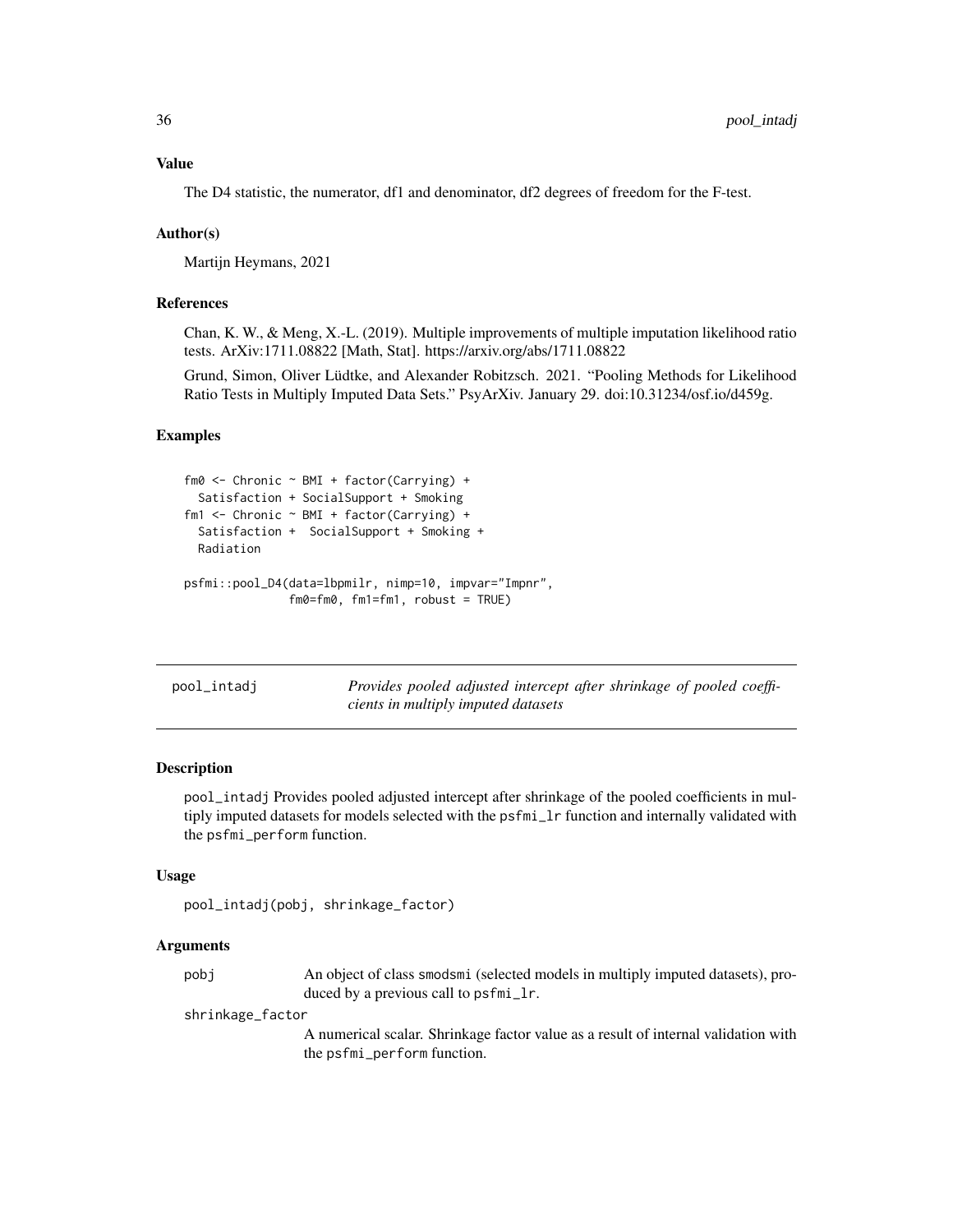### Value

The D4 statistic, the numerator, df1 and denominator, df2 degrees of freedom for the F-test.

### Author(s)

Martijn Heymans, 2021

### References

Chan, K. W., & Meng, X.-L. (2019). Multiple improvements of multiple imputation likelihood ratio tests. ArXiv:1711.08822 [Math, Stat]. https://arxiv.org/abs/1711.08822

Grund, Simon, Oliver Lüdtke, and Alexander Robitzsch. 2021. "Pooling Methods for Likelihood Ratio Tests in Multiply Imputed Data Sets." PsyArXiv. January 29. doi:10.31234/osf.io/d459g.

### Examples

```
fm0 <- Chronic ~ BMI + factor(Carrying) +
  Satisfaction + SocialSupport + Smoking
fm1 <- Chronic ~ BMI + factor(Carrying) +
  Satisfaction +  SocialSupport + Smoking +
  Radiation

psfmi::pool_D4(data=lbpmilr, nimp=10, impvar="Impnr",
               fm0=fm0, fm1=fm1, robust = TRUE)
```

---

## pool_intadj — *Provides pooled adjusted intercept after shrinkage of pooled coefficients in multiply imputed datasets*

---

### Description

pool_intadj Provides pooled adjusted intercept after shrinkage of the pooled coefficients in multiply imputed datasets for models selected with the psfmi_lr function and internally validated with the psfmi_perform function.

### Usage

```
pool_intadj(pobj, shrinkage_factor)
```

### Arguments

- **pobj**: An object of class smodsmi (selected models in multiply imputed datasets), produced by a previous call to psfmi_lr.
- **shrinkage_factor**: A numerical scalar. Shrinkage factor value as a result of internal validation with the psfmi_perform function.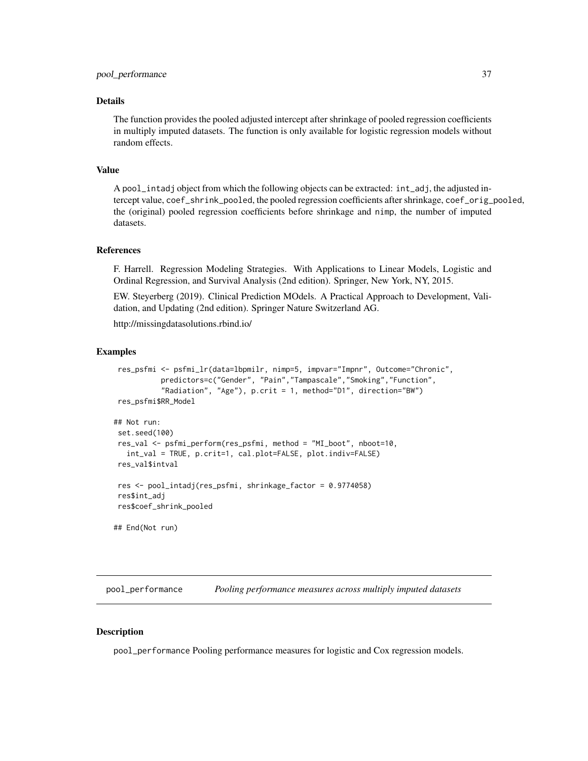## Details

The function provides the pooled adjusted intercept after shrinkage of pooled regression coefficients in multiply imputed datasets. The function is only available for logistic regression models without random effects.

## Value

A `pool_intadj` object from which the following objects can be extracted: `int_adj`, the adjusted intercept value, `coef_shrink_pooled`, the pooled regression coefficients after shrinkage, `coef_orig_pooled`, the (original) pooled regression coefficients before shrinkage and `nimp`, the number of imputed datasets.

## References

F. Harrell. Regression Modeling Strategies. With Applications to Linear Models, Logistic and Ordinal Regression, and Survival Analysis (2nd edition). Springer, New York, NY, 2015.

EW. Steyerberg (2019). Clinical Prediction MOdels. A Practical Approach to Development, Validation, and Updating (2nd edition). Springer Nature Switzerland AG.

http://missingdatasolutions.rbind.io/

## Examples

```
 res_psfmi <- psfmi_lr(data=lbpmilr, nimp=5, impvar="Impnr", Outcome="Chronic",
          predictors=c("Gender", "Pain","Tampascale","Smoking","Function",
          "Radiation", "Age"), p.crit = 1, method="D1", direction="BW")
 res_psfmi$RR_Model

## Not run:
 set.seed(100)
 res_val <- psfmi_perform(res_psfmi, method = "MI_boot", nboot=10,
   int_val = TRUE, p.crit=1, cal.plot=FALSE, plot.indiv=FALSE)
 res_val$intval

 res <- pool_intadj(res_psfmi, shrinkage_factor = 0.9774058)
 res$int_adj
 res$coef_shrink_pooled

## End(Not run)
```

---

# pool_performance — *Pooling performance measures across multiply imputed datasets*

## Description

`pool_performance` Pooling performance measures for logistic and Cox regression models.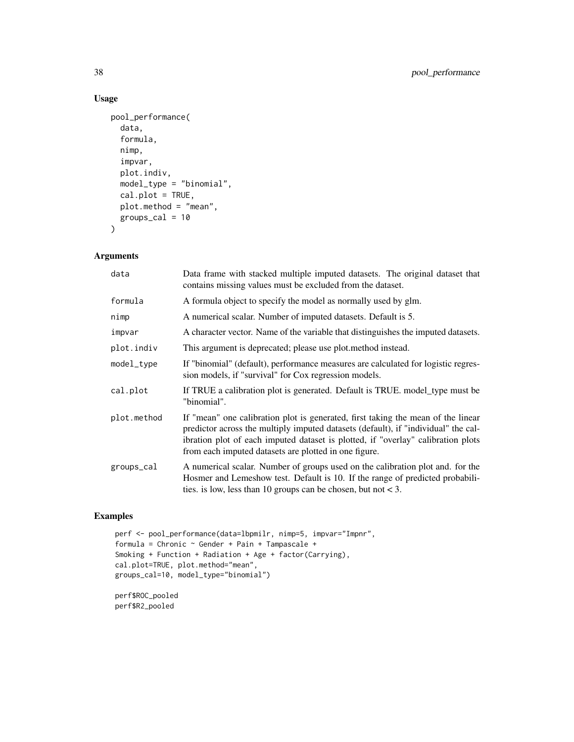## Usage

```
pool_performance(
  data,
  formula,
  nimp,
  impvar,
  plot.indiv,
  model_type = "binomial",
  cal.plot = TRUE,
  plot.method = "mean",
  groups_cal = 10
)
```

## Arguments

| | |
|---|---|
| data | Data frame with stacked multiple imputed datasets. The original dataset that contains missing values must be excluded from the dataset. |
| formula | A formula object to specify the model as normally used by glm. |
| nimp | A numerical scalar. Number of imputed datasets. Default is 5. |
| impvar | A character vector. Name of the variable that distinguishes the imputed datasets. |
| plot.indiv | This argument is deprecated; please use plot.method instead. |
| model_type | If "binomial" (default), performance measures are calculated for logistic regression models, if "survival" for Cox regression models. |
| cal.plot | If TRUE a calibration plot is generated. Default is TRUE. model_type must be "binomial". |
| plot.method | If "mean" one calibration plot is generated, first taking the mean of the linear predictor across the multiply imputed datasets (default), if "individual" the calibration plot of each imputed dataset is plotted, if "overlay" calibration plots from each imputed datasets are plotted in one figure. |
| groups_cal | A numerical scalar. Number of groups used on the calibration plot and. for the Hosmer and Lemeshow test. Default is 10. If the range of predicted probabilities. is low, less than 10 groups can be chosen, but not < 3. |

## Examples

```
perf <- pool_performance(data=lbpmilr, nimp=5, impvar="Impnr",
formula = Chronic ~ Gender + Pain + Tampascale +
Smoking + Function + Radiation + Age + factor(Carrying),
cal.plot=TRUE, plot.method="mean",
groups_cal=10, model_type="binomial")

perf$ROC_pooled
perf$R2_pooled
```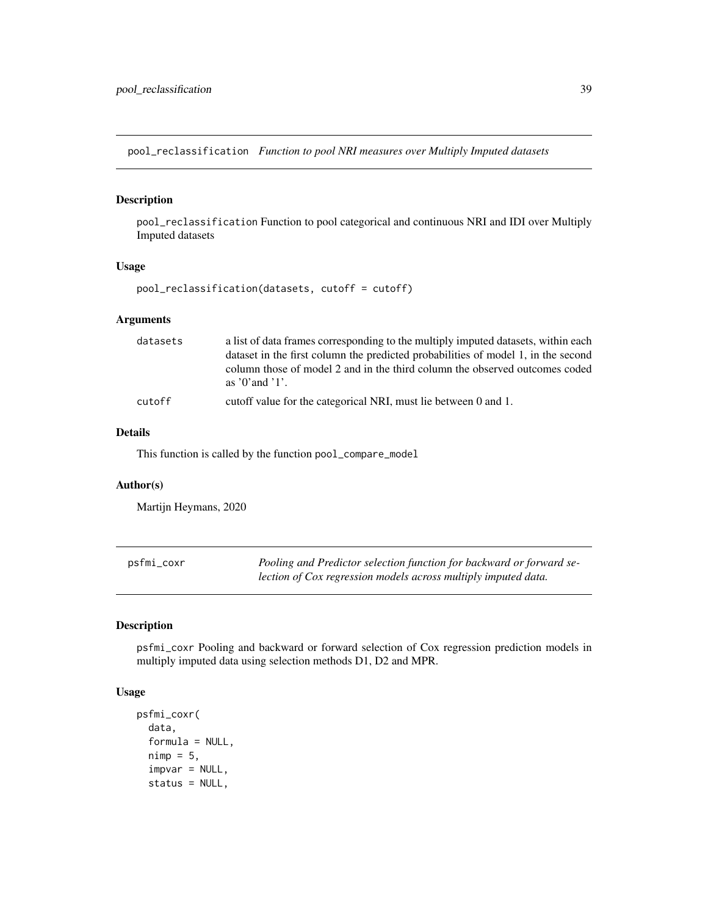pool_reclassification    *Function to pool NRI measures over Multiply Imputed datasets*

### Description

pool_reclassification Function to pool categorical and continuous NRI and IDI over Multiply Imputed datasets

### Usage

```
pool_reclassification(datasets, cutoff = cutoff)
```

### Arguments

| | |
|---|---|
| datasets | a list of data frames corresponding to the multiply imputed datasets, within each dataset in the first column the predicted probabilities of model 1, in the second column those of model 2 and in the third column the observed outcomes coded as '0'and '1'. |
| cutoff | cutoff value for the categorical NRI, must lie between 0 and 1. |

### Details

This function is called by the function pool_compare_model

### Author(s)

Martijn Heymans, 2020

psfmi_coxr    *Pooling and Predictor selection function for backward or forward selection of Cox regression models across multiply imputed data.*

### Description

psfmi_coxr Pooling and backward or forward selection of Cox regression prediction models in multiply imputed data using selection methods D1, D2 and MPR.

### Usage

```
psfmi_coxr(
  data,
  formula = NULL,
  nimp = 5,
  impvar = NULL,
  status = NULL,
```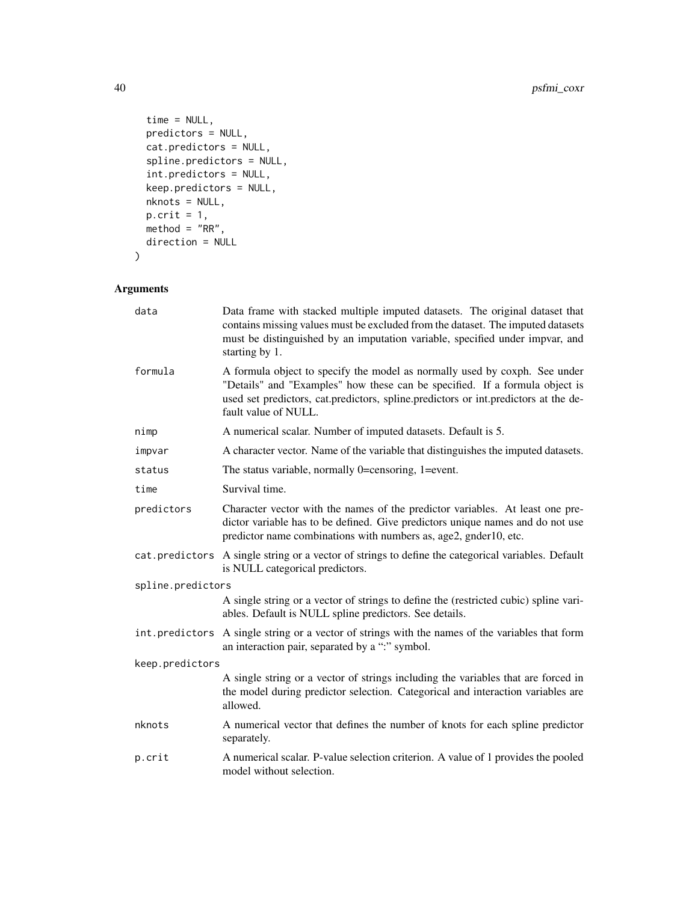```
  time = NULL,
  predictors = NULL,
  cat.predictors = NULL,
  spline.predictors = NULL,
  int.predictors = NULL,
  keep.predictors = NULL,
  nknots = NULL,
  p.crit = 1,
  method = "RR",
  direction = NULL
)
```

## Arguments

| | |
|---|---|
| data | Data frame with stacked multiple imputed datasets. The original dataset that contains missing values must be excluded from the dataset. The imputed datasets must be distinguished by an imputation variable, specified under impvar, and starting by 1. |
| formula | A formula object to specify the model as normally used by coxph. See under "Details" and "Examples" how these can be specified. If a formula object is used set predictors, cat.predictors, spline.predictors or int.predictors at the default value of NULL. |
| nimp | A numerical scalar. Number of imputed datasets. Default is 5. |
| impvar | A character vector. Name of the variable that distinguishes the imputed datasets. |
| status | The status variable, normally 0=censoring, 1=event. |
| time | Survival time. |
| predictors | Character vector with the names of the predictor variables. At least one predictor variable has to be defined. Give predictors unique names and do not use predictor name combinations with numbers as, age2, gnder10, etc. |
| cat.predictors | A single string or a vector of strings to define the categorical variables. Default is NULL categorical predictors. |
| spline.predictors | A single string or a vector of strings to define the (restricted cubic) spline variables. Default is NULL spline predictors. See details. |
| int.predictors | A single string or a vector of strings with the names of the variables that form an interaction pair, separated by a ":" symbol. |
| keep.predictors | A single string or a vector of strings including the variables that are forced in the model during predictor selection. Categorical and interaction variables are allowed. |
| nknots | A numerical vector that defines the number of knots for each spline predictor separately. |
| p.crit | A numerical scalar. P-value selection criterion. A value of 1 provides the pooled model without selection. |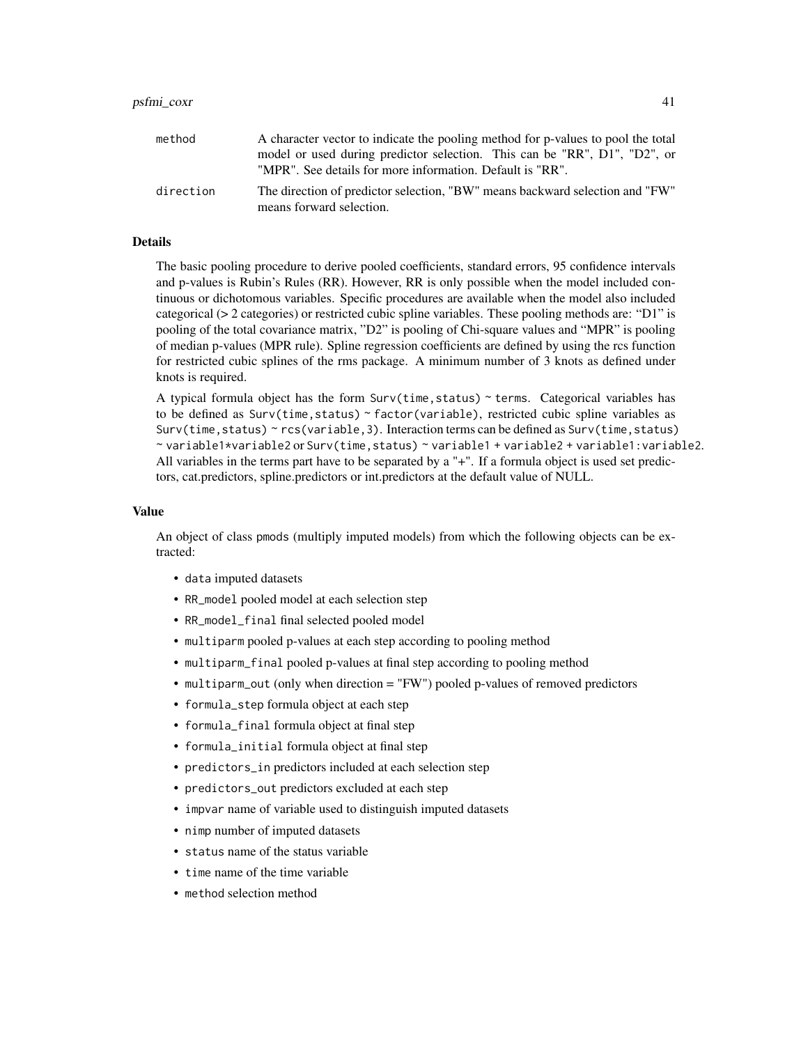method
: A character vector to indicate the pooling method for p-values to pool the total model or used during predictor selection. This can be "RR", D1", "D2", or "MPR". See details for more information. Default is "RR".

direction
: The direction of predictor selection, "BW" means backward selection and "FW" means forward selection.

## Details

The basic pooling procedure to derive pooled coefficients, standard errors, 95 confidence intervals and p-values is Rubin's Rules (RR). However, RR is only possible when the model included continuous or dichotomous variables. Specific procedures are available when the model also included categorical (> 2 categories) or restricted cubic spline variables. These pooling methods are: "D1" is pooling of the total covariance matrix, "D2" is pooling of Chi-square values and "MPR" is pooling of median p-values (MPR rule). Spline regression coefficients are defined by using the rcs function for restricted cubic splines of the rms package. A minimum number of 3 knots as defined under knots is required.

A typical formula object has the form `Surv(time,status) ~ terms`. Categorical variables has to be defined as `Surv(time,status) ~ factor(variable)`, restricted cubic spline variables as `Surv(time,status) ~ rcs(variable,3)`. Interaction terms can be defined as `Surv(time,status) ~ variable1*variable2` or `Surv(time,status) ~ variable1 + variable2 + variable1:variable2`. All variables in the terms part have to be separated by a "+". If a formula object is used set predictors, cat.predictors, spline.predictors or int.predictors at the default value of NULL.

## Value

An object of class `pmods` (multiply imputed models) from which the following objects can be extracted:

- `data` imputed datasets
- `RR_model` pooled model at each selection step
- `RR_model_final` final selected pooled model
- `multiparm` pooled p-values at each step according to pooling method
- `multiparm_final` pooled p-values at final step according to pooling method
- `multiparm_out` (only when direction = "FW") pooled p-values of removed predictors
- `formula_step` formula object at each step
- `formula_final` formula object at final step
- `formula_initial` formula object at final step
- `predictors_in` predictors included at each selection step
- `predictors_out` predictors excluded at each step
- `impvar` name of variable used to distinguish imputed datasets
- `nimp` number of imputed datasets
- `status` name of the status variable
- `time` name of the time variable
- `method` selection method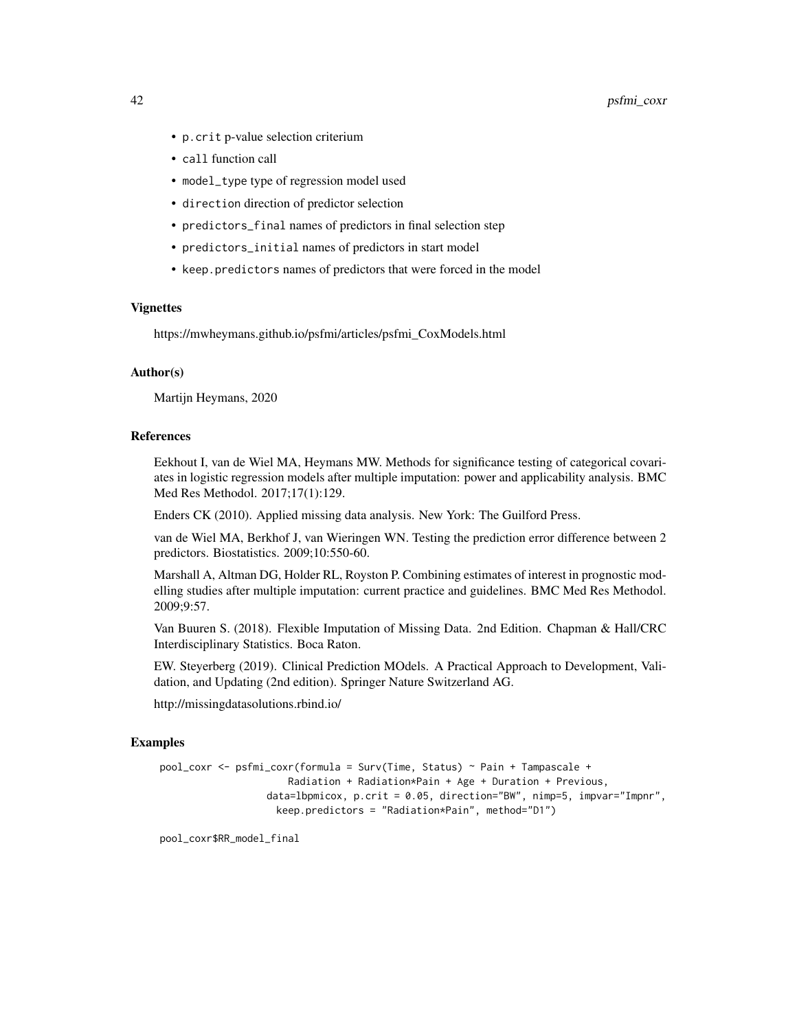- `p.crit` p-value selection criterium
- `call` function call
- `model_type` type of regression model used
- `direction` direction of predictor selection
- `predictors_final` names of predictors in final selection step
- `predictors_initial` names of predictors in start model
- `keep.predictors` names of predictors that were forced in the model

### Vignettes

https://mwheymans.github.io/psfmi/articles/psfmi_CoxModels.html

### Author(s)

Martijn Heymans, 2020

### References

Eekhout I, van de Wiel MA, Heymans MW. Methods for significance testing of categorical covariates in logistic regression models after multiple imputation: power and applicability analysis. BMC Med Res Methodol. 2017;17(1):129.

Enders CK (2010). Applied missing data analysis. New York: The Guilford Press.

van de Wiel MA, Berkhof J, van Wieringen WN. Testing the prediction error difference between 2 predictors. Biostatistics. 2009;10:550-60.

Marshall A, Altman DG, Holder RL, Royston P. Combining estimates of interest in prognostic modelling studies after multiple imputation: current practice and guidelines. BMC Med Res Methodol. 2009;9:57.

Van Buuren S. (2018). Flexible Imputation of Missing Data. 2nd Edition. Chapman & Hall/CRC Interdisciplinary Statistics. Boca Raton.

EW. Steyerberg (2019). Clinical Prediction MOdels. A Practical Approach to Development, Validation, and Updating (2nd edition). Springer Nature Switzerland AG.

http://missingdatasolutions.rbind.io/

### Examples

```
pool_coxr <- psfmi_coxr(formula = Surv(Time, Status) ~ Pain + Tampascale +
                    Radiation + Radiation*Pain + Age + Duration + Previous,
                 data=lbpmicox, p.crit = 0.05, direction="BW", nimp=5, impvar="Impnr",
                   keep.predictors = "Radiation*Pain", method="D1")

pool_coxr$RR_model_final
```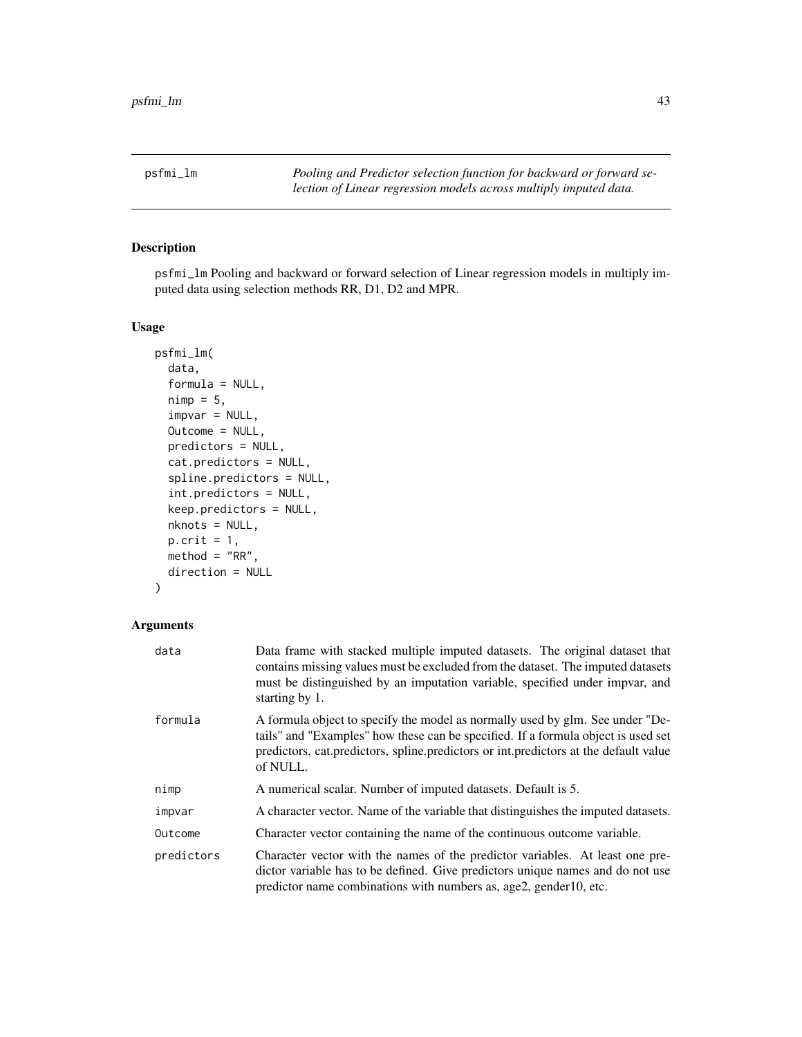psfmi_lm *Pooling and Predictor selection function for backward or forward selection of Linear regression models across multiply imputed data.*

## Description

psfmi_lm Pooling and backward or forward selection of Linear regression models in multiply imputed data using selection methods RR, D1, D2 and MPR.

## Usage

```
psfmi_lm(
  data,
  formula = NULL,
  nimp = 5,
  impvar = NULL,
  Outcome = NULL,
  predictors = NULL,
  cat.predictors = NULL,
  spline.predictors = NULL,
  int.predictors = NULL,
  keep.predictors = NULL,
  nknots = NULL,
  p.crit = 1,
  method = "RR",
  direction = NULL
)
```

## Arguments

| | |
|---|---|
| data | Data frame with stacked multiple imputed datasets. The original dataset that contains missing values must be excluded from the dataset. The imputed datasets must be distinguished by an imputation variable, specified under impvar, and starting by 1. |
| formula | A formula object to specify the model as normally used by glm. See under "Details" and "Examples" how these can be specified. If a formula object is used set predictors, cat.predictors, spline.predictors or int.predictors at the default value of NULL. |
| nimp | A numerical scalar. Number of imputed datasets. Default is 5. |
| impvar | A character vector. Name of the variable that distinguishes the imputed datasets. |
| Outcome | Character vector containing the name of the continuous outcome variable. |
| predictors | Character vector with the names of the predictor variables. At least one predictor variable has to be defined. Give predictors unique names and do not use predictor name combinations with numbers as, age2, gender10, etc. |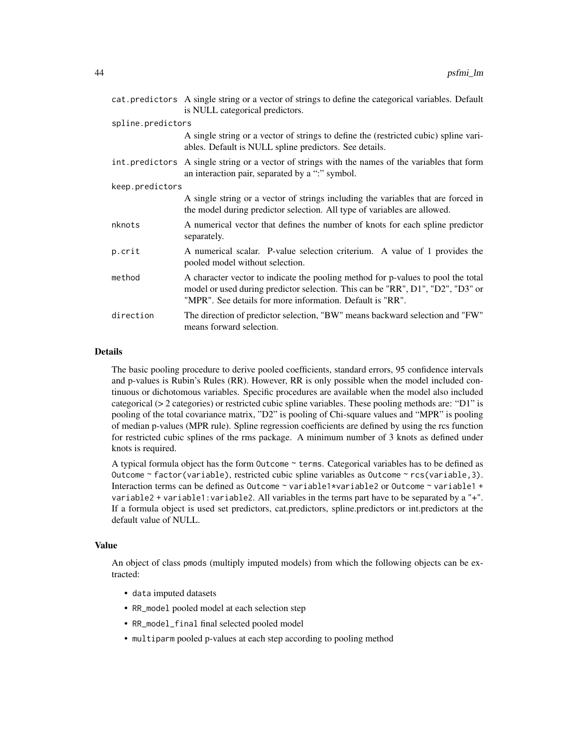`cat.predictors` A single string or a vector of strings to define the categorical variables. Default is NULL categorical predictors.

`spline.predictors` A single string or a vector of strings to define the (restricted cubic) spline variables. Default is NULL spline predictors. See details.

`int.predictors` A single string or a vector of strings with the names of the variables that form an interaction pair, separated by a ":" symbol.

`keep.predictors` A single string or a vector of strings including the variables that are forced in the model during predictor selection. All type of variables are allowed.

`nknots` A numerical vector that defines the number of knots for each spline predictor separately.

`p.crit` A numerical scalar. P-value selection criterium. A value of 1 provides the pooled model without selection.

`method` A character vector to indicate the pooling method for p-values to pool the total model or used during predictor selection. This can be "RR", D1", "D2", "D3" or "MPR". See details for more information. Default is "RR".

`direction` The direction of predictor selection, "BW" means backward selection and "FW" means forward selection.

### Details

The basic pooling procedure to derive pooled coefficients, standard errors, 95 confidence intervals and p-values is Rubin's Rules (RR). However, RR is only possible when the model included continuous or dichotomous variables. Specific procedures are available when the model also included categorical (> 2 categories) or restricted cubic spline variables. These pooling methods are: "D1" is pooling of the total covariance matrix, "D2" is pooling of Chi-square values and "MPR" is pooling of median p-values (MPR rule). Spline regression coefficients are defined by using the rcs function for restricted cubic splines of the rms package. A minimum number of 3 knots as defined under knots is required.

A typical formula object has the form `Outcome ~ terms`. Categorical variables has to be defined as `Outcome ~ factor(variable)`, restricted cubic spline variables as `Outcome ~ rcs(variable,3)`. Interaction terms can be defined as `Outcome ~ variable1*variable2` or `Outcome ~ variable1 + variable2 + variable1:variable2`. All variables in the terms part have to be separated by a "+". If a formula object is used set predictors, cat.predictors, spline.predictors or int.predictors at the default value of NULL.

### Value

An object of class `pmods` (multiply imputed models) from which the following objects can be extracted:

- `data` imputed datasets
- `RR_model` pooled model at each selection step
- `RR_model_final` final selected pooled model
- `multiparm` pooled p-values at each step according to pooling method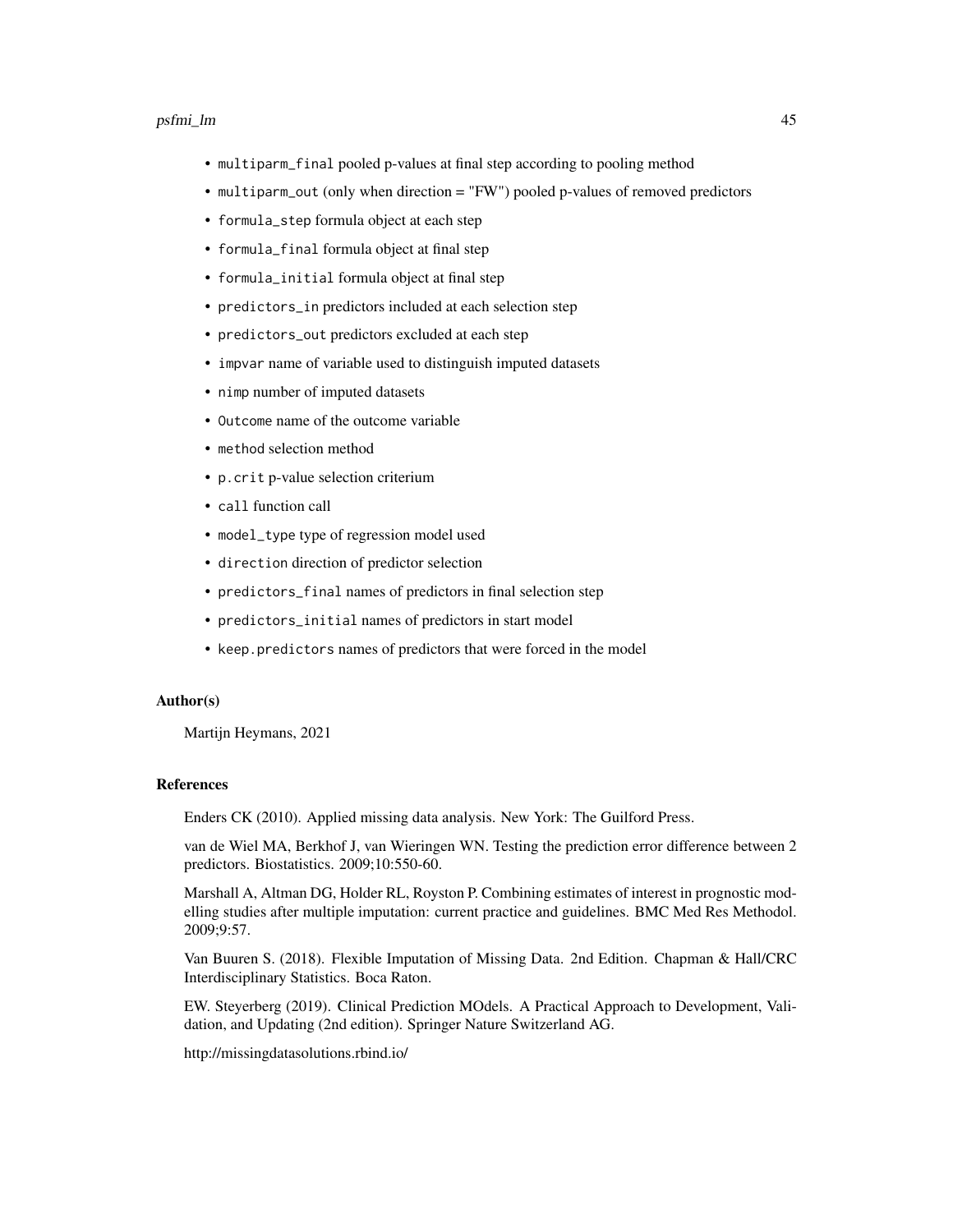- `multiparm_final` pooled p-values at final step according to pooling method
- `multiparm_out` (only when direction = "FW") pooled p-values of removed predictors
- `formula_step` formula object at each step
- `formula_final` formula object at final step
- `formula_initial` formula object at final step
- `predictors_in` predictors included at each selection step
- `predictors_out` predictors excluded at each step
- `impvar` name of variable used to distinguish imputed datasets
- `nimp` number of imputed datasets
- `Outcome` name of the outcome variable
- `method` selection method
- `p.crit` p-value selection criterium
- `call` function call
- `model_type` type of regression model used
- `direction` direction of predictor selection
- `predictors_final` names of predictors in final selection step
- `predictors_initial` names of predictors in start model
- `keep.predictors` names of predictors that were forced in the model

### Author(s)

Martijn Heymans, 2021

### References

Enders CK (2010). Applied missing data analysis. New York: The Guilford Press.

van de Wiel MA, Berkhof J, van Wieringen WN. Testing the prediction error difference between 2 predictors. Biostatistics. 2009;10:550-60.

Marshall A, Altman DG, Holder RL, Royston P. Combining estimates of interest in prognostic modelling studies after multiple imputation: current practice and guidelines. BMC Med Res Methodol. 2009;9:57.

Van Buuren S. (2018). Flexible Imputation of Missing Data. 2nd Edition. Chapman & Hall/CRC Interdisciplinary Statistics. Boca Raton.

EW. Steyerberg (2019). Clinical Prediction MOdels. A Practical Approach to Development, Validation, and Updating (2nd edition). Springer Nature Switzerland AG.

http://missingdatasolutions.rbind.io/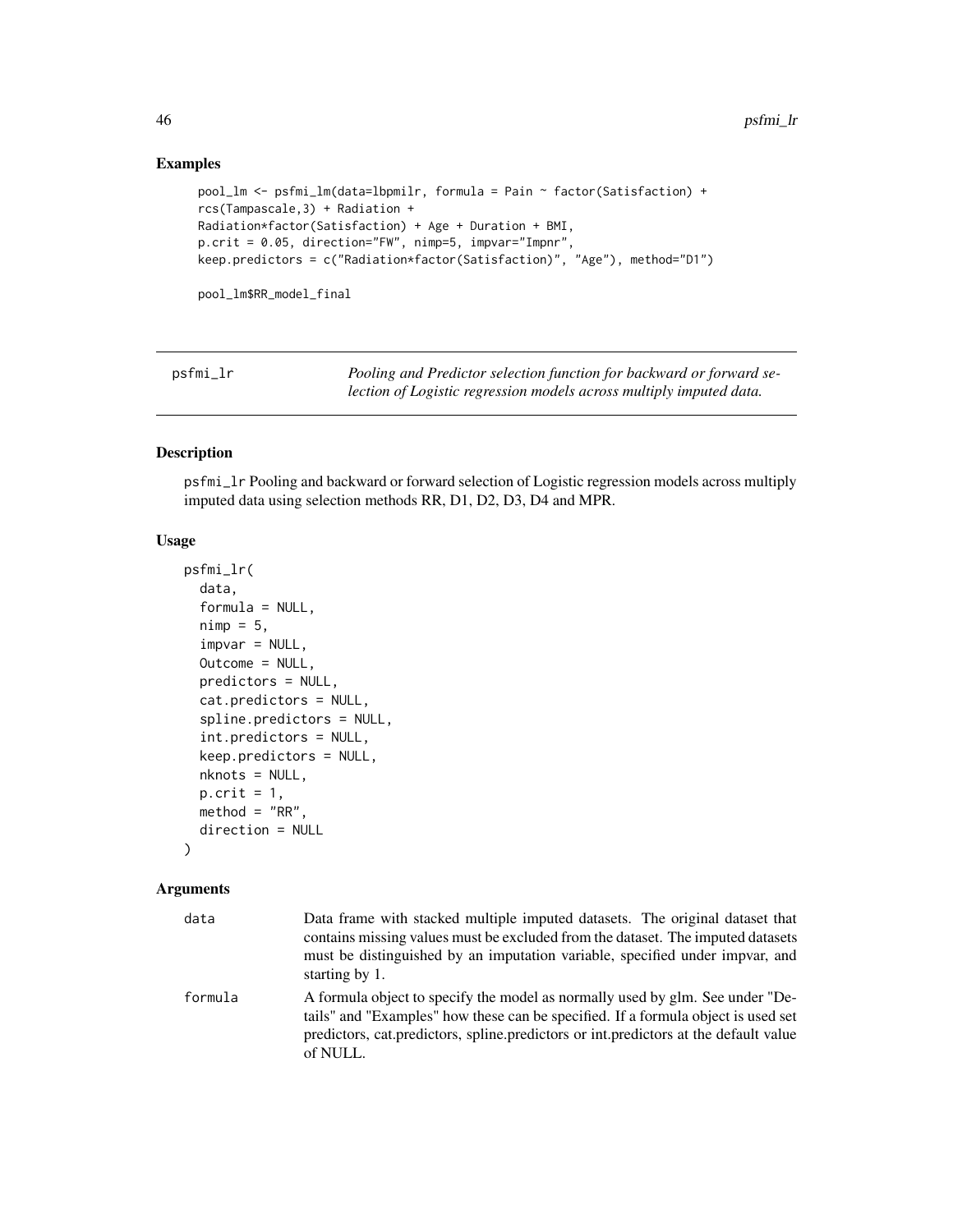## Examples

```
pool_lm <- psfmi_lm(data=lbpmilr, formula = Pain ~ factor(Satisfaction) +
rcs(Tampascale,3) + Radiation +
Radiation*factor(Satisfaction) + Age + Duration + BMI,
p.crit = 0.05, direction="FW", nimp=5, impvar="Impnr",
keep.predictors = c("Radiation*factor(Satisfaction)", "Age"), method="D1")

pool_lm$RR_model_final
```

---

# psfmi_lr

*Pooling and Predictor selection function for backward or forward selection of Logistic regression models across multiply imputed data.*

---

## Description

psfmi_lr Pooling and backward or forward selection of Logistic regression models across multiply imputed data using selection methods RR, D1, D2, D3, D4 and MPR.

## Usage

```
psfmi_lr(
  data,
  formula = NULL,
  nimp = 5,
  impvar = NULL,
  Outcome = NULL,
  predictors = NULL,
  cat.predictors = NULL,
  spline.predictors = NULL,
  int.predictors = NULL,
  keep.predictors = NULL,
  nknots = NULL,
  p.crit = 1,
  method = "RR",
  direction = NULL
)
```

## Arguments

| | |
|---|---|
| data | Data frame with stacked multiple imputed datasets. The original dataset that contains missing values must be excluded from the dataset. The imputed datasets must be distinguished by an imputation variable, specified under impvar, and starting by 1. |
| formula | A formula object to specify the model as normally used by glm. See under "Details" and "Examples" how these can be specified. If a formula object is used set predictors, cat.predictors, spline.predictors or int.predictors at the default value of NULL. |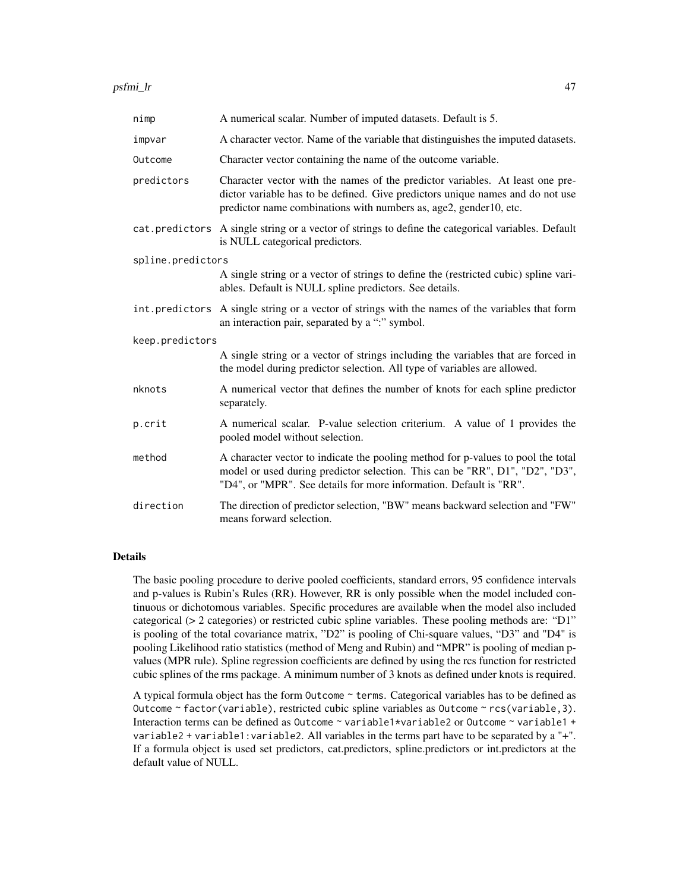| | |
|---|---|
| `nimp` | A numerical scalar. Number of imputed datasets. Default is 5. |
| `impvar` | A character vector. Name of the variable that distinguishes the imputed datasets. |
| `Outcome` | Character vector containing the name of the outcome variable. |
| `predictors` | Character vector with the names of the predictor variables. At least one predictor variable has to be defined. Give predictors unique names and do not use predictor name combinations with numbers as, age2, gender10, etc. |
| `cat.predictors` | A single string or a vector of strings to define the categorical variables. Default is NULL categorical predictors. |
| `spline.predictors` | A single string or a vector of strings to define the (restricted cubic) spline variables. Default is NULL spline predictors. See details. |
| `int.predictors` | A single string or a vector of strings with the names of the variables that form an interaction pair, separated by a ":" symbol. |
| `keep.predictors` | A single string or a vector of strings including the variables that are forced in the model during predictor selection. All type of variables are allowed. |
| `nknots` | A numerical vector that defines the number of knots for each spline predictor separately. |
| `p.crit` | A numerical scalar. P-value selection criterium. A value of 1 provides the pooled model without selection. |
| `method` | A character vector to indicate the pooling method for p-values to pool the total model or used during predictor selection. This can be "RR", D1", "D2", "D3", "D4", or "MPR". See details for more information. Default is "RR". |
| `direction` | The direction of predictor selection, "BW" means backward selection and "FW" means forward selection. |

### Details

The basic pooling procedure to derive pooled coefficients, standard errors, 95 confidence intervals and p-values is Rubin's Rules (RR). However, RR is only possible when the model included continuous or dichotomous variables. Specific procedures are available when the model also included categorical (> 2 categories) or restricted cubic spline variables. These pooling methods are: "D1" is pooling of the total covariance matrix, "D2" is pooling of Chi-square values, "D3" and "D4" is pooling Likelihood ratio statistics (method of Meng and Rubin) and "MPR" is pooling of median p-values (MPR rule). Spline regression coefficients are defined by using the rcs function for restricted cubic splines of the rms package. A minimum number of 3 knots as defined under knots is required.

A typical formula object has the form `Outcome ~ terms`. Categorical variables has to be defined as `Outcome ~ factor(variable)`, restricted cubic spline variables as `Outcome ~ rcs(variable,3)`. Interaction terms can be defined as `Outcome ~ variable1*variable2` or `Outcome ~ variable1 + variable2 + variable1:variable2`. All variables in the terms part have to be separated by a "+". If a formula object is used set predictors, cat.predictors, spline.predictors or int.predictors at the default value of NULL.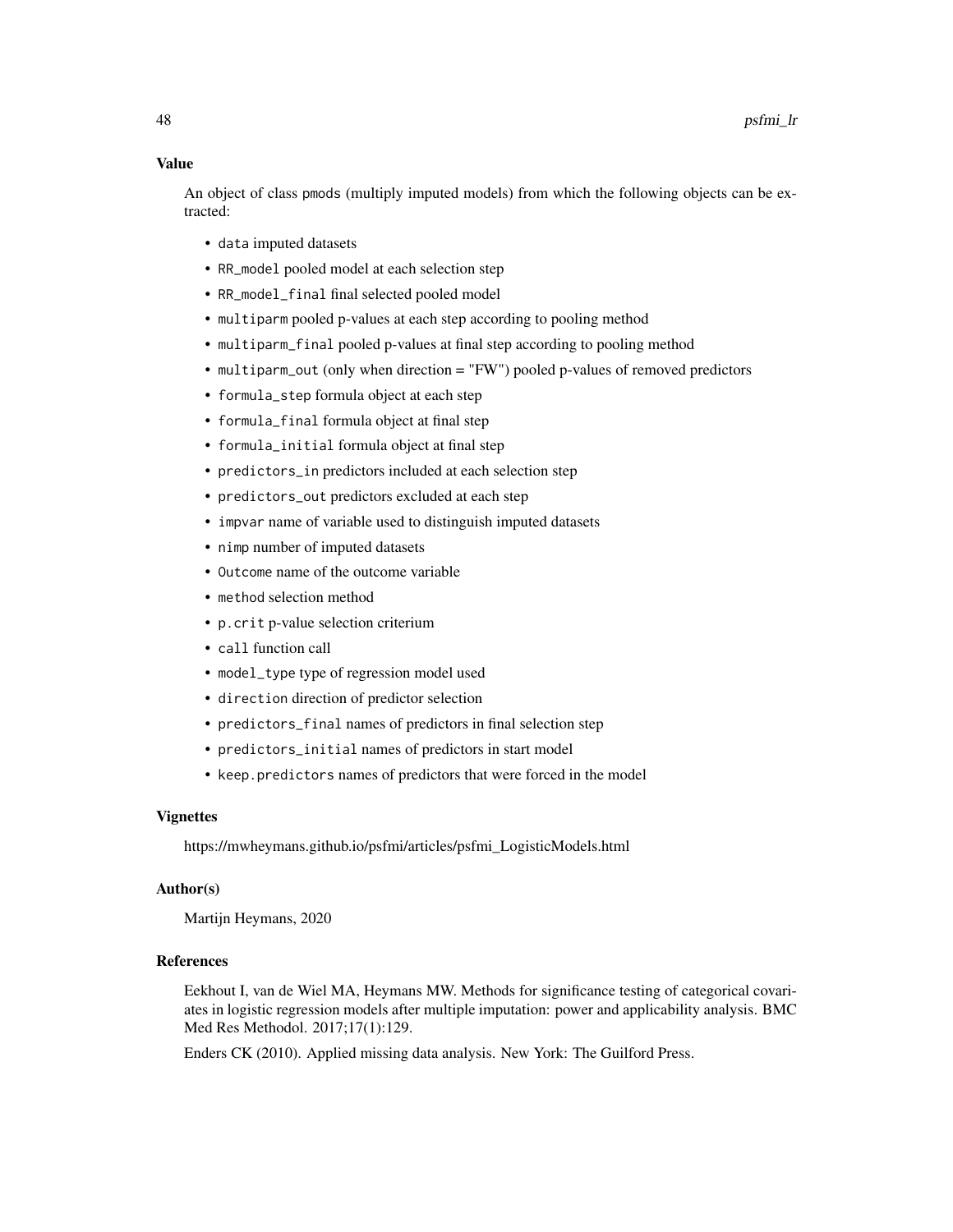## Value

An object of class `pmods` (multiply imputed models) from which the following objects can be extracted:

- `data` imputed datasets
- `RR_model` pooled model at each selection step
- `RR_model_final` final selected pooled model
- `multiparm` pooled p-values at each step according to pooling method
- `multiparm_final` pooled p-values at final step according to pooling method
- `multiparm_out` (only when direction = "FW") pooled p-values of removed predictors
- `formula_step` formula object at each step
- `formula_final` formula object at final step
- `formula_initial` formula object at final step
- `predictors_in` predictors included at each selection step
- `predictors_out` predictors excluded at each step
- `impvar` name of variable used to distinguish imputed datasets
- `nimp` number of imputed datasets
- `Outcome` name of the outcome variable
- `method` selection method
- `p.crit` p-value selection criterium
- `call` function call
- `model_type` type of regression model used
- `direction` direction of predictor selection
- `predictors_final` names of predictors in final selection step
- `predictors_initial` names of predictors in start model
- `keep.predictors` names of predictors that were forced in the model

## Vignettes

https://mwheymans.github.io/psfmi/articles/psfmi_LogisticModels.html

## Author(s)

Martijn Heymans, 2020

## References

Eekhout I, van de Wiel MA, Heymans MW. Methods for significance testing of categorical covariates in logistic regression models after multiple imputation: power and applicability analysis. BMC Med Res Methodol. 2017;17(1):129.

Enders CK (2010). Applied missing data analysis. New York: The Guilford Press.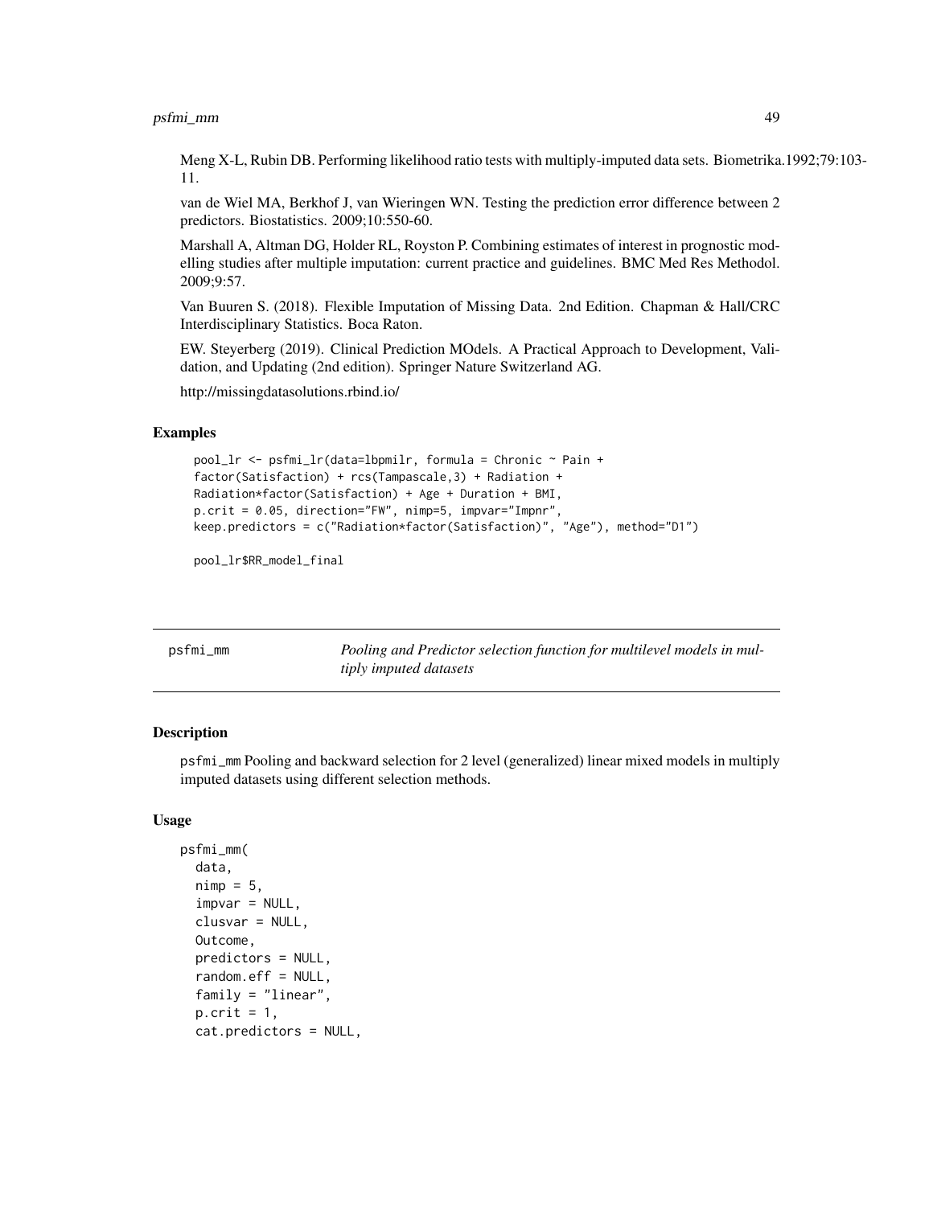Meng X-L, Rubin DB. Performing likelihood ratio tests with multiply-imputed data sets. Biometrika.1992;79:103-11.

van de Wiel MA, Berkhof J, van Wieringen WN. Testing the prediction error difference between 2 predictors. Biostatistics. 2009;10:550-60.

Marshall A, Altman DG, Holder RL, Royston P. Combining estimates of interest in prognostic modelling studies after multiple imputation: current practice and guidelines. BMC Med Res Methodol. 2009;9:57.

Van Buuren S. (2018). Flexible Imputation of Missing Data. 2nd Edition. Chapman & Hall/CRC Interdisciplinary Statistics. Boca Raton.

EW. Steyerberg (2019). Clinical Prediction MOdels. A Practical Approach to Development, Validation, and Updating (2nd edition). Springer Nature Switzerland AG.

http://missingdatasolutions.rbind.io/

## Examples

```
pool_lr <- psfmi_lr(data=lbpmilr, formula = Chronic ~ Pain +
factor(Satisfaction) + rcs(Tampascale,3) + Radiation +
Radiation*factor(Satisfaction) + Age + Duration + BMI,
p.crit = 0.05, direction="FW", nimp=5, impvar="Impnr",
keep.predictors = c("Radiation*factor(Satisfaction)", "Age"), method="D1")

pool_lr$RR_model_final
```

---

# psfmi_mm — *Pooling and Predictor selection function for multilevel models in multiply imputed datasets*

## Description

psfmi_mm Pooling and backward selection for 2 level (generalized) linear mixed models in multiply imputed datasets using different selection methods.

## Usage

```
psfmi_mm(
  data,
  nimp = 5,
  impvar = NULL,
  clusvar = NULL,
  Outcome,
  predictors = NULL,
  random.eff = NULL,
  family = "linear",
  p.crit = 1,
  cat.predictors = NULL,
```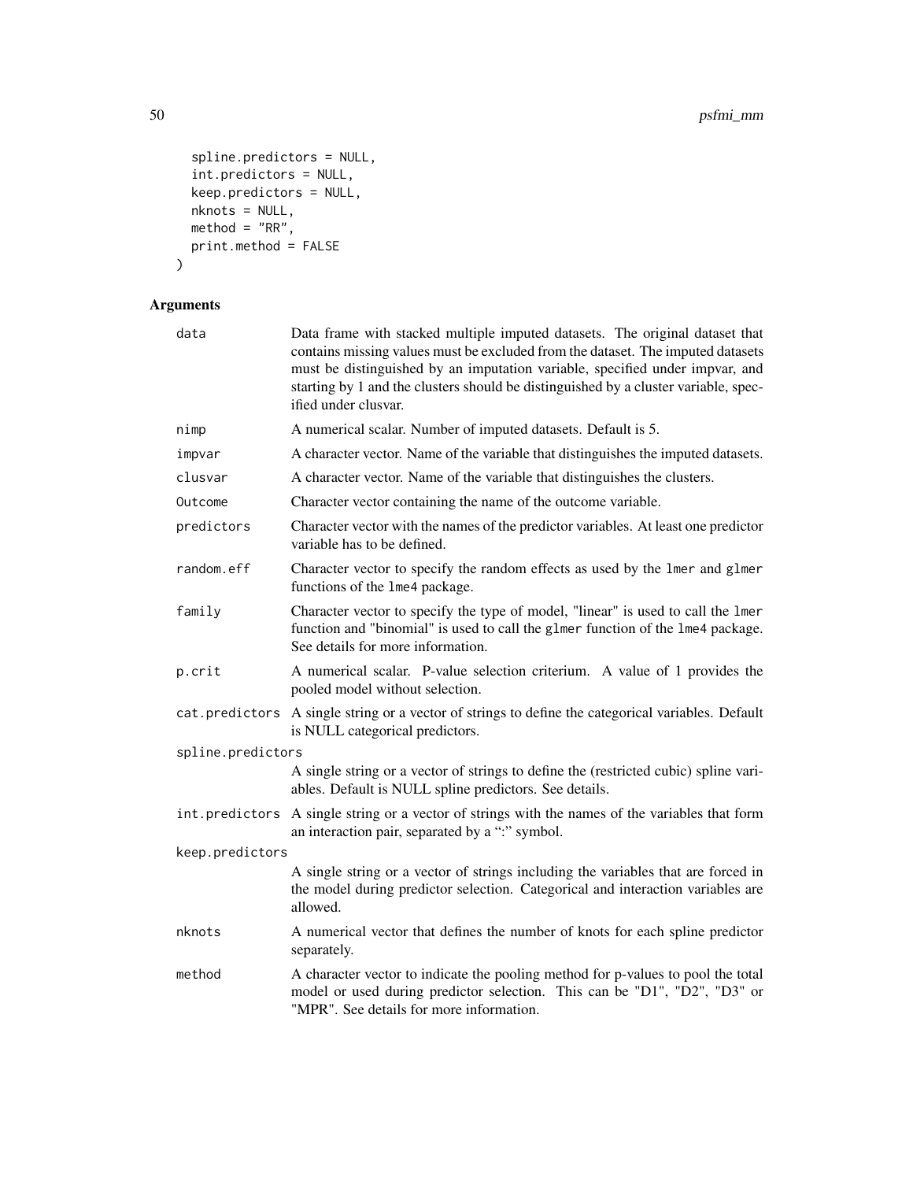```
  spline.predictors = NULL,
  int.predictors = NULL,
  keep.predictors = NULL,
  nknots = NULL,
  method = "RR",
  print.method = FALSE
)
```

## Arguments

| | |
|---|---|
| `data` | Data frame with stacked multiple imputed datasets. The original dataset that contains missing values must be excluded from the dataset. The imputed datasets must be distinguished by an imputation variable, specified under impvar, and starting by 1 and the clusters should be distinguished by a cluster variable, specified under clusvar. |
| `nimp` | A numerical scalar. Number of imputed datasets. Default is 5. |
| `impvar` | A character vector. Name of the variable that distinguishes the imputed datasets. |
| `clusvar` | A character vector. Name of the variable that distinguishes the clusters. |
| `Outcome` | Character vector containing the name of the outcome variable. |
| `predictors` | Character vector with the names of the predictor variables. At least one predictor variable has to be defined. |
| `random.eff` | Character vector to specify the random effects as used by the `lmer` and `glmer` functions of the `lme4` package. |
| `family` | Character vector to specify the type of model, "linear" is used to call the `lmer` function and "binomial" is used to call the `glmer` function of the `lme4` package. See details for more information. |
| `p.crit` | A numerical scalar. P-value selection criterium. A value of 1 provides the pooled model without selection. |
| `cat.predictors` | A single string or a vector of strings to define the categorical variables. Default is NULL categorical predictors. |
| `spline.predictors` | A single string or a vector of strings to define the (restricted cubic) spline variables. Default is NULL spline predictors. See details. |
| `int.predictors` | A single string or a vector of strings with the names of the variables that form an interaction pair, separated by a ":" symbol. |
| `keep.predictors` | A single string or a vector of strings including the variables that are forced in the model during predictor selection. Categorical and interaction variables are allowed. |
| `nknots` | A numerical vector that defines the number of knots for each spline predictor separately. |
| `method` | A character vector to indicate the pooling method for p-values to pool the total model or used during predictor selection. This can be "D1", "D2", "D3" or "MPR". See details for more information. |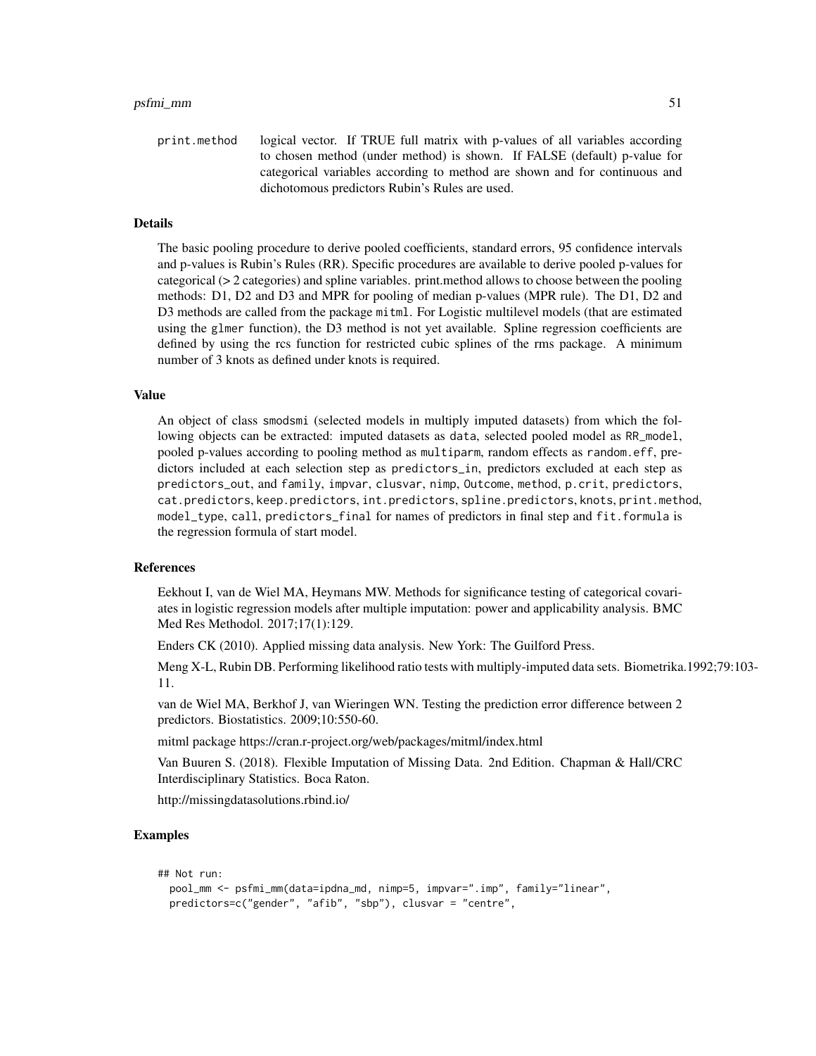print.method logical vector. If TRUE full matrix with p-values of all variables according to chosen method (under method) is shown. If FALSE (default) p-value for categorical variables according to method are shown and for continuous and dichotomous predictors Rubin's Rules are used.

## Details

The basic pooling procedure to derive pooled coefficients, standard errors, 95 confidence intervals and p-values is Rubin's Rules (RR). Specific procedures are available to derive pooled p-values for categorical (> 2 categories) and spline variables. print.method allows to choose between the pooling methods: D1, D2 and D3 and MPR for pooling of median p-values (MPR rule). The D1, D2 and D3 methods are called from the package `mitml`. For Logistic multilevel models (that are estimated using the `glmer` function), the D3 method is not yet available. Spline regression coefficients are defined by using the rcs function for restricted cubic splines of the rms package. A minimum number of 3 knots as defined under knots is required.

## Value

An object of class `smodsmi` (selected models in multiply imputed datasets) from which the following objects can be extracted: imputed datasets as `data`, selected pooled model as `RR_model`, pooled p-values according to pooling method as `multiparm`, random effects as `random.eff`, predictors included at each selection step as `predictors_in`, predictors excluded at each step as `predictors_out`, and `family`, `impvar`, `clusvar`, `nimp`, `Outcome`, `method`, `p.crit`, `predictors`, `cat.predictors`, `keep.predictors`, `int.predictors`, `spline.predictors`, `knots`, `print.method`, `model_type`, `call`, `predictors_final` for names of predictors in final step and `fit.formula` is the regression formula of start model.

## References

Eekhout I, van de Wiel MA, Heymans MW. Methods for significance testing of categorical covariates in logistic regression models after multiple imputation: power and applicability analysis. BMC Med Res Methodol. 2017;17(1):129.

Enders CK (2010). Applied missing data analysis. New York: The Guilford Press.

Meng X-L, Rubin DB. Performing likelihood ratio tests with multiply-imputed data sets. Biometrika.1992;79:103-11.

van de Wiel MA, Berkhof J, van Wieringen WN. Testing the prediction error difference between 2 predictors. Biostatistics. 2009;10:550-60.

mitml package https://cran.r-project.org/web/packages/mitml/index.html

Van Buuren S. (2018). Flexible Imputation of Missing Data. 2nd Edition. Chapman & Hall/CRC Interdisciplinary Statistics. Boca Raton.

http://missingdatasolutions.rbind.io/

## Examples

```
## Not run:
  pool_mm <- psfmi_mm(data=ipdna_md, nimp=5, impvar=".imp", family="linear",
  predictors=c("gender", "afib", "sbp"), clusvar = "centre",
```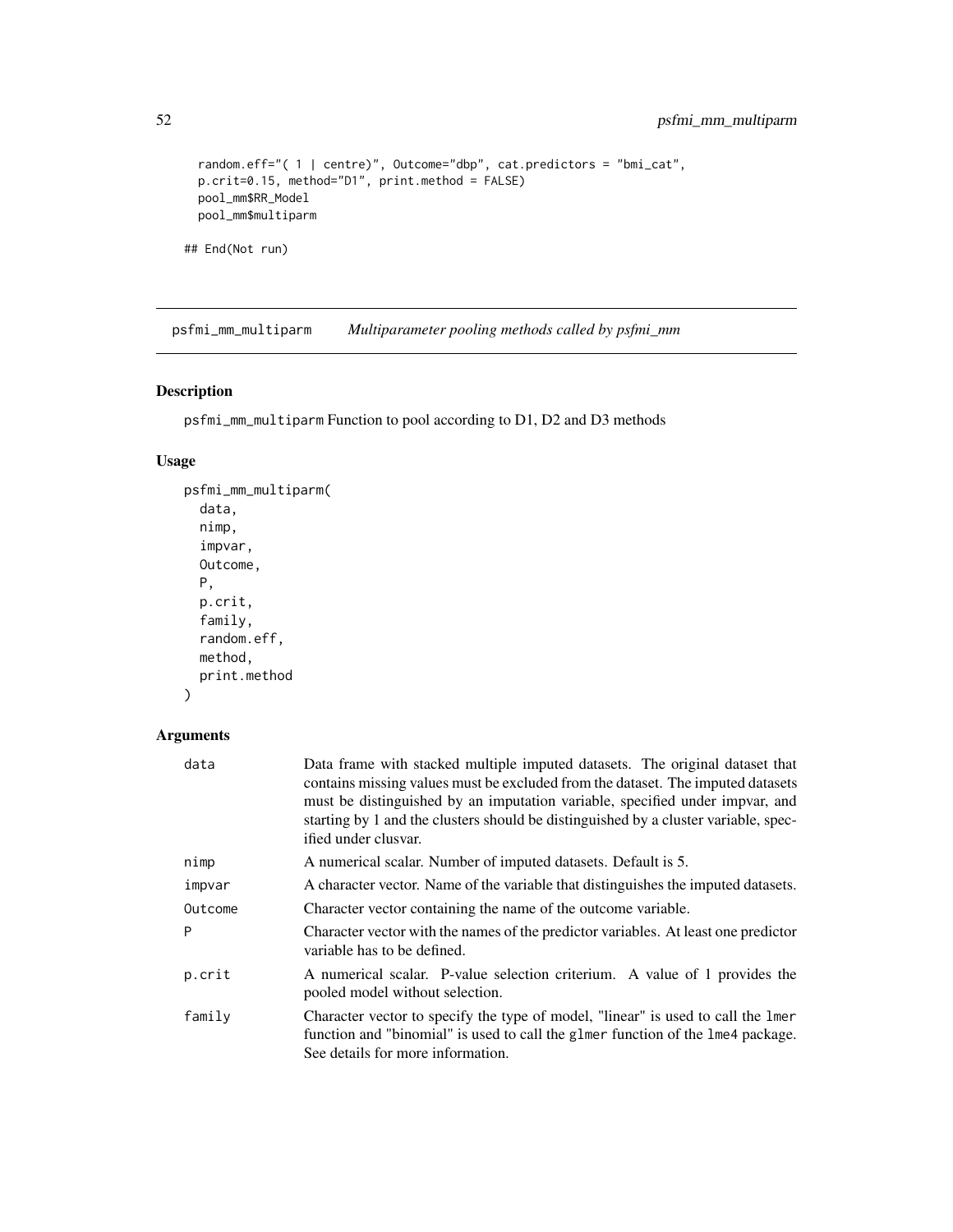```
  random.eff="( 1 | centre)", Outcome="dbp", cat.predictors = "bmi_cat",
  p.crit=0.15, method="D1", print.method = FALSE)
  pool_mm$RR_Model
  pool_mm$multiparm

## End(Not run)
```

---

## psfmi_mm_multiparm *Multiparameter pooling methods called by psfmi_mm*

### Description

psfmi_mm_multiparm Function to pool according to D1, D2 and D3 methods

### Usage

```
psfmi_mm_multiparm(
  data,
  nimp,
  impvar,
  Outcome,
  P,
  p.crit,
  family,
  random.eff,
  method,
  print.method
)
```

### Arguments

| | |
|---|---|
| data | Data frame with stacked multiple imputed datasets. The original dataset that contains missing values must be excluded from the dataset. The imputed datasets must be distinguished by an imputation variable, specified under impvar, and starting by 1 and the clusters should be distinguished by a cluster variable, specified under clusvar. |
| nimp | A numerical scalar. Number of imputed datasets. Default is 5. |
| impvar | A character vector. Name of the variable that distinguishes the imputed datasets. |
| Outcome | Character vector containing the name of the outcome variable. |
| P | Character vector with the names of the predictor variables. At least one predictor variable has to be defined. |
| p.crit | A numerical scalar. P-value selection criterium. A value of 1 provides the pooled model without selection. |
| family | Character vector to specify the type of model, "linear" is used to call the lmer function and "binomial" is used to call the glmer function of the lme4 package. See details for more information. |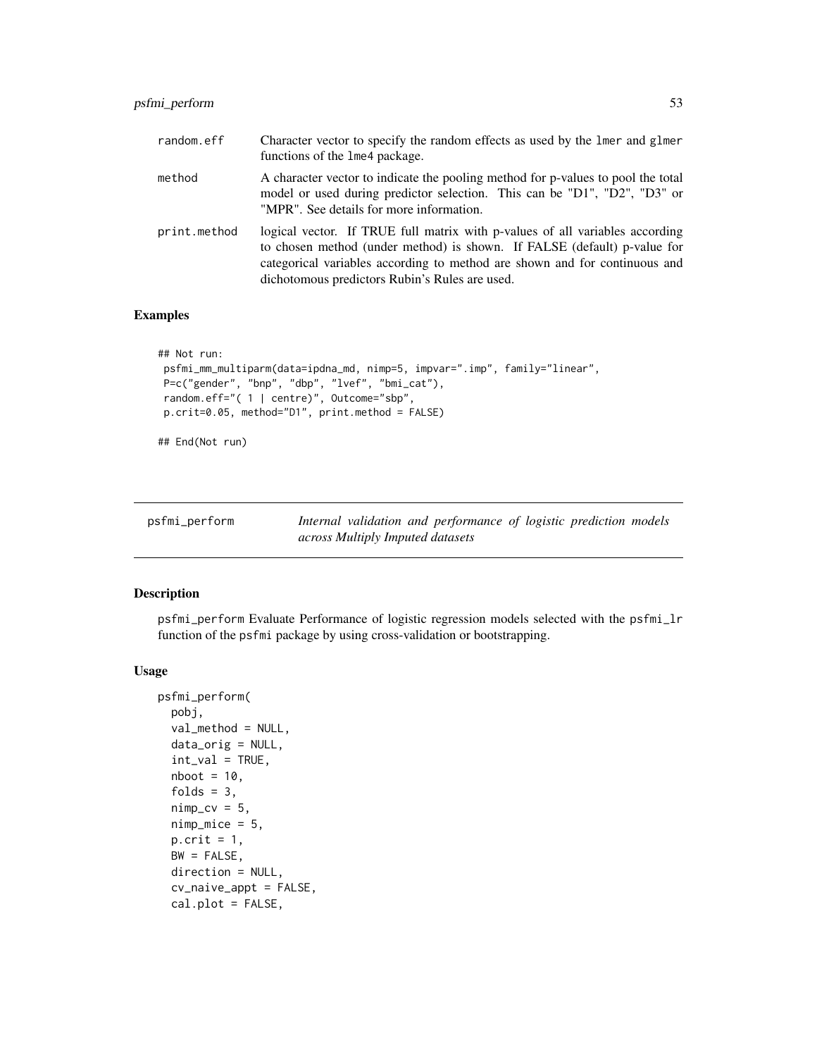| | |
|---|---|
| random.eff | Character vector to specify the random effects as used by the lmer and glmer functions of the lme4 package. |
| method | A character vector to indicate the pooling method for p-values to pool the total model or used during predictor selection. This can be "D1", "D2", "D3" or "MPR". See details for more information. |
| print.method | logical vector. If TRUE full matrix with p-values of all variables according to chosen method (under method) is shown. If FALSE (default) p-value for categorical variables according to method are shown and for continuous and dichotomous predictors Rubin's Rules are used. |

## Examples

```
## Not run:
 psfmi_mm_multiparm(data=ipdna_md, nimp=5, impvar=".imp", family="linear",
 P=c("gender", "bnp", "dbp", "lvef", "bmi_cat"),
 random.eff="( 1 | centre)", Outcome="sbp",
 p.crit=0.05, method="D1", print.method = FALSE)

## End(Not run)
```

---

# psfmi_perform — *Internal validation and performance of logistic prediction models across Multiply Imputed datasets*

## Description

psfmi_perform Evaluate Performance of logistic regression models selected with the psfmi_lr function of the psfmi package by using cross-validation or bootstrapping.

## Usage

```
psfmi_perform(
  pobj,
  val_method = NULL,
  data_orig = NULL,
  int_val = TRUE,
  nboot = 10,
  folds = 3,
  nimp_cv = 5,
  nimp_mice = 5,
  p.crit = 1,
  BW = FALSE,
  direction = NULL,
  cv_naive_appt = FALSE,
  cal.plot = FALSE,
```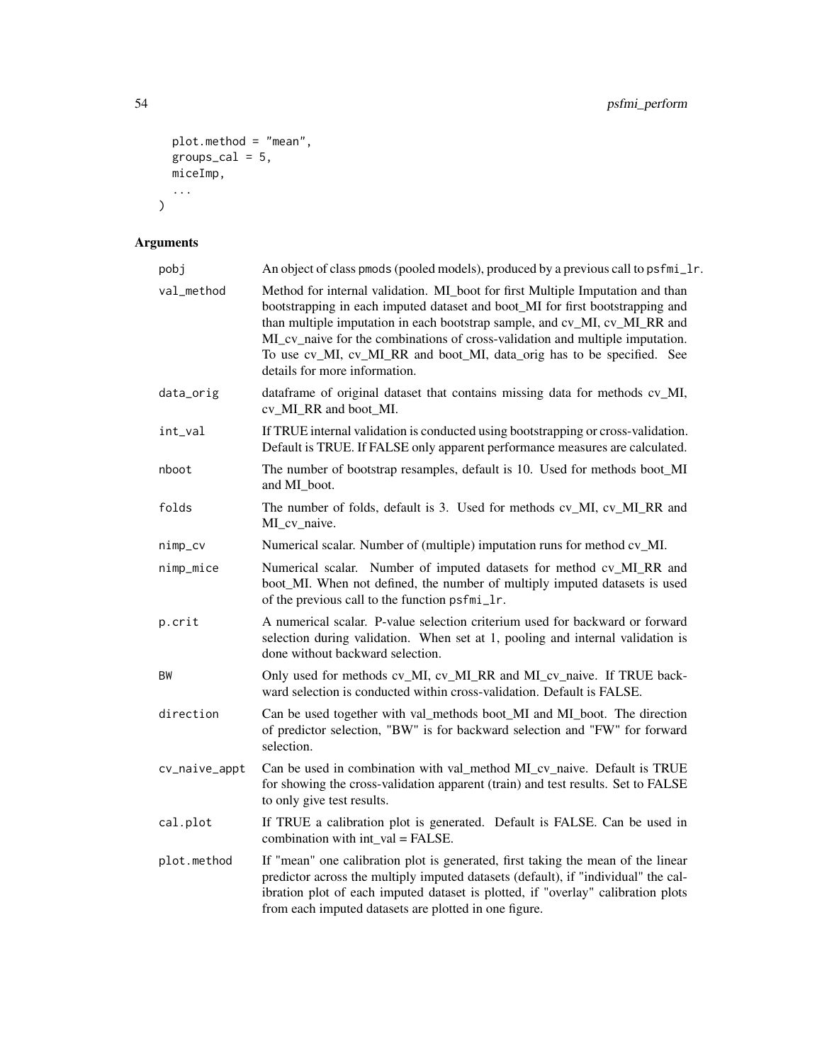```
  plot.method = "mean",
  groups_cal = 5,
  miceImp,
  ...
)
```

## Arguments

| Argument | Description |
|---|---|
| pobj | An object of class pmods (pooled models), produced by a previous call to psfmi_lr. |
| val_method | Method for internal validation. MI_boot for first Multiple Imputation and than bootstrapping in each imputed dataset and boot_MI for first bootstrapping and than multiple imputation in each bootstrap sample, and cv_MI, cv_MI_RR and MI_cv_naive for the combinations of cross-validation and multiple imputation. To use cv_MI, cv_MI_RR and boot_MI, data_orig has to be specified. See details for more information. |
| data_orig | dataframe of original dataset that contains missing data for methods cv_MI, cv_MI_RR and boot_MI. |
| int_val | If TRUE internal validation is conducted using bootstrapping or cross-validation. Default is TRUE. If FALSE only apparent performance measures are calculated. |
| nboot | The number of bootstrap resamples, default is 10. Used for methods boot_MI and MI_boot. |
| folds | The number of folds, default is 3. Used for methods cv_MI, cv_MI_RR and MI_cv_naive. |
| nimp_cv | Numerical scalar. Number of (multiple) imputation runs for method cv_MI. |
| nimp_mice | Numerical scalar. Number of imputed datasets for method cv_MI_RR and boot_MI. When not defined, the number of multiply imputed datasets is used of the previous call to the function psfmi_lr. |
| p.crit | A numerical scalar. P-value selection criterium used for backward or forward selection during validation. When set at 1, pooling and internal validation is done without backward selection. |
| BW | Only used for methods cv_MI, cv_MI_RR and MI_cv_naive. If TRUE backward selection is conducted within cross-validation. Default is FALSE. |
| direction | Can be used together with val_methods boot_MI and MI_boot. The direction of predictor selection, "BW" is for backward selection and "FW" for forward selection. |
| cv_naive_appt | Can be used in combination with val_method MI_cv_naive. Default is TRUE for showing the cross-validation apparent (train) and test results. Set to FALSE to only give test results. |
| cal.plot | If TRUE a calibration plot is generated. Default is FALSE. Can be used in combination with int_val = FALSE. |
| plot.method | If "mean" one calibration plot is generated, first taking the mean of the linear predictor across the multiply imputed datasets (default), if "individual" the calibration plot of each imputed dataset is plotted, if "overlay" calibration plots from each imputed datasets are plotted in one figure. |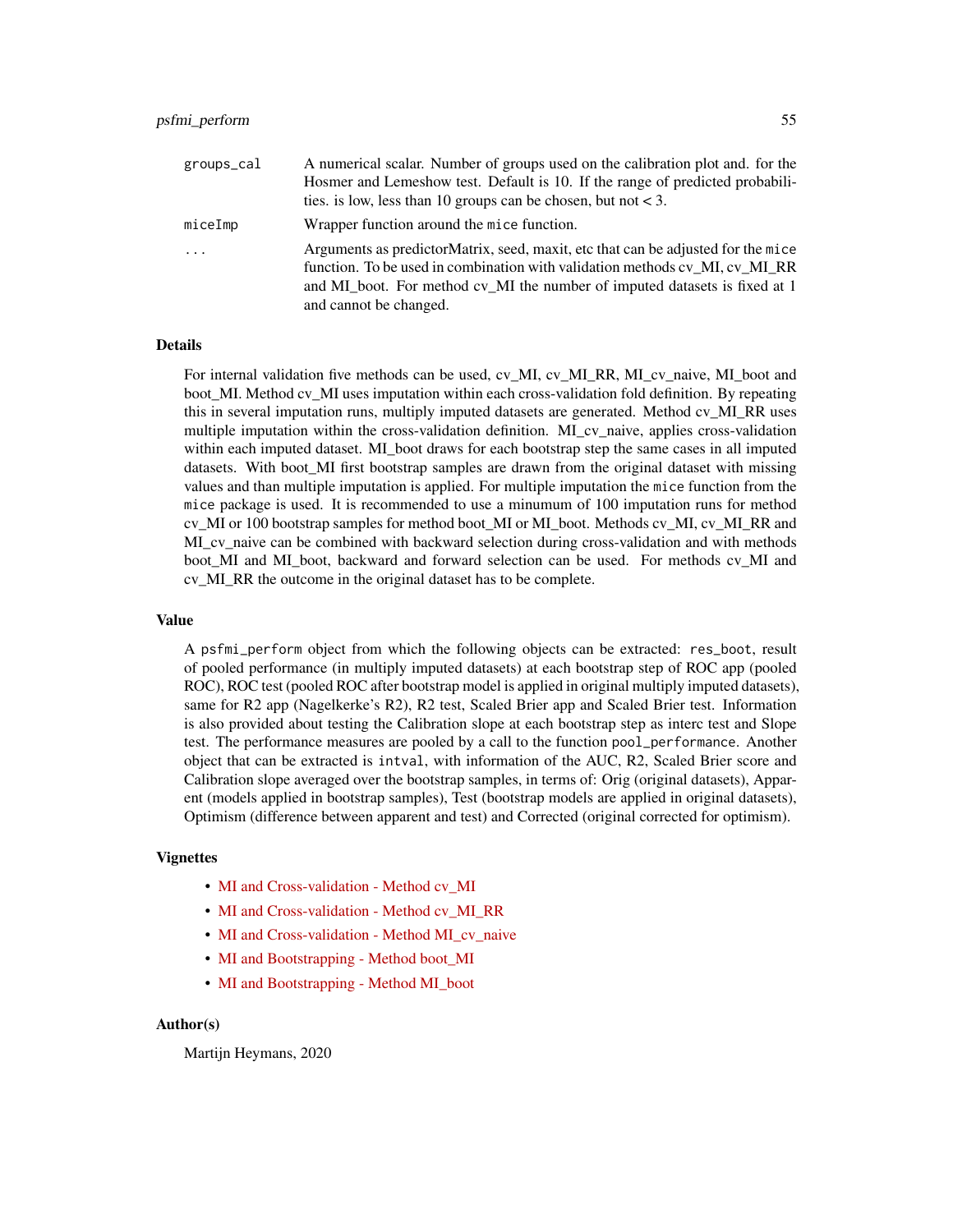| | |
|---|---|
| groups_cal | A numerical scalar. Number of groups used on the calibration plot and. for the Hosmer and Lemeshow test. Default is 10. If the range of predicted probabilities. is low, less than 10 groups can be chosen, but not < 3. |
| miceImp | Wrapper function around the mice function. |
| ... | Arguments as predictorMatrix, seed, maxit, etc that can be adjusted for the mice function. To be used in combination with validation methods cv_MI, cv_MI_RR and MI_boot. For method cv_MI the number of imputed datasets is fixed at 1 and cannot be changed. |

### Details

For internal validation five methods can be used, cv_MI, cv_MI_RR, MI_cv_naive, MI_boot and boot_MI. Method cv_MI uses imputation within each cross-validation fold definition. By repeating this in several imputation runs, multiply imputed datasets are generated. Method cv_MI_RR uses multiple imputation within the cross-validation definition. MI_cv_naive, applies cross-validation within each imputed dataset. MI_boot draws for each bootstrap step the same cases in all imputed datasets. With boot_MI first bootstrap samples are drawn from the original dataset with missing values and than multiple imputation is applied. For multiple imputation the mice function from the mice package is used. It is recommended to use a minumum of 100 imputation runs for method cv_MI or 100 bootstrap samples for method boot_MI or MI_boot. Methods cv_MI, cv_MI_RR and MI_cv_naive can be combined with backward selection during cross-validation and with methods boot_MI and MI_boot, backward and forward selection can be used. For methods cv_MI and cv_MI_RR the outcome in the original dataset has to be complete.

### Value

A psfmi_perform object from which the following objects can be extracted: res_boot, result of pooled performance (in multiply imputed datasets) at each bootstrap step of ROC app (pooled ROC), ROC test (pooled ROC after bootstrap model is applied in original multiply imputed datasets), same for R2 app (Nagelkerke's R2), R2 test, Scaled Brier app and Scaled Brier test. Information is also provided about testing the Calibration slope at each bootstrap step as interc test and Slope test. The performance measures are pooled by a call to the function pool_performance. Another object that can be extracted is intval, with information of the AUC, R2, Scaled Brier score and Calibration slope averaged over the bootstrap samples, in terms of: Orig (original datasets), Apparent (models applied in bootstrap samples), Test (bootstrap models are applied in original datasets), Optimism (difference between apparent and test) and Corrected (original corrected for optimism).

### Vignettes

- MI and Cross-validation - Method cv_MI
- MI and Cross-validation - Method cv_MI_RR
- MI and Cross-validation - Method MI_cv_naive
- MI and Bootstrapping - Method boot_MI
- MI and Bootstrapping - Method MI_boot

### Author(s)

Martijn Heymans, 2020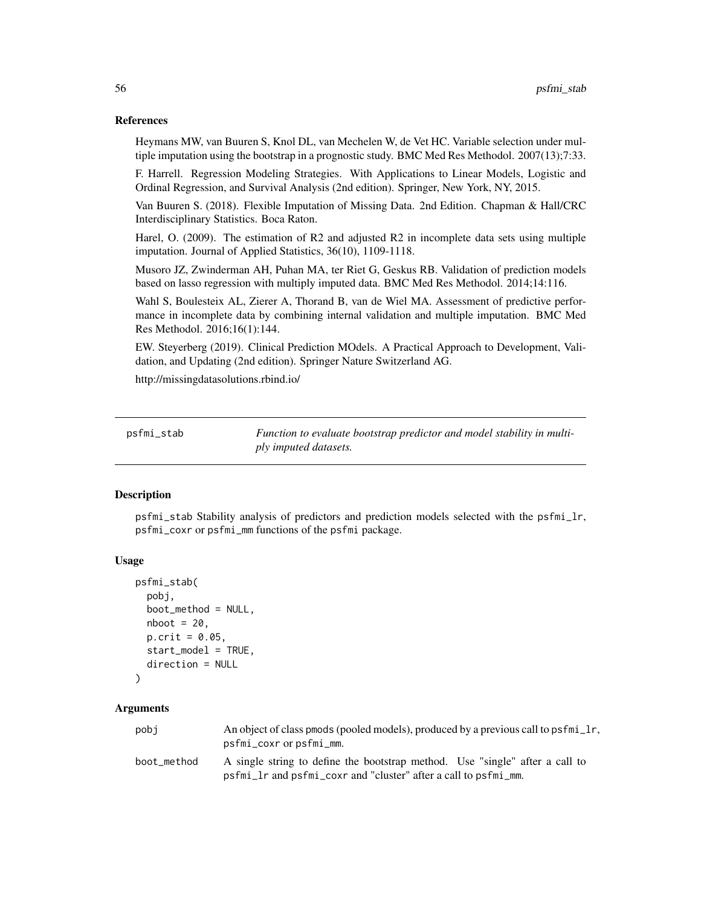### References

Heymans MW, van Buuren S, Knol DL, van Mechelen W, de Vet HC. Variable selection under multiple imputation using the bootstrap in a prognostic study. BMC Med Res Methodol. 2007(13);7:33.

F. Harrell. Regression Modeling Strategies. With Applications to Linear Models, Logistic and Ordinal Regression, and Survival Analysis (2nd edition). Springer, New York, NY, 2015.

Van Buuren S. (2018). Flexible Imputation of Missing Data. 2nd Edition. Chapman & Hall/CRC Interdisciplinary Statistics. Boca Raton.

Harel, O. (2009). The estimation of R2 and adjusted R2 in incomplete data sets using multiple imputation. Journal of Applied Statistics, 36(10), 1109-1118.

Musoro JZ, Zwinderman AH, Puhan MA, ter Riet G, Geskus RB. Validation of prediction models based on lasso regression with multiply imputed data. BMC Med Res Methodol. 2014;14:116.

Wahl S, Boulesteix AL, Zierer A, Thorand B, van de Wiel MA. Assessment of predictive performance in incomplete data by combining internal validation and multiple imputation. BMC Med Res Methodol. 2016;16(1):144.

EW. Steyerberg (2019). Clinical Prediction MOdels. A Practical Approach to Development, Validation, and Updating (2nd edition). Springer Nature Switzerland AG.

http://missingdatasolutions.rbind.io/

---

## psfmi_stab

*Function to evaluate bootstrap predictor and model stability in multiply imputed datasets.*

### Description

psfmi_stab Stability analysis of predictors and prediction models selected with the psfmi_lr, psfmi_coxr or psfmi_mm functions of the psfmi package.

### Usage

```
psfmi_stab(
  pobj,
  boot_method = NULL,
  nboot = 20,
  p.crit = 0.05,
  start_model = TRUE,
  direction = NULL
)
```

### Arguments

| | |
|---|---|
| pobj | An object of class pmods (pooled models), produced by a previous call to psfmi_lr, psfmi_coxr or psfmi_mm. |
| boot_method | A single string to define the bootstrap method. Use "single" after a call to psfmi_lr and psfmi_coxr and "cluster" after a call to psfmi_mm. |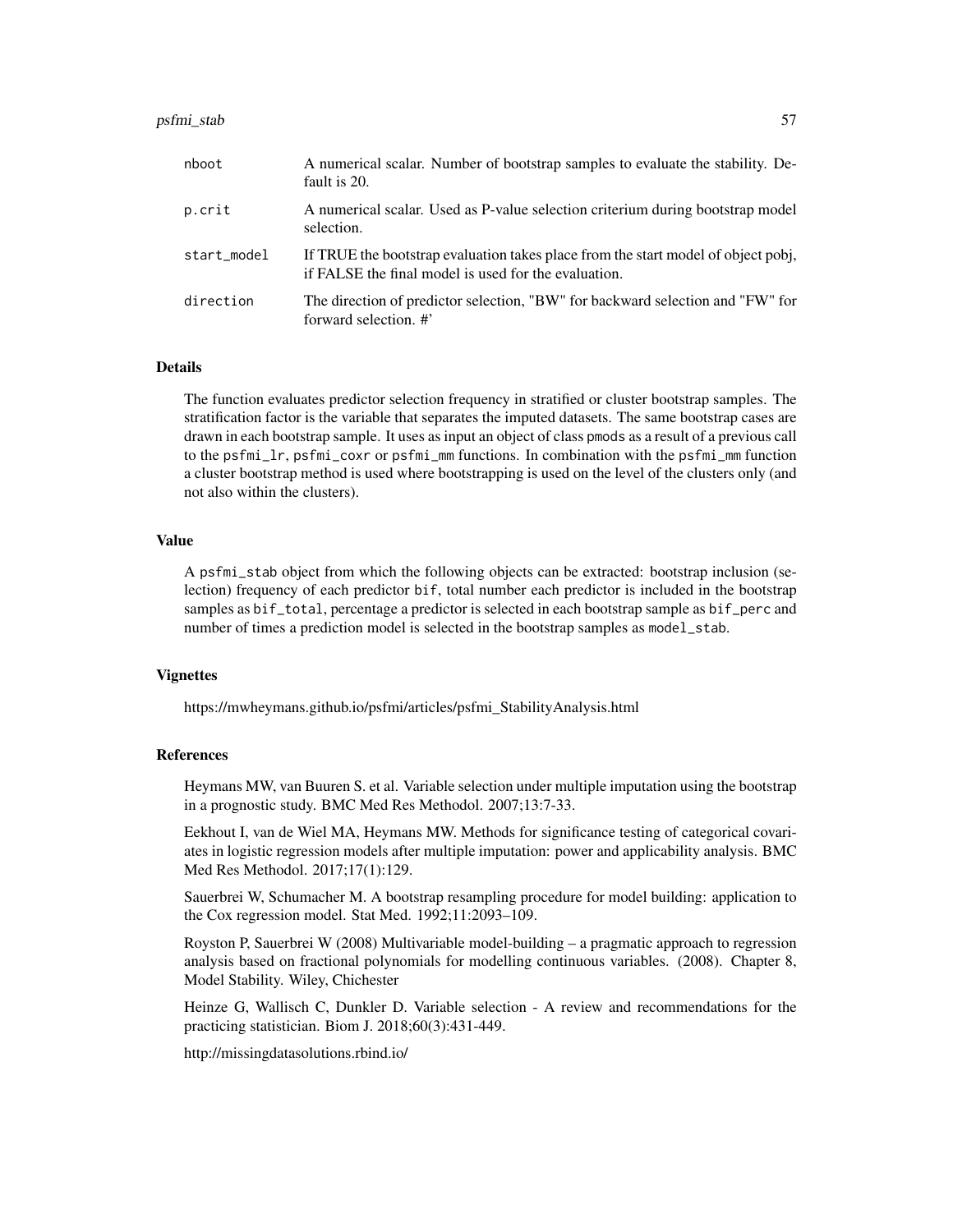| | |
|---|---|
| nboot | A numerical scalar. Number of bootstrap samples to evaluate the stability. Default is 20. |
| p.crit | A numerical scalar. Used as P-value selection criterium during bootstrap model selection. |
| start_model | If TRUE the bootstrap evaluation takes place from the start model of object pobj, if FALSE the final model is used for the evaluation. |
| direction | The direction of predictor selection, "BW" for backward selection and "FW" for forward selection. #' |

### Details

The function evaluates predictor selection frequency in stratified or cluster bootstrap samples. The stratification factor is the variable that separates the imputed datasets. The same bootstrap cases are drawn in each bootstrap sample. It uses as input an object of class pmods as a result of a previous call to the psfmi_lr, psfmi_coxr or psfmi_mm functions. In combination with the psfmi_mm function a cluster bootstrap method is used where bootstrapping is used on the level of the clusters only (and not also within the clusters).

### Value

A psfmi_stab object from which the following objects can be extracted: bootstrap inclusion (selection) frequency of each predictor bif, total number each predictor is included in the bootstrap samples as bif_total, percentage a predictor is selected in each bootstrap sample as bif_perc and number of times a prediction model is selected in the bootstrap samples as model_stab.

### Vignettes

https://mwheymans.github.io/psfmi/articles/psfmi_StabilityAnalysis.html

### References

Heymans MW, van Buuren S. et al. Variable selection under multiple imputation using the bootstrap in a prognostic study. BMC Med Res Methodol. 2007;13:7-33.

Eekhout I, van de Wiel MA, Heymans MW. Methods for significance testing of categorical covariates in logistic regression models after multiple imputation: power and applicability analysis. BMC Med Res Methodol. 2017;17(1):129.

Sauerbrei W, Schumacher M. A bootstrap resampling procedure for model building: application to the Cox regression model. Stat Med. 1992;11:2093–109.

Royston P, Sauerbrei W (2008) Multivariable model-building – a pragmatic approach to regression analysis based on fractional polynomials for modelling continuous variables. (2008). Chapter 8, Model Stability. Wiley, Chichester

Heinze G, Wallisch C, Dunkler D. Variable selection - A review and recommendations for the practicing statistician. Biom J. 2018;60(3):431-449.

http://missingdatasolutions.rbind.io/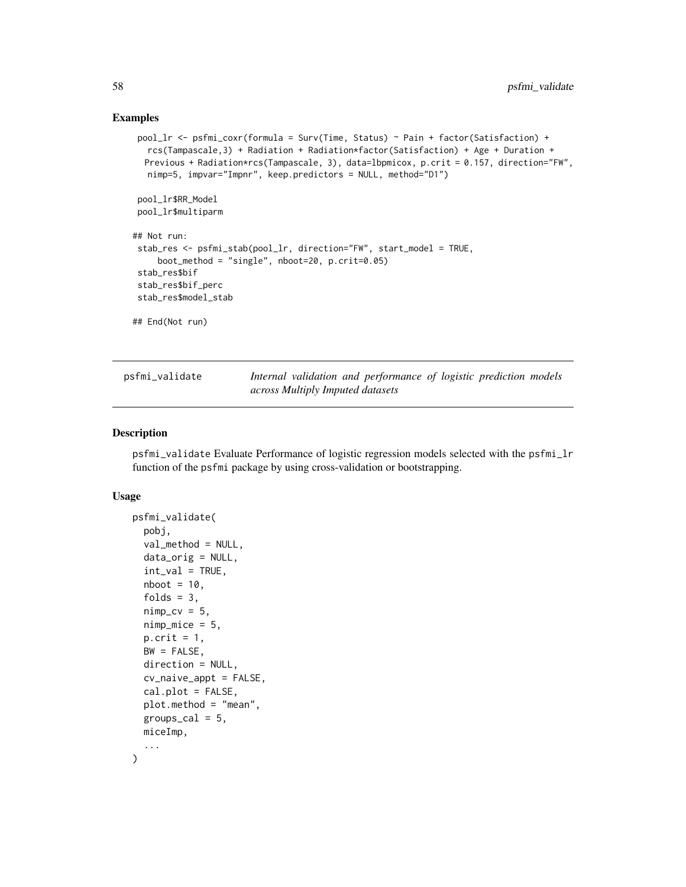## Examples

```
pool_lr <- psfmi_coxr(formula = Surv(Time, Status) ~ Pain + factor(Satisfaction) +
  rcs(Tampascale,3) + Radiation + Radiation*factor(Satisfaction) + Age + Duration +
  Previous + Radiation*rcs(Tampascale, 3), data=lbpmicox, p.crit = 0.157, direction="FW",
  nimp=5, impvar="Impnr", keep.predictors = NULL, method="D1")

pool_lr$RR_Model
pool_lr$multiparm

## Not run:
stab_res <- psfmi_stab(pool_lr, direction="FW", start_model = TRUE,
    boot_method = "single", nboot=20, p.crit=0.05)
stab_res$bif
stab_res$bif_perc
stab_res$model_stab

## End(Not run)
```

---

# psfmi_validate — *Internal validation and performance of logistic prediction models across Multiply Imputed datasets*

---

## Description

psfmi_validate Evaluate Performance of logistic regression models selected with the psfmi_lr function of the psfmi package by using cross-validation or bootstrapping.

## Usage

```
psfmi_validate(
  pobj,
  val_method = NULL,
  data_orig = NULL,
  int_val = TRUE,
  nboot = 10,
  folds = 3,
  nimp_cv = 5,
  nimp_mice = 5,
  p.crit = 1,
  BW = FALSE,
  direction = NULL,
  cv_naive_appt = FALSE,
  cal.plot = FALSE,
  plot.method = "mean",
  groups_cal = 5,
  miceImp,
  ...
)
```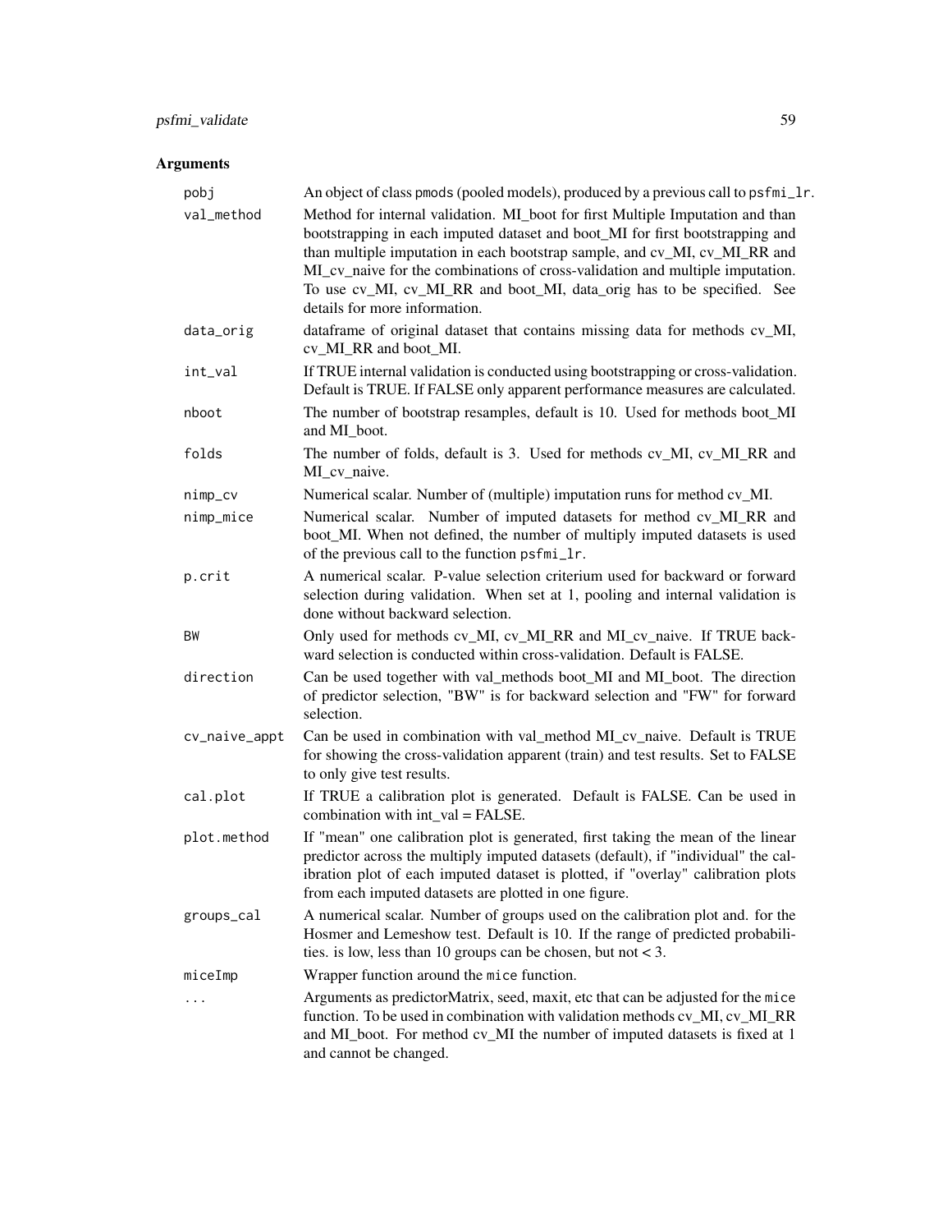## Arguments

| | |
|---|---|
| `pobj` | An object of class `pmods` (pooled models), produced by a previous call to `psfmi_lr`. |
| `val_method` | Method for internal validation. MI_boot for first Multiple Imputation and than bootstrapping in each imputed dataset and boot_MI for first bootstrapping and than multiple imputation in each bootstrap sample, and cv_MI, cv_MI_RR and MI_cv_naive for the combinations of cross-validation and multiple imputation. To use cv_MI, cv_MI_RR and boot_MI, data_orig has to be specified. See details for more information. |
| `data_orig` | dataframe of original dataset that contains missing data for methods cv_MI, cv_MI_RR and boot_MI. |
| `int_val` | If TRUE internal validation is conducted using bootstrapping or cross-validation. Default is TRUE. If FALSE only apparent performance measures are calculated. |
| `nboot` | The number of bootstrap resamples, default is 10. Used for methods boot_MI and MI_boot. |
| `folds` | The number of folds, default is 3. Used for methods cv_MI, cv_MI_RR and MI_cv_naive. |
| `nimp_cv` | Numerical scalar. Number of (multiple) imputation runs for method cv_MI. |
| `nimp_mice` | Numerical scalar. Number of imputed datasets for method cv_MI_RR and boot_MI. When not defined, the number of multiply imputed datasets is used of the previous call to the function `psfmi_lr`. |
| `p.crit` | A numerical scalar. P-value selection criterium used for backward or forward selection during validation. When set at 1, pooling and internal validation is done without backward selection. |
| `BW` | Only used for methods cv_MI, cv_MI_RR and MI_cv_naive. If TRUE backward selection is conducted within cross-validation. Default is FALSE. |
| `direction` | Can be used together with val_methods boot_MI and MI_boot. The direction of predictor selection, "BW" is for backward selection and "FW" for forward selection. |
| `cv_naive_appt` | Can be used in combination with val_method MI_cv_naive. Default is TRUE for showing the cross-validation apparent (train) and test results. Set to FALSE to only give test results. |
| `cal.plot` | If TRUE a calibration plot is generated. Default is FALSE. Can be used in combination with int_val = FALSE. |
| `plot.method` | If "mean" one calibration plot is generated, first taking the mean of the linear predictor across the multiply imputed datasets (default), if "individual" the calibration plot of each imputed dataset is plotted, if "overlay" calibration plots from each imputed datasets are plotted in one figure. |
| `groups_cal` | A numerical scalar. Number of groups used on the calibration plot and. for the Hosmer and Lemeshow test. Default is 10. If the range of predicted probabilities. is low, less than 10 groups can be chosen, but not < 3. |
| `miceImp` | Wrapper function around the `mice` function. |
| `...` | Arguments as predictorMatrix, seed, maxit, etc that can be adjusted for the `mice` function. To be used in combination with validation methods cv_MI, cv_MI_RR and MI_boot. For method cv_MI the number of imputed datasets is fixed at 1 and cannot be changed. |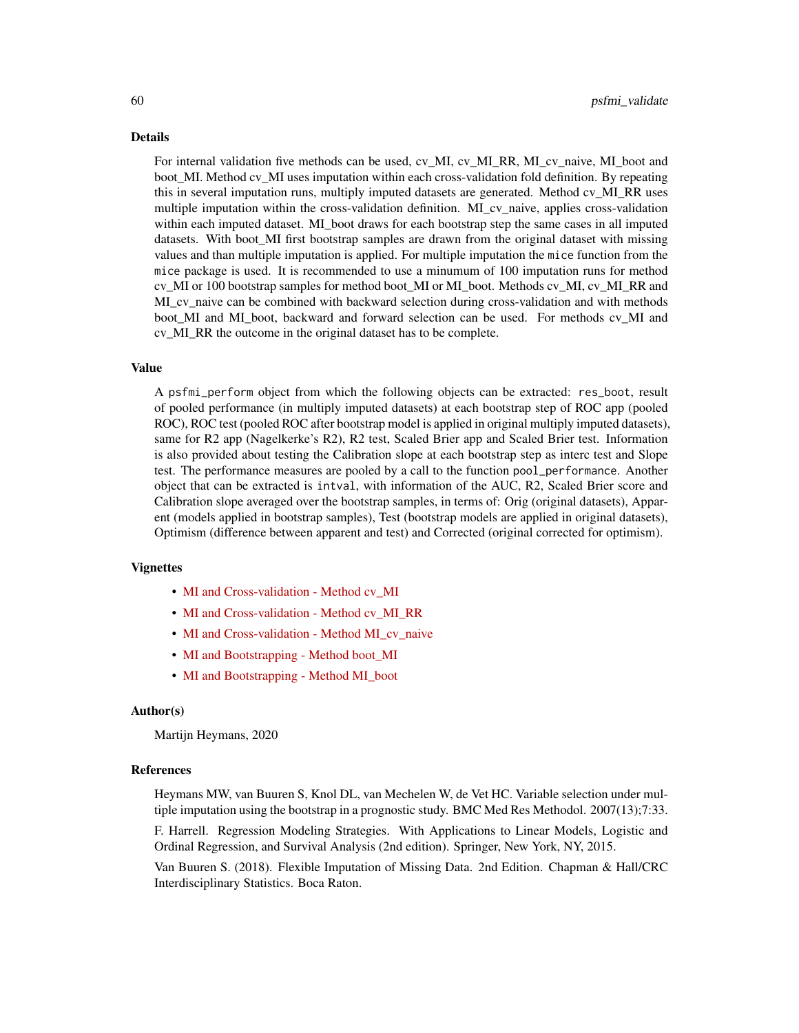## Details

For internal validation five methods can be used, cv_MI, cv_MI_RR, MI_cv_naive, MI_boot and boot_MI. Method cv_MI uses imputation within each cross-validation fold definition. By repeating this in several imputation runs, multiply imputed datasets are generated. Method cv_MI_RR uses multiple imputation within the cross-validation definition. MI_cv_naive, applies cross-validation within each imputed dataset. MI_boot draws for each bootstrap step the same cases in all imputed datasets. With boot_MI first bootstrap samples are drawn from the original dataset with missing values and than multiple imputation is applied. For multiple imputation the `mice` function from the `mice` package is used. It is recommended to use a minumum of 100 imputation runs for method cv_MI or 100 bootstrap samples for method boot_MI or MI_boot. Methods cv_MI, cv_MI_RR and MI_cv_naive can be combined with backward selection during cross-validation and with methods boot_MI and MI_boot, backward and forward selection can be used. For methods cv_MI and cv_MI_RR the outcome in the original dataset has to be complete.

## Value

A `psfmi_perform` object from which the following objects can be extracted: `res_boot`, result of pooled performance (in multiply imputed datasets) at each bootstrap step of ROC app (pooled ROC), ROC test (pooled ROC after bootstrap model is applied in original multiply imputed datasets), same for R2 app (Nagelkerke's R2), R2 test, Scaled Brier app and Scaled Brier test. Information is also provided about testing the Calibration slope at each bootstrap step as interc test and Slope test. The performance measures are pooled by a call to the function `pool_performance`. Another object that can be extracted is `intval`, with information of the AUC, R2, Scaled Brier score and Calibration slope averaged over the bootstrap samples, in terms of: Orig (original datasets), Apparent (models applied in bootstrap samples), Test (bootstrap models are applied in original datasets), Optimism (difference between apparent and test) and Corrected (original corrected for optimism).

## Vignettes

- MI and Cross-validation - Method cv_MI
- MI and Cross-validation - Method cv_MI_RR
- MI and Cross-validation - Method MI_cv_naive
- MI and Bootstrapping - Method boot_MI
- MI and Bootstrapping - Method MI_boot

## Author(s)

Martijn Heymans, 2020

## References

Heymans MW, van Buuren S, Knol DL, van Mechelen W, de Vet HC. Variable selection under multiple imputation using the bootstrap in a prognostic study. BMC Med Res Methodol. 2007(13);7:33.

F. Harrell. Regression Modeling Strategies. With Applications to Linear Models, Logistic and Ordinal Regression, and Survival Analysis (2nd edition). Springer, New York, NY, 2015.

Van Buuren S. (2018). Flexible Imputation of Missing Data. 2nd Edition. Chapman & Hall/CRC Interdisciplinary Statistics. Boca Raton.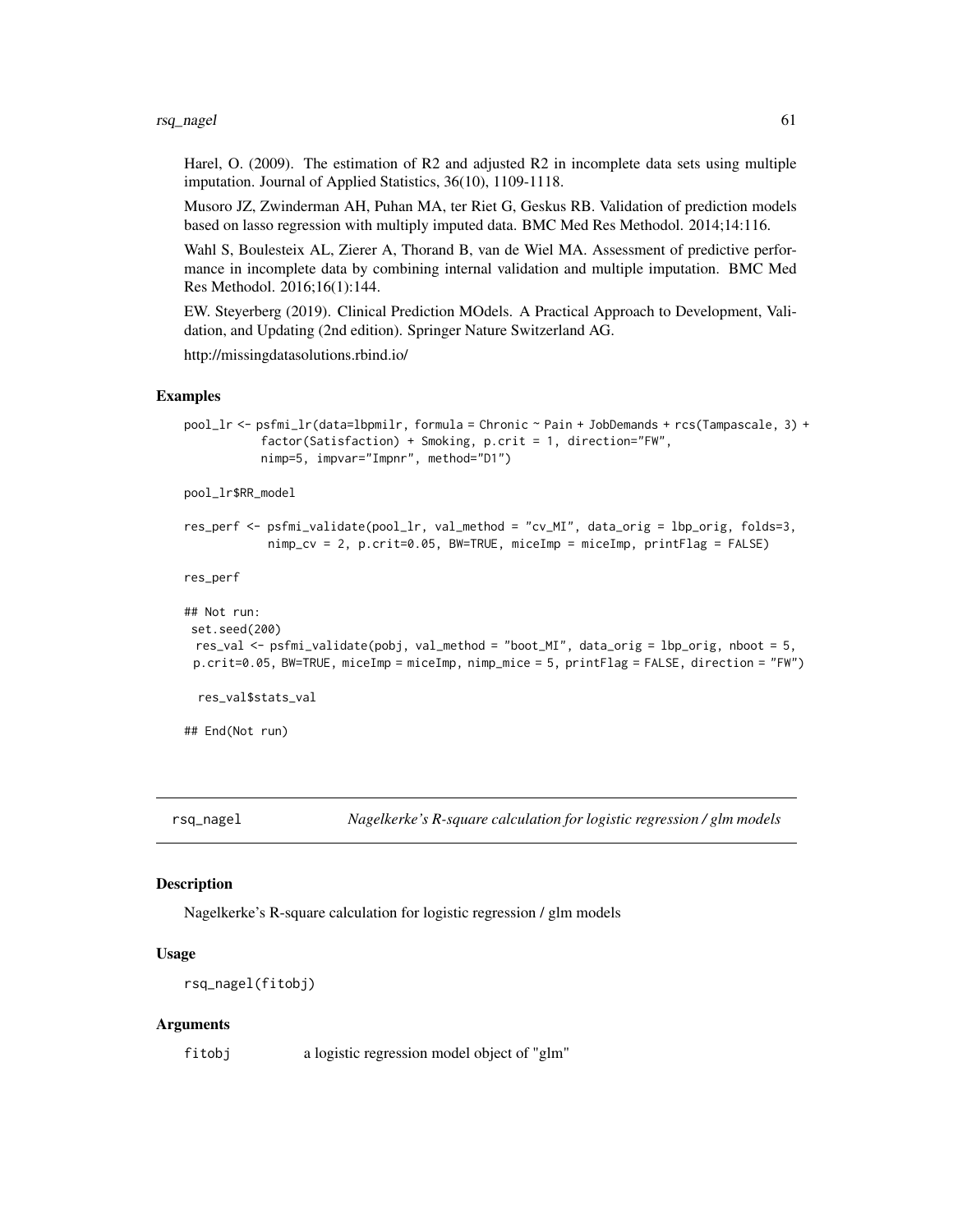Harel, O. (2009). The estimation of R2 and adjusted R2 in incomplete data sets using multiple imputation. Journal of Applied Statistics, 36(10), 1109-1118.

Musoro JZ, Zwinderman AH, Puhan MA, ter Riet G, Geskus RB. Validation of prediction models based on lasso regression with multiply imputed data. BMC Med Res Methodol. 2014;14:116.

Wahl S, Boulesteix AL, Zierer A, Thorand B, van de Wiel MA. Assessment of predictive performance in incomplete data by combining internal validation and multiple imputation. BMC Med Res Methodol. 2016;16(1):144.

EW. Steyerberg (2019). Clinical Prediction MOdels. A Practical Approach to Development, Validation, and Updating (2nd edition). Springer Nature Switzerland AG.

http://missingdatasolutions.rbind.io/

### Examples

```
pool_lr <- psfmi_lr(data=lbpmilr, formula = Chronic ~ Pain + JobDemands + rcs(Tampascale, 3) +
           factor(Satisfaction) + Smoking, p.crit = 1, direction="FW",
           nimp=5, impvar="Impnr", method="D1")

pool_lr$RR_model

res_perf <- psfmi_validate(pool_lr, val_method = "cv_MI", data_orig = lbp_orig, folds=3,
            nimp_cv = 2, p.crit=0.05, BW=TRUE, miceImp = miceImp, printFlag = FALSE)

res_perf

## Not run:
 set.seed(200)
  res_val <- psfmi_validate(pobj, val_method = "boot_MI", data_orig = lbp_orig, nboot = 5,
 p.crit=0.05, BW=TRUE, miceImp = miceImp, nimp_mice = 5, printFlag = FALSE, direction = "FW")

  res_val$stats_val

## End(Not run)
```

## rsq_nagel    *Nagelkerke's R-square calculation for logistic regression / glm models*

### Description

Nagelkerke's R-square calculation for logistic regression / glm models

### Usage

```
rsq_nagel(fitobj)
```

### Arguments

| | |
|---|---|
| fitobj | a logistic regression model object of "glm" |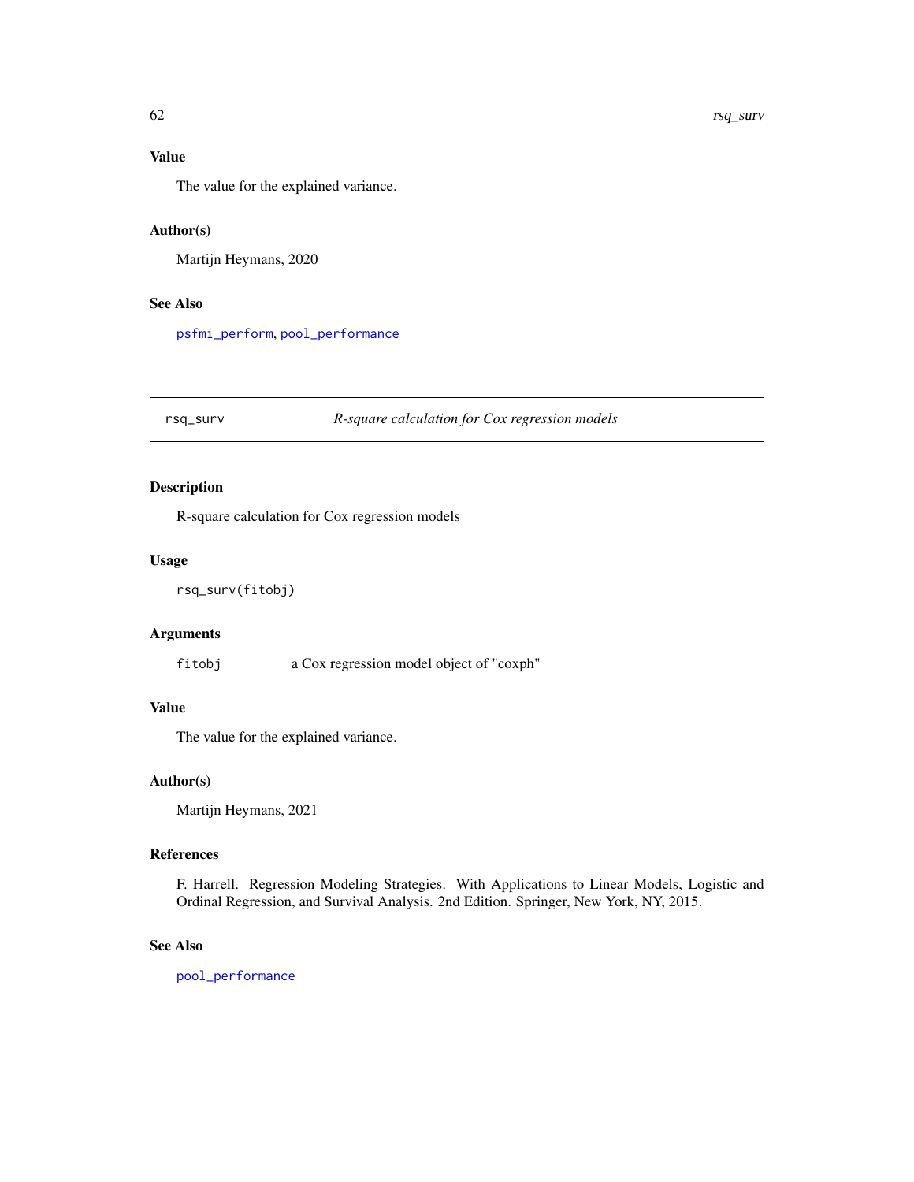### Value

The value for the explained variance.

### Author(s)

Martijn Heymans, 2020

### See Also

psfmi_perform, pool_performance

---

## rsq_surv — *R-square calculation for Cox regression models*

---

### Description

R-square calculation for Cox regression models

### Usage

```
rsq_surv(fitobj)
```

### Arguments

| | |
|---|---|
| fitobj | a Cox regression model object of "coxph" |

### Value

The value for the explained variance.

### Author(s)

Martijn Heymans, 2021

### References

F. Harrell. Regression Modeling Strategies. With Applications to Linear Models, Logistic and Ordinal Regression, and Survival Analysis. 2nd Edition. Springer, New York, NY, 2015.

### See Also

pool_performance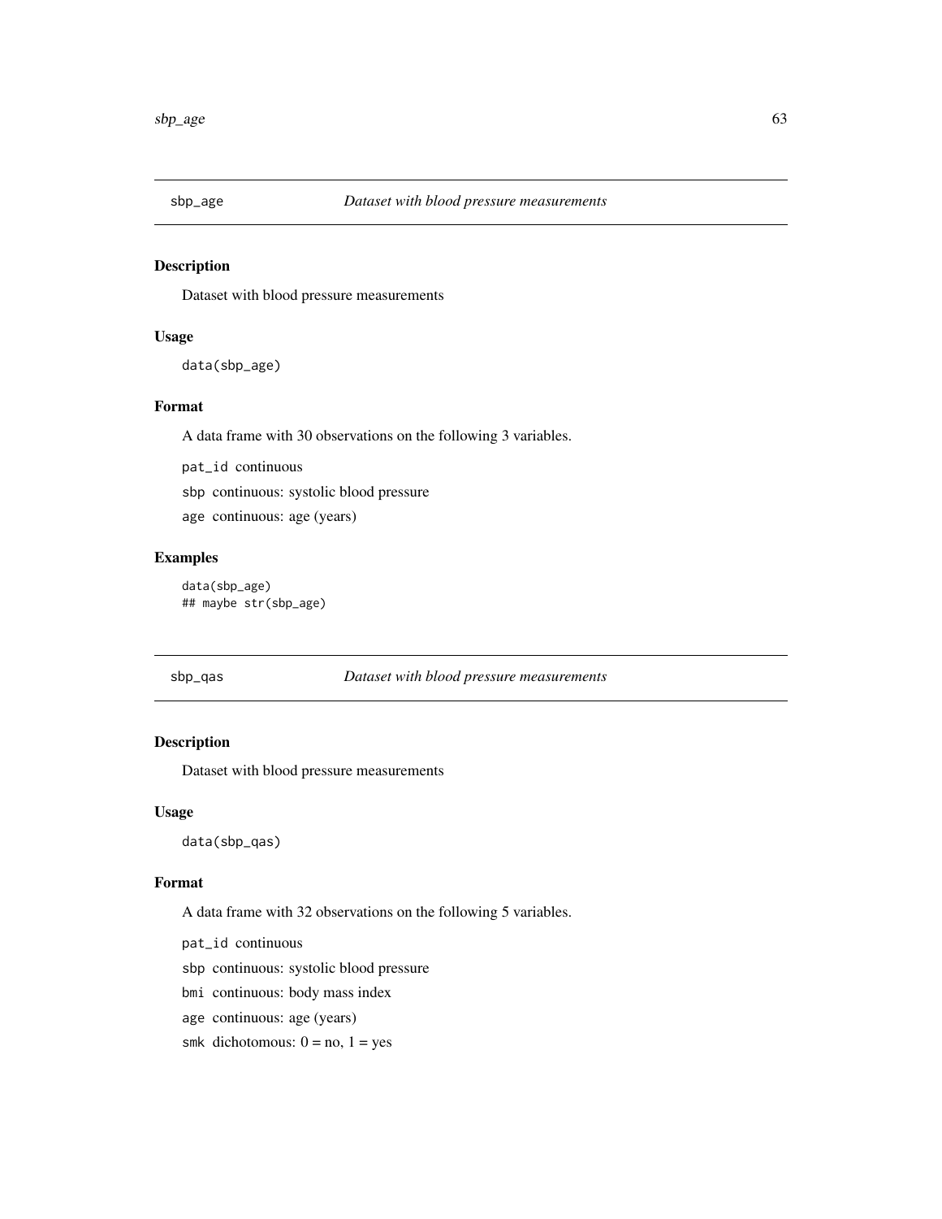## sbp_age *Dataset with blood pressure measurements*

### Description

Dataset with blood pressure measurements

### Usage

```
data(sbp_age)
```

### Format

A data frame with 30 observations on the following 3 variables.

`pat_id` continuous

`sbp` continuous: systolic blood pressure

`age` continuous: age (years)

### Examples

```
data(sbp_age)
## maybe str(sbp_age)
```

## sbp_qas *Dataset with blood pressure measurements*

### Description

Dataset with blood pressure measurements

### Usage

```
data(sbp_qas)
```

### Format

A data frame with 32 observations on the following 5 variables.

`pat_id` continuous

`sbp` continuous: systolic blood pressure

`bmi` continuous: body mass index

`age` continuous: age (years)

`smk` dichotomous: 0 = no, 1 = yes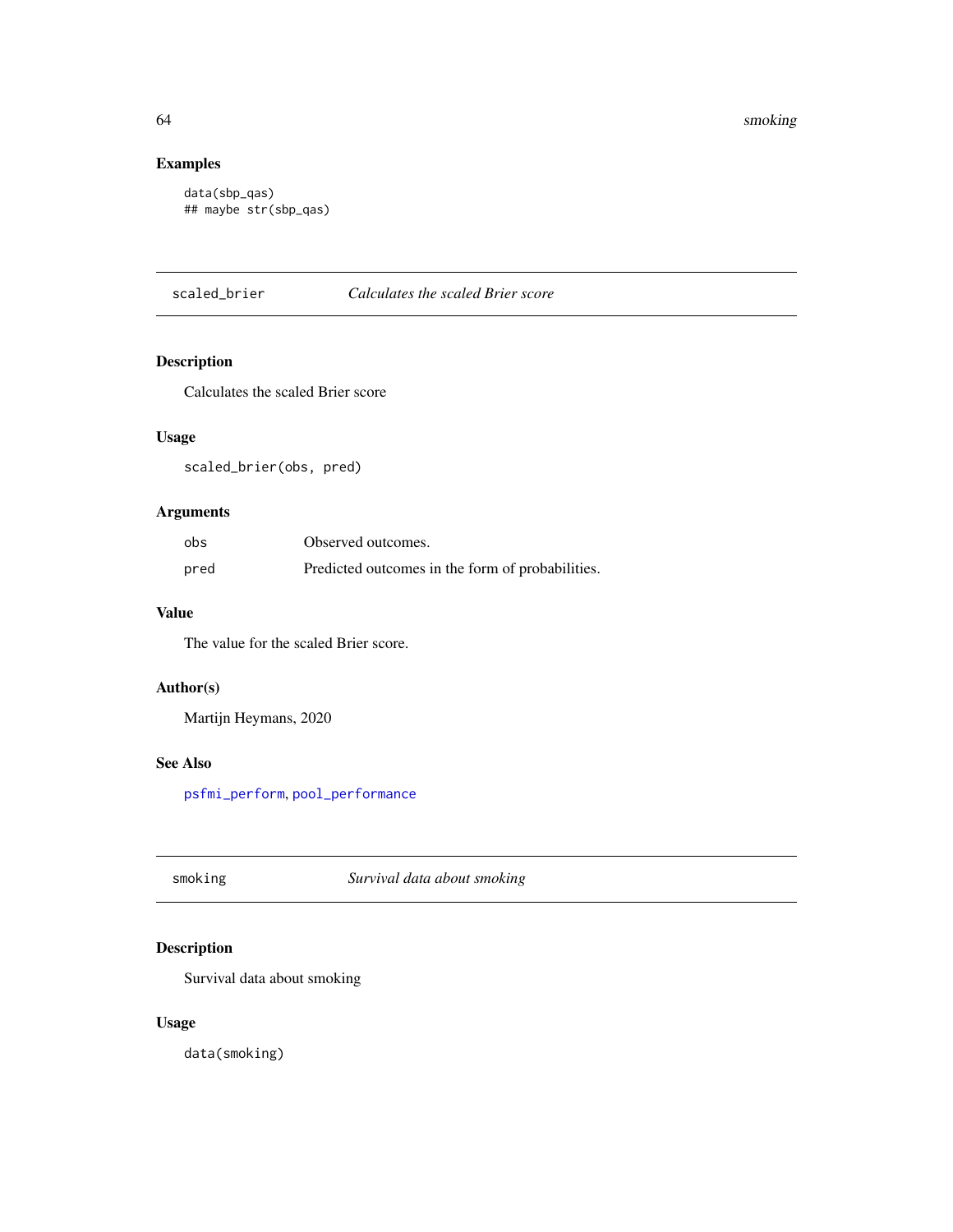### Examples

```
data(sbp_qas)
## maybe str(sbp_qas)
```

---

## scaled_brier — *Calculates the scaled Brier score*

### Description

Calculates the scaled Brier score

### Usage

```
scaled_brier(obs, pred)
```

### Arguments

| | |
|---|---|
| obs | Observed outcomes. |
| pred | Predicted outcomes in the form of probabilities. |

### Value

The value for the scaled Brier score.

### Author(s)

Martijn Heymans, 2020

### See Also

psfmi_perform, pool_performance

---

## smoking — *Survival data about smoking*

### Description

Survival data about smoking

### Usage

```
data(smoking)
```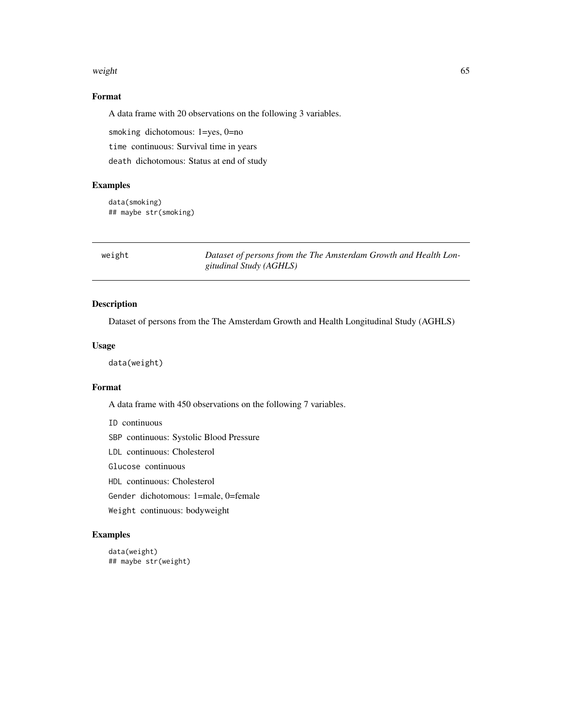## Format

A data frame with 20 observations on the following 3 variables.

`smoking` dichotomous: 1=yes, 0=no

`time` continuous: Survival time in years

`death` dichotomous: Status at end of study

## Examples

```
data(smoking)
## maybe str(smoking)
```

---

# weight — *Dataset of persons from the The Amsterdam Growth and Health Longitudinal Study (AGHLS)*

---

## Description

Dataset of persons from the The Amsterdam Growth and Health Longitudinal Study (AGHLS)

## Usage

```
data(weight)
```

## Format

A data frame with 450 observations on the following 7 variables.

`ID` continuous

`SBP` continuous: Systolic Blood Pressure

`LDL` continuous: Cholesterol

`Glucose` continuous

`HDL` continuous: Cholesterol

`Gender` dichotomous: 1=male, 0=female

`Weight` continuous: bodyweight

## Examples

```
data(weight)
## maybe str(weight)
```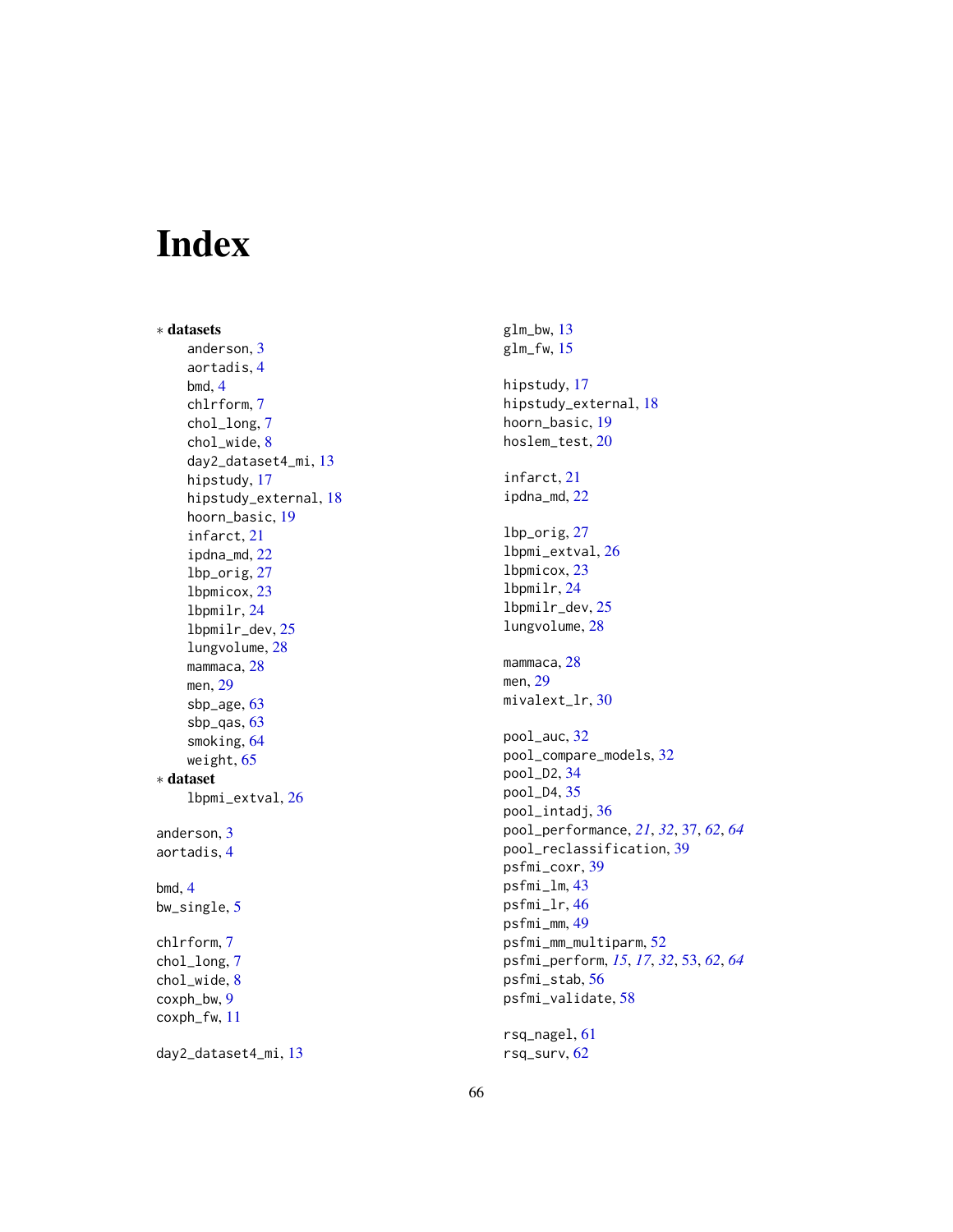# Index

∗ **datasets**
- anderson, 3
- aortadis, 4
- bmd, 4
- chlrform, 7
- chol_long, 7
- chol_wide, 8
- day2_dataset4_mi, 13
- hipstudy, 17
- hipstudy_external, 18
- hoorn_basic, 19
- infarct, 21
- ipdna_md, 22
- lbp_orig, 27
- lbpmicox, 23
- lbpmilr, 24
- lbpmilr_dev, 25
- lungvolume, 28
- mammaca, 28
- men, 29
- sbp_age, 63
- sbp_qas, 63
- smoking, 64
- weight, 65

∗ **dataset**
- lbpmi_extval, 26

anderson, 3
aortadis, 4

bmd, 4
bw_single, 5

chlrform, 7
chol_long, 7
chol_wide, 8
coxph_bw, 9
coxph_fw, 11

day2_dataset4_mi, 13

glm_bw, 13
glm_fw, 15

hipstudy, 17
hipstudy_external, 18
hoorn_basic, 19
hoslem_test, 20

infarct, 21
ipdna_md, 22

lbp_orig, 27
lbpmi_extval, 26
lbpmicox, 23
lbpmilr, 24
lbpmilr_dev, 25
lungvolume, 28

mammaca, 28
men, 29
mivalext_lr, 30

pool_auc, 32
pool_compare_models, 32
pool_D2, 34
pool_D4, 35
pool_intadj, 36
pool_performance, *21*, *32*, 37, *62*, *64*
pool_reclassification, 39
psfmi_coxr, 39
psfmi_lm, 43
psfmi_lr, 46
psfmi_mm, 49
psfmi_mm_multiparm, 52
psfmi_perform, *15*, *17*, *32*, 53, *62*, *64*
psfmi_stab, 56
psfmi_validate, 58

rsq_nagel, 61
rsq_surv, 62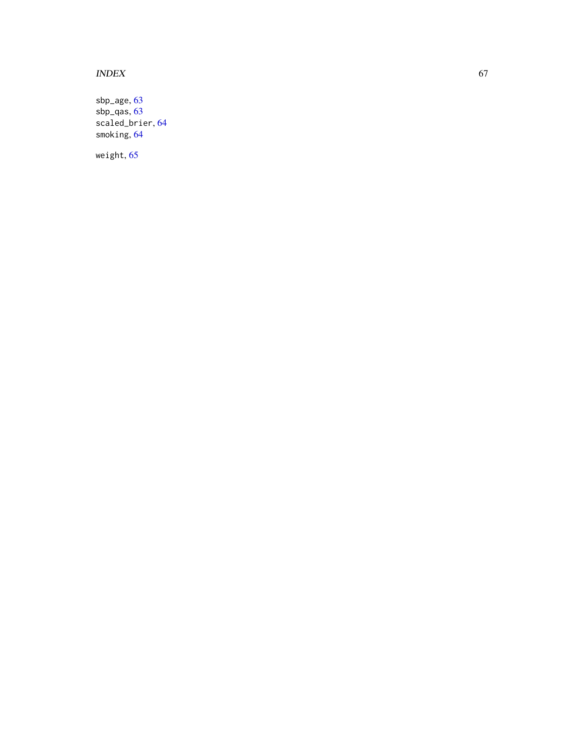sbp_age, 63
sbp_qas, 63
scaled_brier, 64
smoking, 64

weight, 65